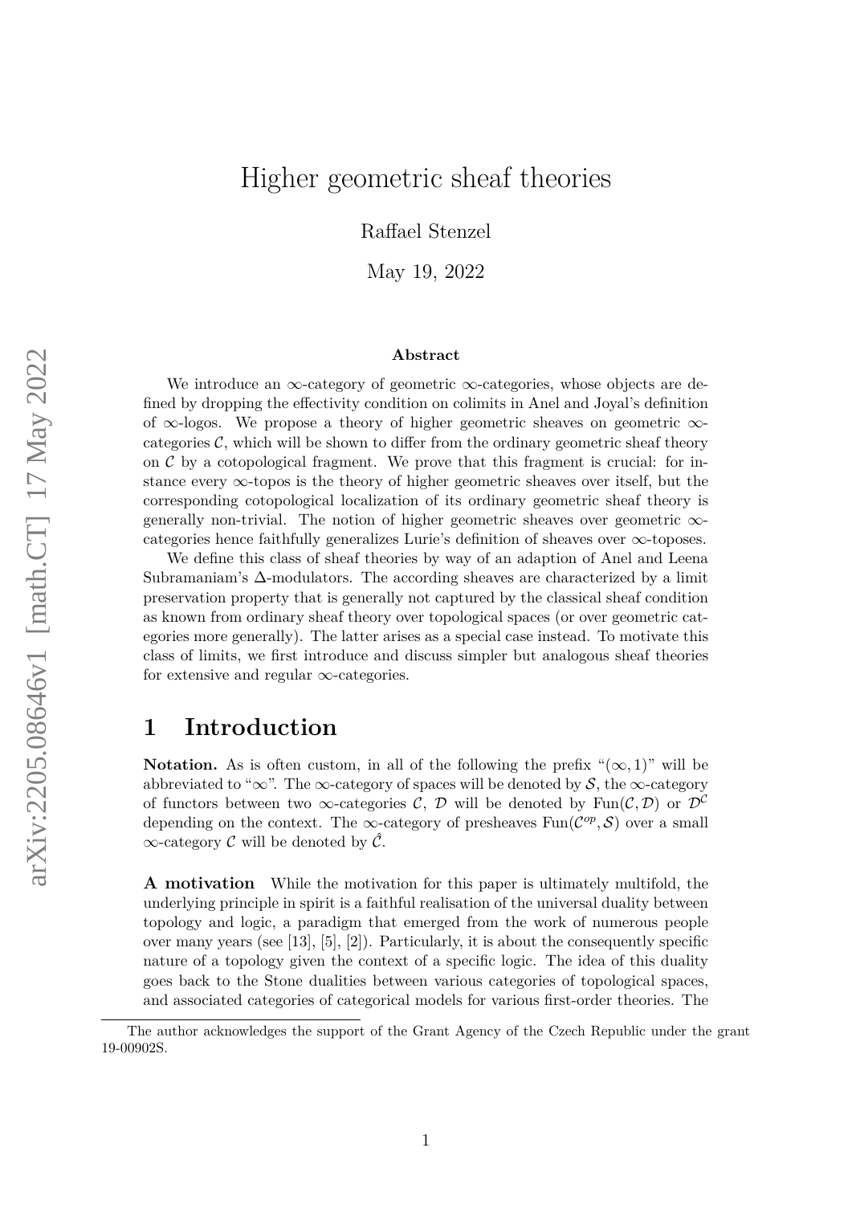# Higher geometric sheaf theories

Raffael Stenzel

May 19, 2022

**Abstract**

We introduce an $\infty$-category of geometric $\infty$-categories, whose objects are defined by dropping the effectivity condition on colimits in Anel and Joyal's definition of $\infty$-logos. We propose a theory of higher geometric sheaves on geometric $\infty$-categories $\mathcal{C}$, which will be shown to differ from the ordinary geometric sheaf theory on $\mathcal{C}$ by a cotopological fragment. We prove that this fragment is crucial: for instance every $\infty$-topos is the theory of higher geometric sheaves over itself, but the corresponding cotopological localization of its ordinary geometric sheaf theory is generally non-trivial. The notion of higher geometric sheaves over geometric $\infty$-categories hence faithfully generalizes Lurie's definition of sheaves over $\infty$-toposes.

We define this class of sheaf theories by way of an adaption of Anel and Leena Subramaniam's $\Delta$-modulators. The according sheaves are characterized by a limit preservation property that is generally not captured by the classical sheaf condition as known from ordinary sheaf theory over topological spaces (or over geometric categories more generally). The latter arises as a special case instead. To motivate this class of limits, we first introduce and discuss simpler but analogous sheaf theories for extensive and regular $\infty$-categories.

## 1 Introduction

**Notation.** As is often custom, in all of the following the prefix "$(\infty, 1)$" will be abbreviated to "$\infty$". The $\infty$-category of spaces will be denoted by $\mathcal{S}$, the $\infty$-category of functors between two $\infty$-categories $\mathcal{C}$, $\mathcal{D}$ will be denoted by $\mathrm{Fun}(\mathcal{C}, \mathcal{D})$ or $\mathcal{D}^{\mathcal{C}}$ depending on the context. The $\infty$-category of presheaves $\mathrm{Fun}(\mathcal{C}^{op}, \mathcal{S})$ over a small $\infty$-category $\mathcal{C}$ will be denoted by $\hat{\mathcal{C}}$.

**A motivation** While the motivation for this paper is ultimately multifold, the underlying principle in spirit is a faithful realisation of the universal duality between topology and logic, a paradigm that emerged from the work of numerous people over many years (see [13], [5], [2]). Particularly, it is about the consequently specific nature of a topology given the context of a specific logic. The idea of this duality goes back to the Stone dualities between various categories of topological spaces, and associated categories of categorical models for various first-order theories. The

The author acknowledges the support of the Grant Agency of the Czech Republic under the grant 19-00902S.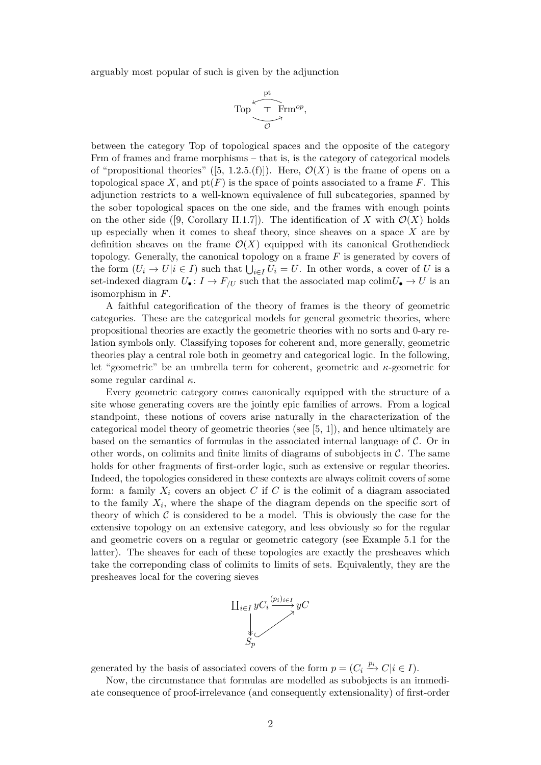arguably most popular of such is given by the adjunction

$$\mathrm{Top} \underset{\mathcal{O}}{\overset{\mathrm{pt}}{\rightleftarrows}} \mathrm{Frm}^{op}, \quad (\mathcal{O} \dashv \mathrm{pt})$$

between the category Top of topological spaces and the opposite of the category Frm of frames and frame morphisms – that is, is the category of categorical models of "propositional theories" ([5, 1.2.5.(f)]). Here, $\mathcal{O}(X)$ is the frame of opens on a topological space $X$, and $\mathrm{pt}(F)$ is the space of points associated to a frame $F$. This adjunction restricts to a well-known equivalence of full subcategories, spanned by the sober topological spaces on the one side, and the frames with enough points on the other side ([9, Corollary II.1.7]). The identification of $X$ with $\mathcal{O}(X)$ holds up especially when it comes to sheaf theory, since sheaves on a space $X$ are by definition sheaves on the frame $\mathcal{O}(X)$ equipped with its canonical Grothendieck topology. Generally, the canonical topology on a frame $F$ is generated by covers of the form $(U_i \to U | i \in I)$ such that $\bigcup_{i\in I} U_i = U$. In other words, a cover of $U$ is a set-indexed diagram $U_\bullet \colon I \to F_{/U}$ such that the associated map $\mathrm{colim} U_\bullet \to U$ is an isomorphism in $F$.

A faithful categorification of the theory of frames is the theory of geometric categories. These are the categorical models for general geometric theories, where propositional theories are exactly the geometric theories with no sorts and 0-ary relation symbols only. Classifying toposes for coherent and, more generally, geometric theories play a central role both in geometry and categorical logic. In the following, let "geometric" be an umbrella term for coherent, geometric and $\kappa$-geometric for some regular cardinal $\kappa$.

Every geometric category comes canonically equipped with the structure of a site whose generating covers are the jointly epic families of arrows. From a logical standpoint, these notions of covers arise naturally in the characterization of the categorical model theory of geometric theories (see [5, 1]), and hence ultimately are based on the semantics of formulas in the associated internal language of $\mathcal{C}$. Or in other words, on colimits and finite limits of diagrams of subobjects in $\mathcal{C}$. The same holds for other fragments of first-order logic, such as extensive or regular theories. Indeed, the topologies considered in these contexts are always colimit covers of some form: a family $X_i$ covers an object $C$ if $C$ is the colimit of a diagram associated to the family $X_i$, where the shape of the diagram depends on the specific sort of theory of which $\mathcal{C}$ is considered to be a model. This is obviously the case for the extensive topology on an extensive category, and less obviously so for the regular and geometric covers on a regular or geometric category (see Example 5.1 for the latter). The sheaves for each of these topologies are exactly the presheaves which take the correponding class of colimits to limits of sets. Equivalently, they are the presheaves local for the covering sieves

$$\begin{array}{ccc} \coprod_{i\in I} yC_i & \xrightarrow{(p_i)_{i\in I}} & yC \\ \downarrow & \nearrow & \\ S_p & & \end{array}$$

generated by the basis of associated covers of the form $p = (C_i \xrightarrow{p_i} C | i \in I)$.

Now, the circumstance that formulas are modelled as subobjects is an immediate consequence of proof-irrelevance (and consequently extensionality) of first-order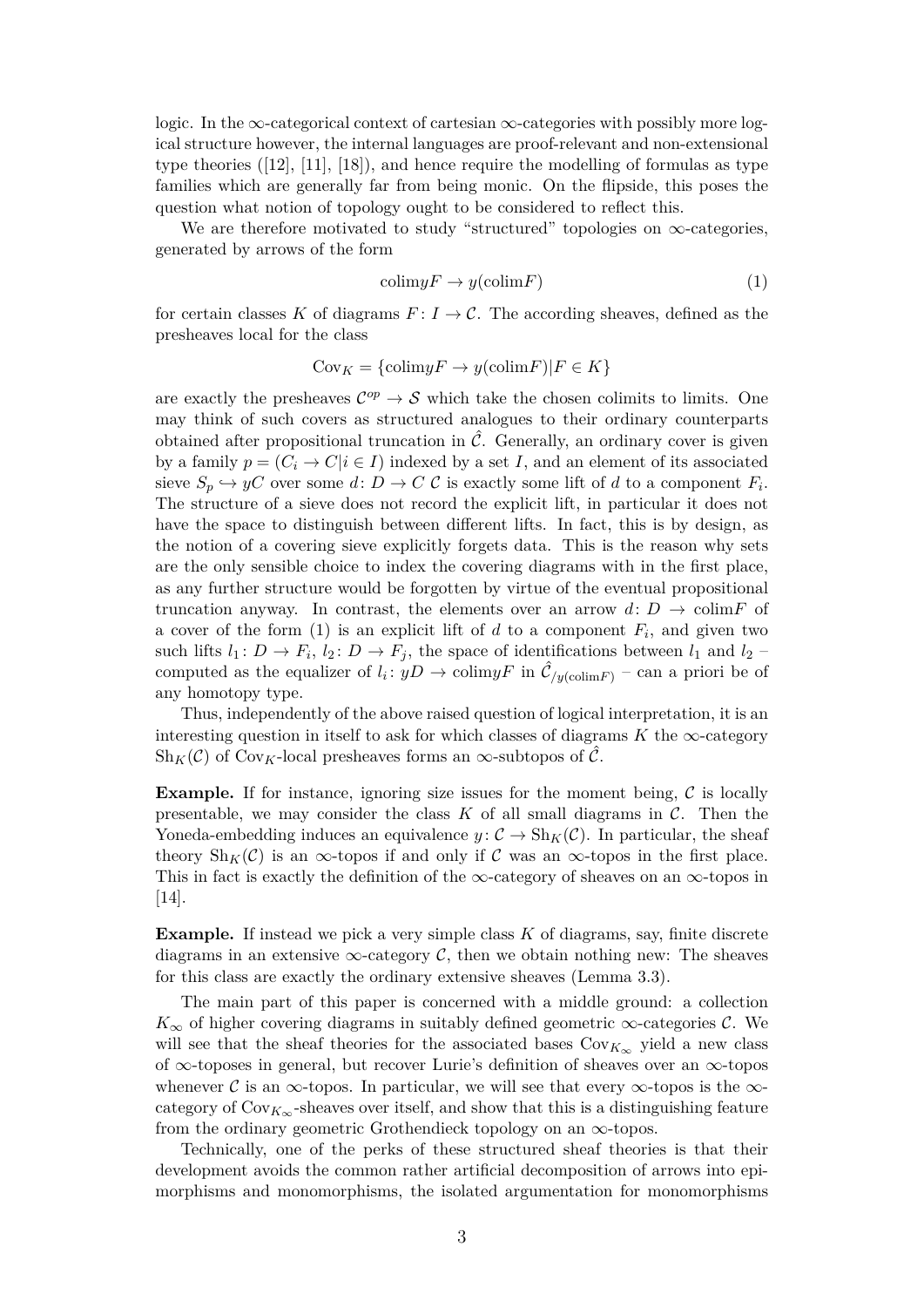logic. In the $\infty$-categorical context of cartesian $\infty$-categories with possibly more logical structure however, the internal languages are proof-relevant and non-extensional type theories ([12], [11], [18]), and hence require the modelling of formulas as type families which are generally far from being monic. On the flipside, this poses the question what notion of topology ought to be considered to reflect this.

We are therefore motivated to study "structured" topologies on $\infty$-categories, generated by arrows of the form

$$\mathrm{colim} yF \to y(\mathrm{colim} F) \tag{1}$$

for certain classes $K$ of diagrams $F\colon I \to \mathcal{C}$. The according sheaves, defined as the presheaves local for the class

$$\mathrm{Cov}_K = \{\mathrm{colim} yF \to y(\mathrm{colim} F) | F \in K\}$$

are exactly the presheaves $\mathcal{C}^{op} \to \mathcal{S}$ which take the chosen colimits to limits. One may think of such covers as structured analogues to their ordinary counterparts obtained after propositional truncation in $\hat{\mathcal{C}}$. Generally, an ordinary cover is given by a family $p = (C_i \to C | i \in I)$ indexed by a set $I$, and an element of its associated sieve $S_p \hookrightarrow yC$ over some $d\colon D \to C$ $\mathcal{C}$ is exactly some lift of $d$ to a component $F_i$. The structure of a sieve does not record the explicit lift, in particular it does not have the space to distinguish between different lifts. In fact, this is by design, as the notion of a covering sieve explicitly forgets data. This is the reason why sets are the only sensible choice to index the covering diagrams with in the first place, as any further structure would be forgotten by virtue of the eventual propositional truncation anyway. In contrast, the elements over an arrow $d\colon D \to \mathrm{colim} F$ of a cover of the form (1) is an explicit lift of $d$ to a component $F_i$, and given two such lifts $l_1\colon D \to F_i$, $l_2\colon D \to F_j$, the space of identifications between $l_1$ and $l_2$ – computed as the equalizer of $l_i\colon yD \to \mathrm{colim} yF$ in $\hat{\mathcal{C}}_{/y(\mathrm{colim} F)}$ – can a priori be of any homotopy type.

Thus, independently of the above raised question of logical interpretation, it is an interesting question in itself to ask for which classes of diagrams $K$ the $\infty$-category $\mathrm{Sh}_K(\mathcal{C})$ of $\mathrm{Cov}_K$-local presheaves forms an $\infty$-subtopos of $\hat{\mathcal{C}}$.

**Example.** If for instance, ignoring size issues for the moment being, $\mathcal{C}$ is locally presentable, we may consider the class $K$ of all small diagrams in $\mathcal{C}$. Then the Yoneda-embedding induces an equivalence $y\colon \mathcal{C} \to \mathrm{Sh}_K(\mathcal{C})$. In particular, the sheaf theory $\mathrm{Sh}_K(\mathcal{C})$ is an $\infty$-topos if and only if $\mathcal{C}$ was an $\infty$-topos in the first place. This in fact is exactly the definition of the $\infty$-category of sheaves on an $\infty$-topos in [14].

**Example.** If instead we pick a very simple class $K$ of diagrams, say, finite discrete diagrams in an extensive $\infty$-category $\mathcal{C}$, then we obtain nothing new: The sheaves for this class are exactly the ordinary extensive sheaves (Lemma 3.3).

The main part of this paper is concerned with a middle ground: a collection $K_\infty$ of higher covering diagrams in suitably defined geometric $\infty$-categories $\mathcal{C}$. We will see that the sheaf theories for the associated bases $\mathrm{Cov}_{K_\infty}$ yield a new class of $\infty$-toposes in general, but recover Lurie's definition of sheaves over an $\infty$-topos whenever $\mathcal{C}$ is an $\infty$-topos. In particular, we will see that every $\infty$-topos is the $\infty$-category of $\mathrm{Cov}_{K_\infty}$-sheaves over itself, and show that this is a distinguishing feature from the ordinary geometric Grothendieck topology on an $\infty$-topos.

Technically, one of the perks of these structured sheaf theories is that their development avoids the common rather artificial decomposition of arrows into epimorphisms and monomorphisms, the isolated argumentation for monomorphisms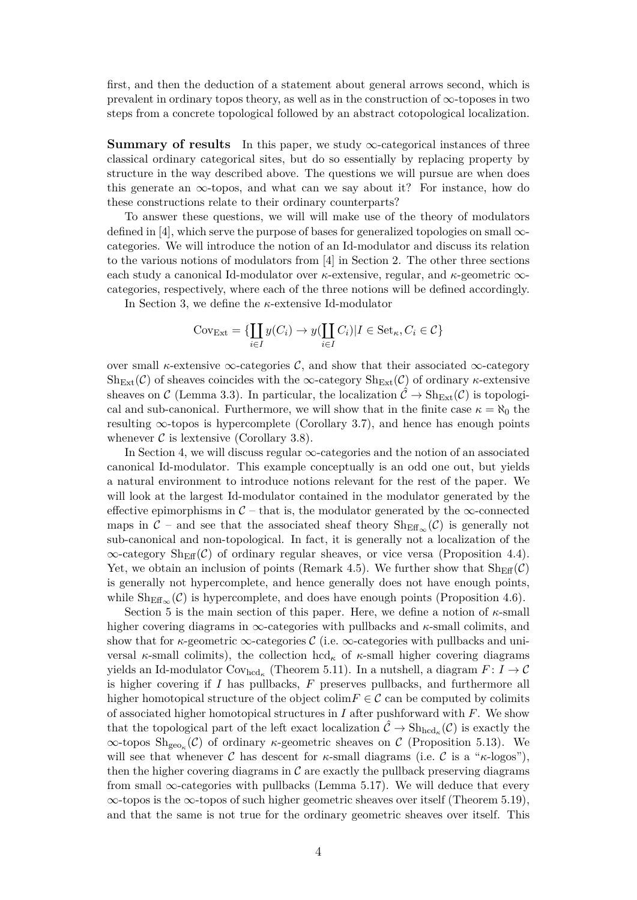first, and then the deduction of a statement about general arrows second, which is prevalent in ordinary topos theory, as well as in the construction of $\infty$-toposes in two steps from a concrete topological followed by an abstract cotopological localization.

**Summary of results** In this paper, we study $\infty$-categorical instances of three classical ordinary categorical sites, but do so essentially by replacing property by structure in the way described above. The questions we will pursue are when does this generate an $\infty$-topos, and what can we say about it? For instance, how do these constructions relate to their ordinary counterparts?

To answer these questions, we will will make use of the theory of modulators defined in [4], which serve the purpose of bases for generalized topologies on small $\infty$-categories. We will introduce the notion of an Id-modulator and discuss its relation to the various notions of modulators from [4] in Section 2. The other three sections each study a canonical Id-modulator over $\kappa$-extensive, regular, and $\kappa$-geometric $\infty$-categories, respectively, where each of the three notions will be defined accordingly.

In Section 3, we define the $\kappa$-extensive Id-modulator

$$\mathrm{Cov}_{\mathrm{Ext}} = \{\coprod_{i\in I} y(C_i) \to y(\coprod_{i\in I} C_i) | I \in \mathrm{Set}_\kappa, C_i \in \mathcal{C}\}$$

over small $\kappa$-extensive $\infty$-categories $\mathcal{C}$, and show that their associated $\infty$-category $\mathrm{Sh}_{\mathrm{Ext}}(\mathcal{C})$ of sheaves coincides with the $\infty$-category $\mathrm{Sh}_{\mathrm{Ext}}(\mathcal{C})$ of ordinary $\kappa$-extensive sheaves on $\mathcal{C}$ (Lemma 3.3). In particular, the localization $\hat{\mathcal{C}} \to \mathrm{Sh}_{\mathrm{Ext}}(\mathcal{C})$ is topological and sub-canonical. Furthermore, we will show that in the finite case $\kappa = \aleph_0$ the resulting $\infty$-topos is hypercomplete (Corollary 3.7), and hence has enough points whenever $\mathcal{C}$ is lextensive (Corollary 3.8).

In Section 4, we will discuss regular $\infty$-categories and the notion of an associated canonical Id-modulator. This example conceptually is an odd one out, but yields a natural environment to introduce notions relevant for the rest of the paper. We will look at the largest Id-modulator contained in the modulator generated by the effective epimorphisms in $\mathcal{C}$ – that is, the modulator generated by the $\infty$-connected maps in $\mathcal{C}$ – and see that the associated sheaf theory $\mathrm{Sh}_{\mathrm{Eff}_\infty}(\mathcal{C})$ is generally not sub-canonical and non-topological. In fact, it is generally not a localization of the $\infty$-category $\mathrm{Sh}_{\mathrm{Eff}}(\mathcal{C})$ of ordinary regular sheaves, or vice versa (Proposition 4.4). Yet, we obtain an inclusion of points (Remark 4.5). We further show that $\mathrm{Sh}_{\mathrm{Eff}}(\mathcal{C})$ is generally not hypercomplete, and hence generally does not have enough points, while $\mathrm{Sh}_{\mathrm{Eff}_\infty}(\mathcal{C})$ is hypercomplete, and does have enough points (Proposition 4.6).

Section 5 is the main section of this paper. Here, we define a notion of $\kappa$-small higher covering diagrams in $\infty$-categories with pullbacks and $\kappa$-small colimits, and show that for $\kappa$-geometric $\infty$-categories $\mathcal{C}$ (i.e. $\infty$-categories with pullbacks and universal $\kappa$-small colimits), the collection $\mathrm{hcd}_\kappa$ of $\kappa$-small higher covering diagrams yields an Id-modulator $\mathrm{Cov}_{\mathrm{hcd}_\kappa}$ (Theorem 5.11). In a nutshell, a diagram $F\colon I \to \mathcal{C}$ is higher covering if $I$ has pullbacks, $F$ preserves pullbacks, and furthermore all higher homotopical structure of the object $\mathrm{colim}F \in \mathcal{C}$ can be computed by colimits of associated higher homotopical structures in $I$ after pushforward with $F$. We show that the topological part of the left exact localization $\hat{\mathcal{C}} \to \mathrm{Sh}_{\mathrm{hcd}_\kappa}(\mathcal{C})$ is exactly the $\infty$-topos $\mathrm{Sh}_{\mathrm{geo}_\kappa}(\mathcal{C})$ of ordinary $\kappa$-geometric sheaves on $\mathcal{C}$ (Proposition 5.13). We will see that whenever $\mathcal{C}$ has descent for $\kappa$-small diagrams (i.e. $\mathcal{C}$ is a "$\kappa$-logos"), then the higher covering diagrams in $\mathcal{C}$ are exactly the pullback preserving diagrams from small $\infty$-categories with pullbacks (Lemma 5.17). We will deduce that every $\infty$-topos is the $\infty$-topos of such higher geometric sheaves over itself (Theorem 5.19), and that the same is not true for the ordinary geometric sheaves over itself. This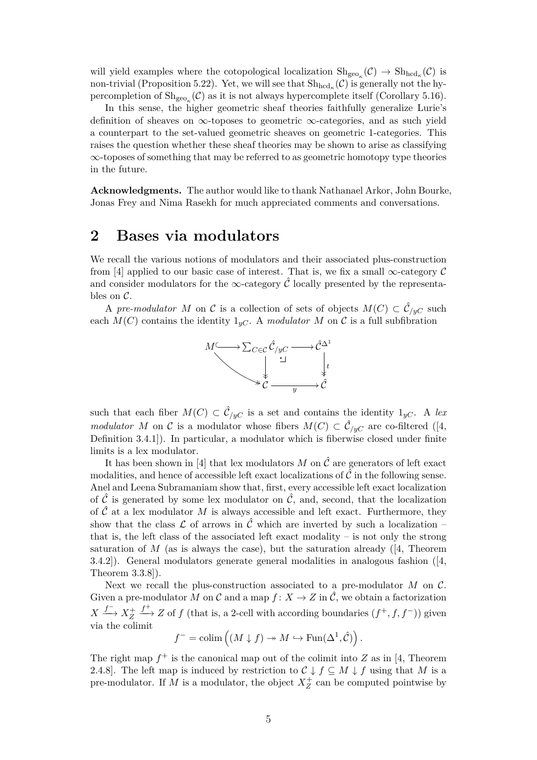will yield examples where the cotopological localization $\mathrm{Sh}_{\mathrm{geo}_\kappa}(\mathcal{C}) \to \mathrm{Sh}_{\mathrm{hcd}_\kappa}(\mathcal{C})$ is non-trivial (Proposition 5.22). Yet, we will see that $\mathrm{Sh}_{\mathrm{hcd}_\kappa}(\mathcal{C})$ is generally not the hypercompletion of $\mathrm{Sh}_{\mathrm{geo}_\kappa}(\mathcal{C})$ as it is not always hypercomplete itself (Corollary 5.16).

In this sense, the higher geometric sheaf theories faithfully generalize Lurie's definition of sheaves on $\infty$-toposes to geometric $\infty$-categories, and as such yield a counterpart to the set-valued geometric sheaves on geometric 1-categories. This raises the question whether these sheaf theories may be shown to arise as classifying $\infty$-toposes of something that may be referred to as geometric homotopy type theories in the future.

**Acknowledgments.** The author would like to thank Nathanael Arkor, John Bourke, Jonas Frey and Nima Rasekh for much appreciated comments and conversations.

# 2 Bases via modulators

We recall the various notions of modulators and their associated plus-construction from [4] applied to our basic case of interest. That is, we fix a small $\infty$-category $\mathcal{C}$ and consider modulators for the $\infty$-category $\hat{\mathcal{C}}$ locally presented by the representables on $\mathcal{C}$.

A *pre-modulator* $M$ on $\mathcal{C}$ is a collection of sets of objects $M(C) \subset \hat{\mathcal{C}}_{/yC}$ such each $M(C)$ contains the identity $1_{yC}$. A *modulator* $M$ on $\mathcal{C}$ is a full subfibration

$$
\begin{array}{ccccc}
M & \hookrightarrow & \sum_{C\in\mathcal{C}} \hat{\mathcal{C}}_{/yC} & \longrightarrow & \hat{\mathcal{C}}^{\Delta^1} \\
& \searrow & \downarrow & \lrcorner & \downarrow t \\
& & \mathcal{C} & \xrightarrow{y} & \hat{\mathcal{C}}
\end{array}
$$

such that each fiber $M(C) \subset \hat{\mathcal{C}}_{/yC}$ is a set and contains the identity $1_{yC}$. A *lex modulator* $M$ on $\mathcal{C}$ is a modulator whose fibers $M(C) \subset \hat{\mathcal{C}}_{/yC}$ are co-filtered ([4, Definition 3.4.1]). In particular, a modulator which is fiberwise closed under finite limits is a lex modulator.

It has been shown in [4] that lex modulators $M$ on $\hat{\mathcal{C}}$ are generators of left exact modalities, and hence of accessible left exact localizations of $\hat{\mathcal{C}}$ in the following sense. Anel and Leena Subramaniam show that, first, every accessible left exact localization of $\hat{\mathcal{C}}$ is generated by some lex modulator on $\hat{\mathcal{C}}$, and, second, that the localization of $\hat{\mathcal{C}}$ at a lex modulator $M$ is always accessible and left exact. Furthermore, they show that the class $\mathcal{L}$ of arrows in $\hat{\mathcal{C}}$ which are inverted by such a localization – that is, the left class of the associated left exact modality – is not only the strong saturation of $M$ (as is always the case), but the saturation already ([4, Theorem 3.4.2]). General modulators generate general modalities in analogous fashion ([4, Theorem 3.3.8]).

Next we recall the plus-construction associated to a pre-modulator $M$ on $\mathcal{C}$. Given a pre-modulator $M$ on $\mathcal{C}$ and a map $f\colon X \to Z$ in $\hat{\mathcal{C}}$, we obtain a factorization $X \xrightarrow{f^-} X^+_Z \xrightarrow{f^+} Z$ of $f$ (that is, a 2-cell with according boundaries $(f^+, f, f^-)$) given via the colimit

$$
f^- = \mathrm{colim}\left((M \downarrow f) \twoheadrightarrow M \hookrightarrow \mathrm{Fun}(\Delta^1, \hat{\mathcal{C}})\right).
$$

The right map $f^+$ is the canonical map out of the colimit into $Z$ as in [4, Theorem 2.4.8]. The left map is induced by restriction to $\mathcal{C} \downarrow f \subseteq M \downarrow f$ using that $M$ is a pre-modulator. If $M$ is a modulator, the object $X^+_Z$ can be computed pointwise by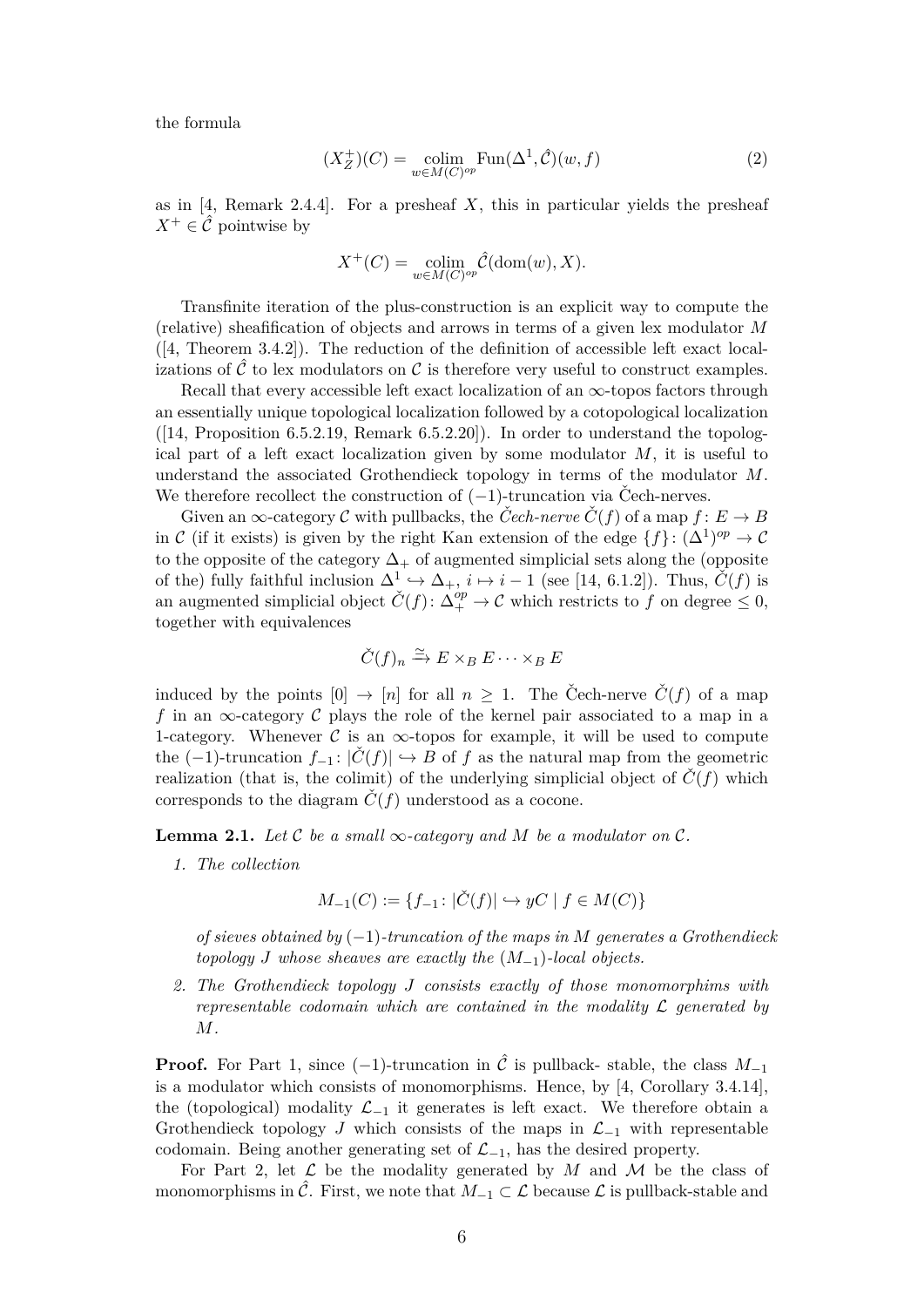the formula

$$(X_Z^+)(C) = \operatorname*{colim}_{w \in M(C)^{op}} \mathrm{Fun}(\Delta^1, \hat{\mathcal{C}})(w, f) \tag{2}$$

as in [4, Remark 2.4.4]. For a presheaf $X$, this in particular yields the presheaf $X^+ \in \hat{\mathcal{C}}$ pointwise by

$$X^+(C) = \operatorname*{colim}_{w \in M(C)^{op}} \hat{\mathcal{C}}(\mathrm{dom}(w), X).$$

Transfinite iteration of the plus-construction is an explicit way to compute the (relative) sheafification of objects and arrows in terms of a given lex modulator $M$ ([4, Theorem 3.4.2]). The reduction of the definition of accessible left exact localizations of $\hat{\mathcal{C}}$ to lex modulators on $\mathcal{C}$ is therefore very useful to construct examples.

Recall that every accessible left exact localization of an $\infty$-topos factors through an essentially unique topological localization followed by a cotopological localization ([14, Proposition 6.5.2.19, Remark 6.5.2.20]). In order to understand the topological part of a left exact localization given by some modulator $M$, it is useful to understand the associated Grothendieck topology in terms of the modulator $M$. We therefore recollect the construction of $(-1)$-truncation via Čech-nerves.

Given an $\infty$-category $\mathcal{C}$ with pullbacks, the *Čech-nerve* $\check{C}(f)$ of a map $f\colon E \to B$ in $\mathcal{C}$ (if it exists) is given by the right Kan extension of the edge $\{f\}\colon (\Delta^1)^{op} \to \mathcal{C}$ to the opposite of the category $\Delta_+$ of augmented simplicial sets along the (opposite of the) fully faithful inclusion $\Delta^1 \hookrightarrow \Delta_+$, $i \mapsto i-1$ (see [14, 6.1.2]). Thus, $\check{C}(f)$ is an augmented simplicial object $\check{C}(f)\colon \Delta_+^{op} \to \mathcal{C}$ which restricts to $f$ on degree $\leq 0$, together with equivalences

$$\check{C}(f)_n \xrightarrow{\simeq} E \times_B E \cdots \times_B E$$

induced by the points $[0] \to [n]$ for all $n \geq 1$. The Čech-nerve $\check{C}(f)$ of a map $f$ in an $\infty$-category $\mathcal{C}$ plays the role of the kernel pair associated to a map in a 1-category. Whenever $\mathcal{C}$ is an $\infty$-topos for example, it will be used to compute the $(-1)$-truncation $f_{-1}\colon |\check{C}(f)| \hookrightarrow B$ of $f$ as the natural map from the geometric realization (that is, the colimit) of the underlying simplicial object of $\check{C}(f)$ which corresponds to the diagram $\check{C}(f)$ understood as a cocone.

**Lemma 2.1.** *Let $\mathcal{C}$ be a small $\infty$-category and $M$ be a modulator on $\mathcal{C}$.*

1. *The collection*

$$M_{-1}(C) := \{f_{-1}\colon |\check{C}(f)| \hookrightarrow yC \mid f \in M(C)\}$$

*of sieves obtained by $(-1)$-truncation of the maps in $M$ generates a Grothendieck topology $J$ whose sheaves are exactly the $(M_{-1})$-local objects.*

2. *The Grothendieck topology $J$ consists exactly of those monomorphims with representable codomain which are contained in the modality $\mathcal{L}$ generated by $M$.*

**Proof.** For Part 1, since $(-1)$-truncation in $\hat{\mathcal{C}}$ is pullback- stable, the class $M_{-1}$ is a modulator which consists of monomorphisms. Hence, by [4, Corollary 3.4.14], the (topological) modality $\mathcal{L}_{-1}$ it generates is left exact. We therefore obtain a Grothendieck topology $J$ which consists of the maps in $\mathcal{L}_{-1}$ with representable codomain. Being another generating set of $\mathcal{L}_{-1}$, has the desired property.

For Part 2, let $\mathcal{L}$ be the modality generated by $M$ and $\mathcal{M}$ be the class of monomorphisms in $\hat{\mathcal{C}}$. First, we note that $M_{-1} \subset \mathcal{L}$ because $\mathcal{L}$ is pullback-stable and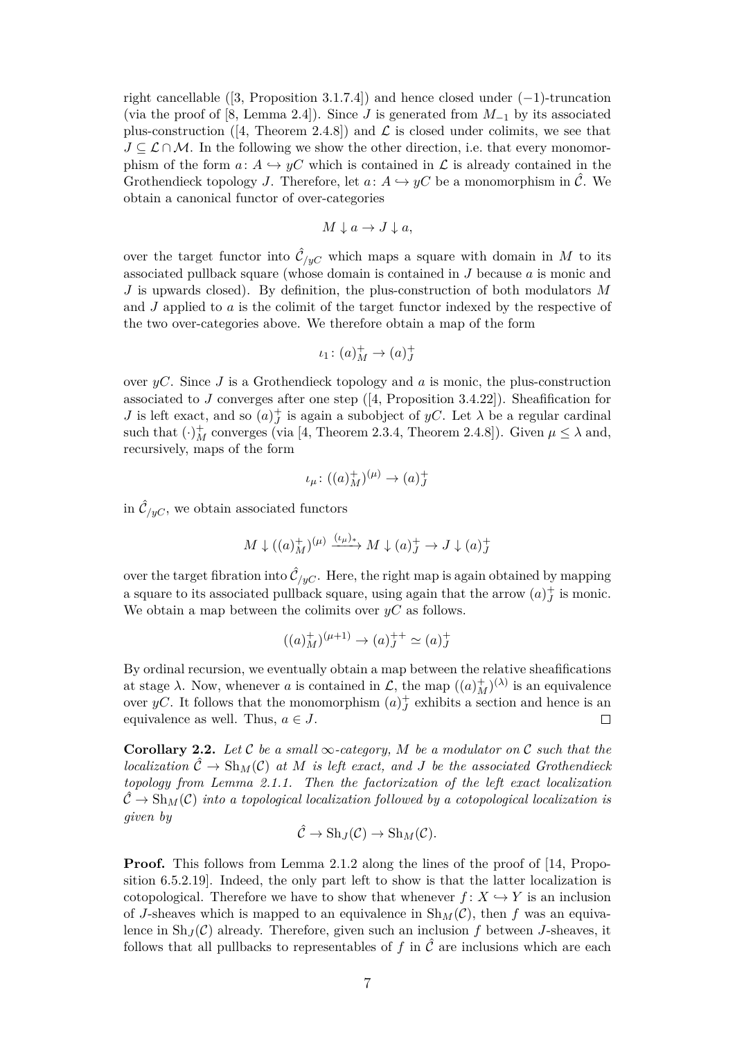right cancellable ([3, Proposition 3.1.7.4]) and hence closed under $(-1)$-truncation (via the proof of [8, Lemma 2.4]). Since $J$ is generated from $M_{-1}$ by its associated plus-construction ([4, Theorem 2.4.8]) and $\mathcal{L}$ is closed under colimits, we see that $J \subseteq \mathcal{L} \cap \mathcal{M}$. In the following we show the other direction, i.e. that every monomorphism of the form $a\colon A \hookrightarrow yC$ which is contained in $\mathcal{L}$ is already contained in the Grothendieck topology $J$. Therefore, let $a\colon A \hookrightarrow yC$ be a monomorphism in $\hat{\mathcal{C}}$. We obtain a canonical functor of over-categories

$$M \downarrow a \to J \downarrow a,$$

over the target functor into $\hat{\mathcal{C}}_{/yC}$ which maps a square with domain in $M$ to its associated pullback square (whose domain is contained in $J$ because $a$ is monic and $J$ is upwards closed). By definition, the plus-construction of both modulators $M$ and $J$ applied to $a$ is the colimit of the target functor indexed by the respective of the two over-categories above. We therefore obtain a map of the form

$$\iota_1\colon (a)^+_M \to (a)^+_J$$

over $yC$. Since $J$ is a Grothendieck topology and $a$ is monic, the plus-construction associated to $J$ converges after one step ([4, Proposition 3.4.22]). Sheafification for $J$ is left exact, and so $(a)^+_J$ is again a subobject of $yC$. Let $\lambda$ be a regular cardinal such that $(\cdot)^+_M$ converges (via [4, Theorem 2.3.4, Theorem 2.4.8]). Given $\mu \leq \lambda$ and, recursively, maps of the form

$$\iota_\mu\colon ((a)^+_M)^{(\mu)} \to (a)^+_J$$

in $\hat{\mathcal{C}}_{/yC}$, we obtain associated functors

$$M \downarrow ((a)^+_M)^{(\mu)} \xrightarrow{(\iota_\mu)_*} M \downarrow (a)^+_J \to J \downarrow (a)^+_J$$

over the target fibration into $\hat{\mathcal{C}}_{/yC}$. Here, the right map is again obtained by mapping a square to its associated pullback square, using again that the arrow $(a)^+_J$ is monic. We obtain a map between the colimits over $yC$ as follows.

$$((a)^+_M)^{(\mu+1)} \to (a)^{++}_J \simeq (a)^+_J$$

By ordinal recursion, we eventually obtain a map between the relative sheafifications at stage $\lambda$. Now, whenever $a$ is contained in $\mathcal{L}$, the map $((a)^+_M)^{(\lambda)}$ is an equivalence over $yC$. It follows that the monomorphism $(a)^+_J$ exhibits a section and hence is an equivalence as well. Thus, $a \in J$. $\square$

**Corollary 2.2.** *Let $\mathcal{C}$ be a small $\infty$-category, $M$ be a modulator on $\mathcal{C}$ such that the localization $\hat{\mathcal{C}} \to \mathrm{Sh}_M(\mathcal{C})$ at $M$ is left exact, and $J$ be the associated Grothendieck topology from Lemma 2.1.1. Then the factorization of the left exact localization $\hat{\mathcal{C}} \to \mathrm{Sh}_M(\mathcal{C})$ into a topological localization followed by a cotopological localization is given by*

$$\hat{\mathcal{C}} \to \mathrm{Sh}_J(\mathcal{C}) \to \mathrm{Sh}_M(\mathcal{C}).$$

**Proof.** This follows from Lemma 2.1.2 along the lines of the proof of [14, Proposition 6.5.2.19]. Indeed, the only part left to show is that the latter localization is cotopological. Therefore we have to show that whenever $f\colon X \hookrightarrow Y$ is an inclusion of $J$-sheaves which is mapped to an equivalence in $\mathrm{Sh}_M(\mathcal{C})$, then $f$ was an equivalence in $\mathrm{Sh}_J(\mathcal{C})$ already. Therefore, given such an inclusion $f$ between $J$-sheaves, it follows that all pullbacks to representables of $f$ in $\hat{\mathcal{C}}$ are inclusions which are each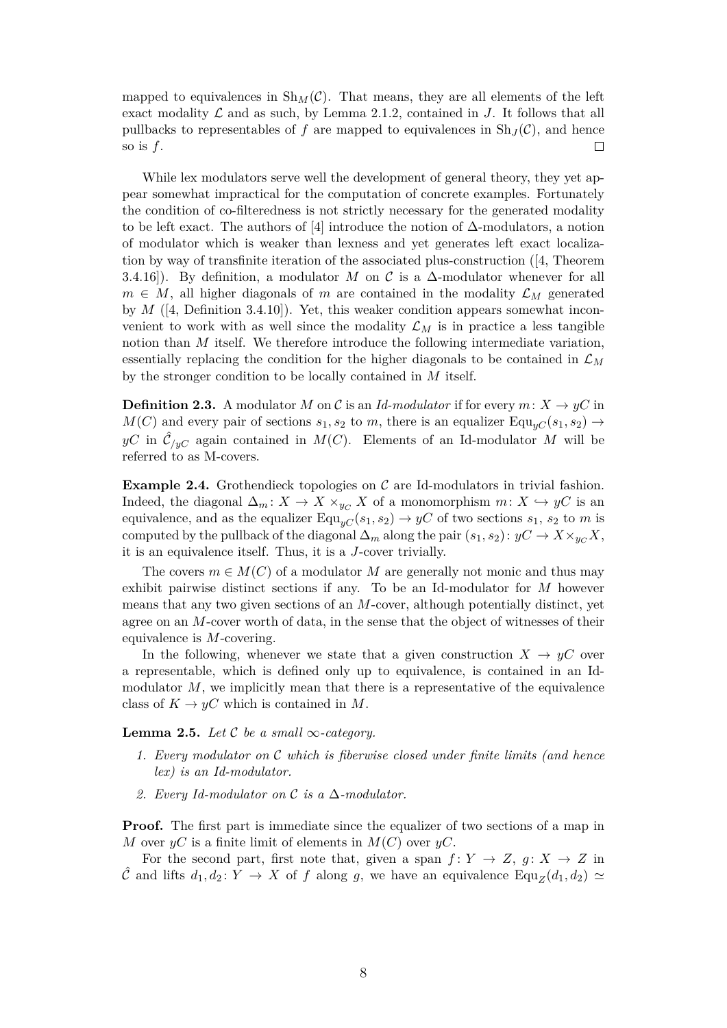mapped to equivalences in $\mathrm{Sh}_M(\mathcal{C})$. That means, they are all elements of the left exact modality $\mathcal{L}$ and as such, by Lemma 2.1.2, contained in $J$. It follows that all pullbacks to representables of $f$ are mapped to equivalences in $\mathrm{Sh}_J(\mathcal{C})$, and hence so is $f$. □

While lex modulators serve well the development of general theory, they yet appear somewhat impractical for the computation of concrete examples. Fortunately the condition of co-filteredness is not strictly necessary for the generated modality to be left exact. The authors of [4] introduce the notion of $\Delta$-modulators, a notion of modulator which is weaker than lexness and yet generates left exact localization by way of transfinite iteration of the associated plus-construction ([4, Theorem 3.4.16]). By definition, a modulator $M$ on $\mathcal{C}$ is a $\Delta$-modulator whenever for all $m \in M$, all higher diagonals of $m$ are contained in the modality $\mathcal{L}_M$ generated by $M$ ([4, Definition 3.4.10]). Yet, this weaker condition appears somewhat inconvenient to work with as well since the modality $\mathcal{L}_M$ is in practice a less tangible notion than $M$ itself. We therefore introduce the following intermediate variation, essentially replacing the condition for the higher diagonals to be contained in $\mathcal{L}_M$ by the stronger condition to be locally contained in $M$ itself.

**Definition 2.3.** A modulator $M$ on $\mathcal{C}$ is an *Id-modulator* if for every $m\colon X \to yC$ in $M(C)$ and every pair of sections $s_1, s_2$ to $m$, there is an equalizer $\mathrm{Equ}_{yC}(s_1, s_2) \to yC$ in $\hat{\mathcal{C}}_{/yC}$ again contained in $M(C)$. Elements of an Id-modulator $M$ will be referred to as M-covers.

**Example 2.4.** Grothendieck topologies on $\mathcal{C}$ are Id-modulators in trivial fashion. Indeed, the diagonal $\Delta_m\colon X \to X \times_{y_C} X$ of a monomorphism $m\colon X \hookrightarrow yC$ is an equivalence, and as the equalizer $\mathrm{Equ}_{yC}(s_1, s_2) \to yC$ of two sections $s_1$, $s_2$ to $m$ is computed by the pullback of the diagonal $\Delta_m$ along the pair $(s_1, s_2)\colon yC \to X \times_{y_C} X$, it is an equivalence itself. Thus, it is a $J$-cover trivially.

The covers $m \in M(C)$ of a modulator $M$ are generally not monic and thus may exhibit pairwise distinct sections if any. To be an Id-modulator for $M$ however means that any two given sections of an $M$-cover, although potentially distinct, yet agree on an $M$-cover worth of data, in the sense that the object of witnesses of their equivalence is $M$-covering.

In the following, whenever we state that a given construction $X \to yC$ over a representable, which is defined only up to equivalence, is contained in an Id-modulator $M$, we implicitly mean that there is a representative of the equivalence class of $K \to yC$ which is contained in $M$.

**Lemma 2.5.** *Let $\mathcal{C}$ be a small $\infty$-category.*

1. *Every modulator on $\mathcal{C}$ which is fiberwise closed under finite limits (and hence lex) is an Id-modulator.*
2. *Every Id-modulator on $\mathcal{C}$ is a $\Delta$-modulator.*

**Proof.** The first part is immediate since the equalizer of two sections of a map in $M$ over $yC$ is a finite limit of elements in $M(C)$ over $yC$.

For the second part, first note that, given a span $f\colon Y \to Z$, $g\colon X \to Z$ in $\hat{\mathcal{C}}$ and lifts $d_1, d_2\colon Y \to X$ of $f$ along $g$, we have an equivalence $\mathrm{Equ}_Z(d_1, d_2) \simeq$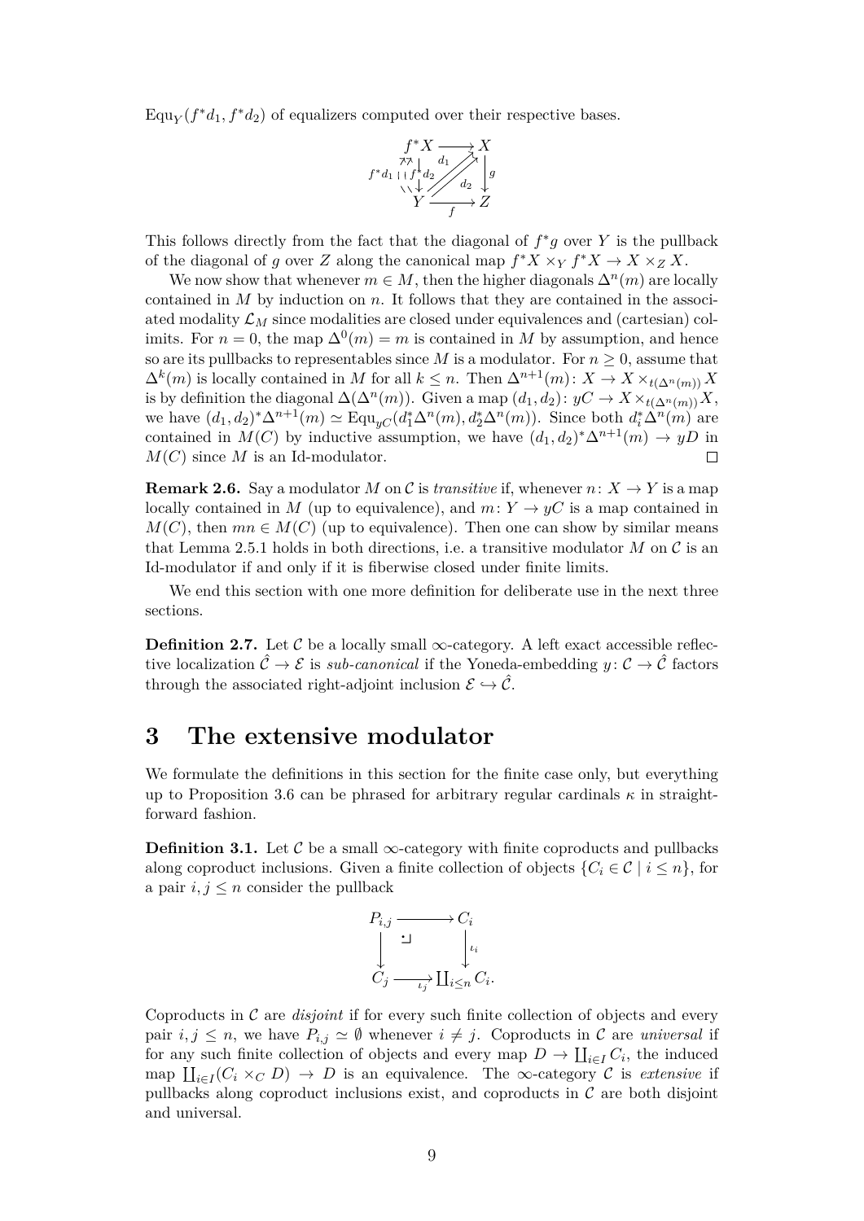$\mathrm{Equ}_Y(f^*d_1, f^*d_2)$ of equalizers computed over their respective bases.

$$\begin{array}{ccc} f^*X & \longrightarrow & X \\ {\scriptstyle f^*d_1} \uparrow\uparrow \downarrow {\scriptstyle f^*d_2} & \overset{d_1}{\nearrow\nearrow} {\scriptstyle d_2} & \downarrow {\scriptstyle g} \\ Y & \xrightarrow{f} & Z \end{array}$$

This follows directly from the fact that the diagonal of $f^*g$ over $Y$ is the pullback of the diagonal of $g$ over $Z$ along the canonical map $f^*X \times_Y f^*X \to X \times_Z X$.

We now show that whenever $m \in M$, then the higher diagonals $\Delta^n(m)$ are locally contained in $M$ by induction on $n$. It follows that they are contained in the associated modality $\mathcal{L}_M$ since modalities are closed under equivalences and (cartesian) colimits. For $n = 0$, the map $\Delta^0(m) = m$ is contained in $M$ by assumption, and hence so are its pullbacks to representables since $M$ is a modulator. For $n \geq 0$, assume that $\Delta^k(m)$ is locally contained in $M$ for all $k \leq n$. Then $\Delta^{n+1}(m)\colon X \to X \times_{t(\Delta^n(m))} X$ is by definition the diagonal $\Delta(\Delta^n(m))$. Given a map $(d_1, d_2)\colon yC \to X \times_{t(\Delta^n(m))} X$, we have $(d_1, d_2)^*\Delta^{n+1}(m) \simeq \mathrm{Equ}_{yC}(d_1^*\Delta^n(m), d_2^*\Delta^n(m))$. Since both $d_i^*\Delta^n(m)$ are contained in $M(C)$ by inductive assumption, we have $(d_1, d_2)^*\Delta^{n+1}(m) \to yD$ in $M(C)$ since $M$ is an Id-modulator. $\square$

**Remark 2.6.** Say a modulator $M$ on $\mathcal{C}$ is *transitive* if, whenever $n\colon X \to Y$ is a map locally contained in $M$ (up to equivalence), and $m\colon Y \to yC$ is a map contained in $M(C)$, then $mn \in M(C)$ (up to equivalence). Then one can show by similar means that Lemma 2.5.1 holds in both directions, i.e. a transitive modulator $M$ on $\mathcal{C}$ is an Id-modulator if and only if it is fiberwise closed under finite limits.

We end this section with one more definition for deliberate use in the next three sections.

**Definition 2.7.** Let $\mathcal{C}$ be a locally small $\infty$-category. A left exact accessible reflective localization $\hat{\mathcal{C}} \to \mathcal{E}$ is *sub-canonical* if the Yoneda-embedding $y\colon \mathcal{C} \to \hat{\mathcal{C}}$ factors through the associated right-adjoint inclusion $\mathcal{E} \hookrightarrow \hat{\mathcal{C}}$.

# 3 The extensive modulator

We formulate the definitions in this section for the finite case only, but everything up to Proposition 3.6 can be phrased for arbitrary regular cardinals $\kappa$ in straightforward fashion.

**Definition 3.1.** Let $\mathcal{C}$ be a small $\infty$-category with finite coproducts and pullbacks along coproduct inclusions. Given a finite collection of objects $\{C_i \in \mathcal{C} \mid i \leq n\}$, for a pair $i, j \leq n$ consider the pullback

$$\begin{array}{ccc} P_{i,j} & \longrightarrow & C_i \\ \downarrow & \lrcorner & \downarrow {\scriptstyle \iota_i} \\ C_j & \xrightarrow{\iota_j} & \coprod_{i \leq n} C_i. \end{array}$$

Coproducts in $\mathcal{C}$ are *disjoint* if for every such finite collection of objects and every pair $i, j \leq n$, we have $P_{i,j} \simeq \emptyset$ whenever $i \neq j$. Coproducts in $\mathcal{C}$ are *universal* if for any such finite collection of objects and every map $D \to \coprod_{i \in I} C_i$, the induced map $\coprod_{i \in I}(C_i \times_C D) \to D$ is an equivalence. The $\infty$-category $\mathcal{C}$ is *extensive* if pullbacks along coproduct inclusions exist, and coproducts in $\mathcal{C}$ are both disjoint and universal.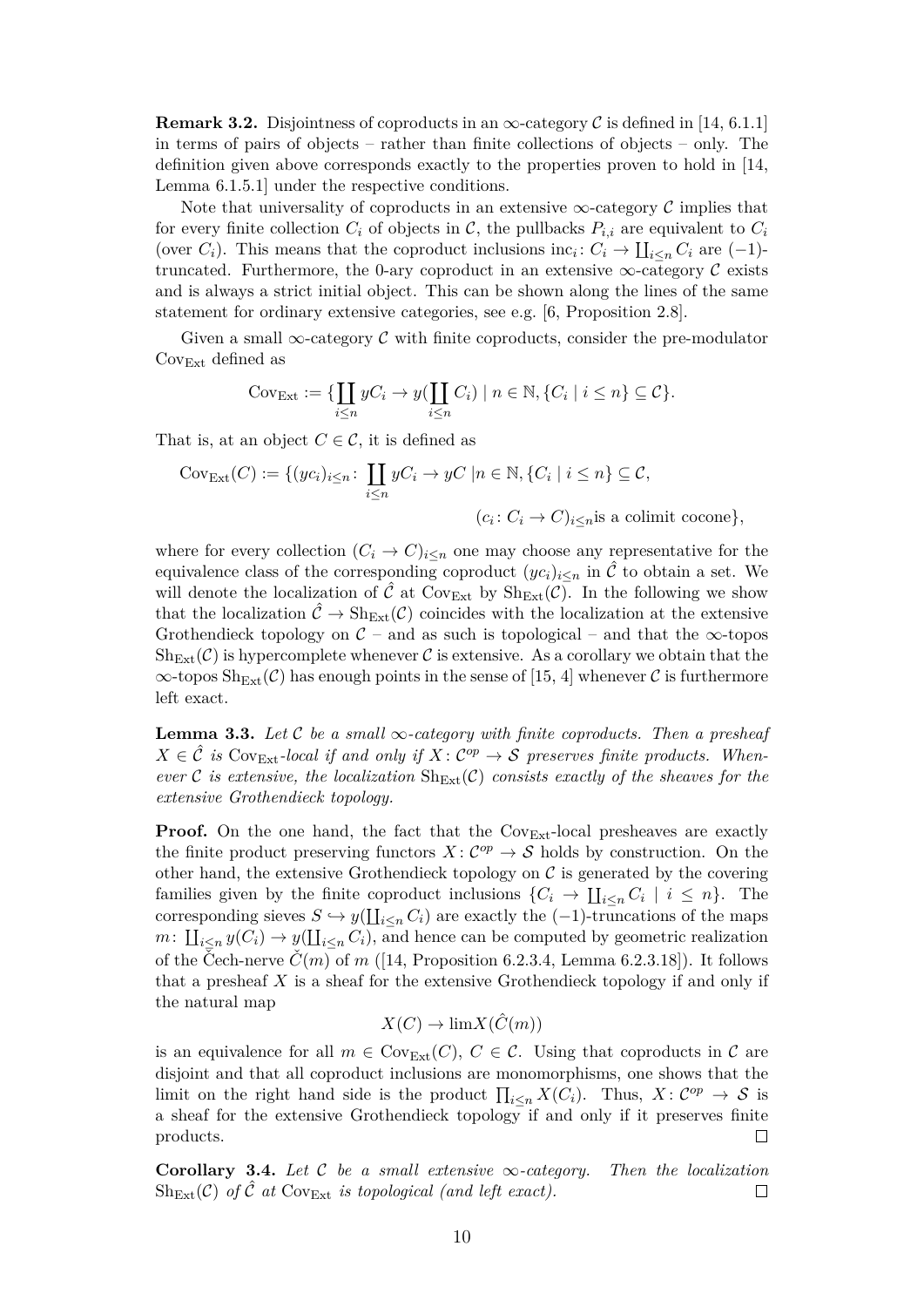**Remark 3.2.** Disjointness of coproducts in an $\infty$-category $\mathcal{C}$ is defined in [14, 6.1.1] in terms of pairs of objects – rather than finite collections of objects – only. The definition given above corresponds exactly to the properties proven to hold in [14, Lemma 6.1.5.1] under the respective conditions.

Note that universality of coproducts in an extensive $\infty$-category $\mathcal{C}$ implies that for every finite collection $C_i$ of objects in $\mathcal{C}$, the pullbacks $P_{i,i}$ are equivalent to $C_i$ (over $C_i$). This means that the coproduct inclusions $\mathrm{inc}_i\colon C_i \to \coprod_{i\leq n} C_i$ are $(-1)$-truncated. Furthermore, the 0-ary coproduct in an extensive $\infty$-category $\mathcal{C}$ exists and is always a strict initial object. This can be shown along the lines of the same statement for ordinary extensive categories, see e.g. [6, Proposition 2.8].

Given a small $\infty$-category $\mathcal{C}$ with finite coproducts, consider the pre-modulator $\mathrm{Cov}_{\mathrm{Ext}}$ defined as

$$\mathrm{Cov}_{\mathrm{Ext}} := \{\coprod_{i\leq n} yC_i \to y(\coprod_{i\leq n} C_i) \mid n\in\mathbb{N}, \{C_i \mid i\leq n\}\subseteq \mathcal{C}\}.$$

That is, at an object $C\in\mathcal{C}$, it is defined as

$$\mathrm{Cov}_{\mathrm{Ext}}(C) := \{(yc_i)_{i\leq n}\colon \coprod_{i\leq n} yC_i \to yC \mid n\in\mathbb{N}, \{C_i \mid i\leq n\}\subseteq\mathcal{C},$$
$$(c_i\colon C_i\to C)_{i\leq n} \text{is a colimit cocone}\},$$

where for every collection $(C_i\to C)_{i\leq n}$ one may choose any representative for the equivalence class of the corresponding coproduct $(yc_i)_{i\leq n}$ in $\hat{\mathcal{C}}$ to obtain a set. We will denote the localization of $\hat{\mathcal{C}}$ at $\mathrm{Cov}_{\mathrm{Ext}}$ by $\mathrm{Sh}_{\mathrm{Ext}}(\mathcal{C})$. In the following we show that the localization $\hat{\mathcal{C}}\to\mathrm{Sh}_{\mathrm{Ext}}(\mathcal{C})$ coincides with the localization at the extensive Grothendieck topology on $\mathcal{C}$ – and as such is topological – and that the $\infty$-topos $\mathrm{Sh}_{\mathrm{Ext}}(\mathcal{C})$ is hypercomplete whenever $\mathcal{C}$ is extensive. As a corollary we obtain that the $\infty$-topos $\mathrm{Sh}_{\mathrm{Ext}}(\mathcal{C})$ has enough points in the sense of [15, 4] whenever $\mathcal{C}$ is furthermore left exact.

**Lemma 3.3.** *Let $\mathcal{C}$ be a small $\infty$-category with finite coproducts. Then a presheaf $X\in\hat{\mathcal{C}}$ is $\mathrm{Cov}_{\mathrm{Ext}}$-local if and only if $X\colon\mathcal{C}^{op}\to\mathcal{S}$ preserves finite products. Whenever $\mathcal{C}$ is extensive, the localization $\mathrm{Sh}_{\mathrm{Ext}}(\mathcal{C})$ consists exactly of the sheaves for the extensive Grothendieck topology.*

**Proof.** On the one hand, the fact that the $\mathrm{Cov}_{\mathrm{Ext}}$-local presheaves are exactly the finite product preserving functors $X\colon\mathcal{C}^{op}\to\mathcal{S}$ holds by construction. On the other hand, the extensive Grothendieck topology on $\mathcal{C}$ is generated by the covering families given by the finite coproduct inclusions $\{C_i\to\coprod_{i\leq n}C_i \mid i\leq n\}$. The corresponding sieves $S\hookrightarrow y(\coprod_{i\leq n}C_i)$ are exactly the $(-1)$-truncations of the maps $m\colon\coprod_{i\leq n}y(C_i)\to y(\coprod_{i\leq n}C_i)$, and hence can be computed by geometric realization of the Čech-nerve $\check{C}(m)$ of $m$ ([14, Proposition 6.2.3.4, Lemma 6.2.3.18]). It follows that a presheaf $X$ is a sheaf for the extensive Grothendieck topology if and only if the natural map

$$X(C)\to\lim X(\hat{C}(m))$$

is an equivalence for all $m\in\mathrm{Cov}_{\mathrm{Ext}}(C)$, $C\in\mathcal{C}$. Using that coproducts in $\mathcal{C}$ are disjoint and that all coproduct inclusions are monomorphisms, one shows that the limit on the right hand side is the product $\prod_{i\leq n}X(C_i)$. Thus, $X\colon\mathcal{C}^{op}\to\mathcal{S}$ is a sheaf for the extensive Grothendieck topology if and only if it preserves finite products. $\square$

**Corollary 3.4.** *Let $\mathcal{C}$ be a small extensive $\infty$-category. Then the localization $\mathrm{Sh}_{\mathrm{Ext}}(\mathcal{C})$ of $\hat{\mathcal{C}}$ at $\mathrm{Cov}_{\mathrm{Ext}}$ is topological (and left exact).* $\square$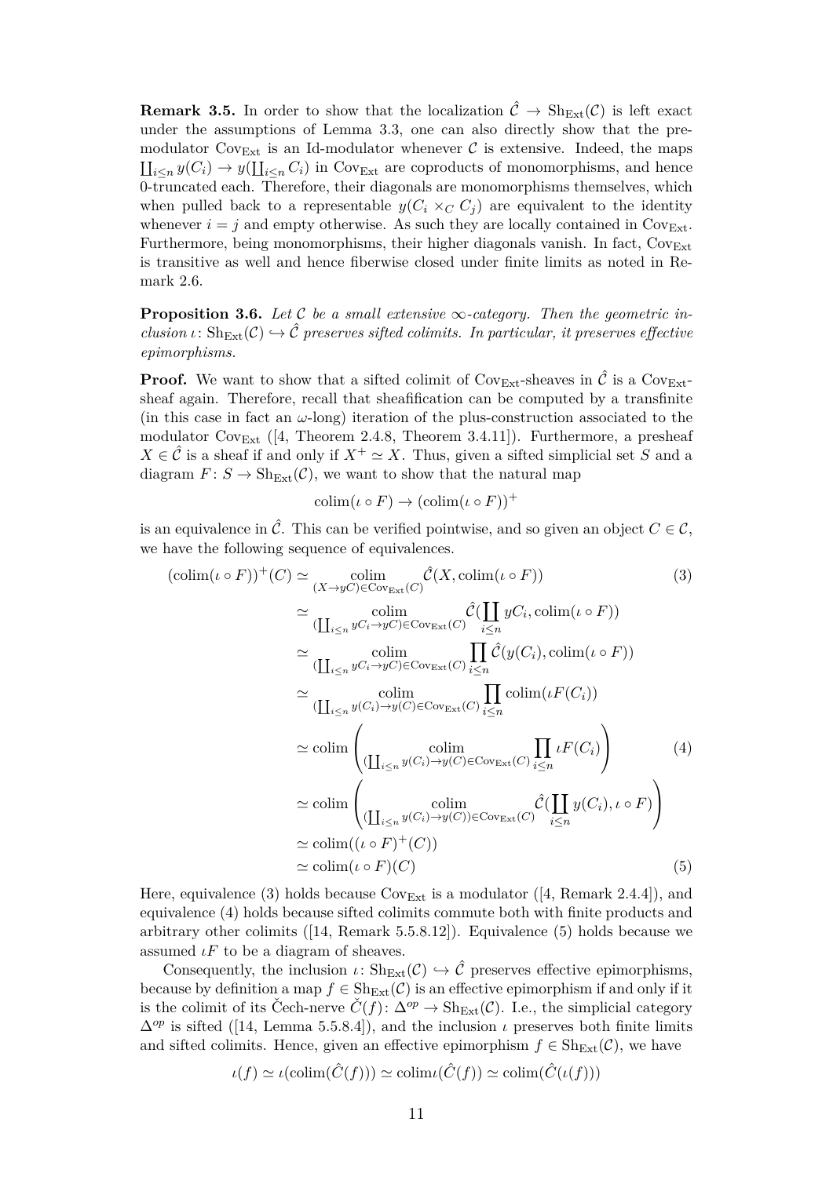**Remark 3.5.** In order to show that the localization $\hat{\mathcal{C}} \to \mathrm{Sh}_{\mathrm{Ext}}(\mathcal{C})$ is left exact under the assumptions of Lemma 3.3, one can also directly show that the pre-modulator $\mathrm{Cov}_{\mathrm{Ext}}$ is an Id-modulator whenever $\mathcal{C}$ is extensive. Indeed, the maps $\coprod_{i\leq n} y(C_i) \to y(\coprod_{i\leq n} C_i)$ in $\mathrm{Cov}_{\mathrm{Ext}}$ are coproducts of monomorphisms, and hence 0-truncated each. Therefore, their diagonals are monomorphisms themselves, which when pulled back to a representable $y(C_i \times_C C_j)$ are equivalent to the identity whenever $i = j$ and empty otherwise. As such they are locally contained in $\mathrm{Cov}_{\mathrm{Ext}}$. Furthermore, being monomorphisms, their higher diagonals vanish. In fact, $\mathrm{Cov}_{\mathrm{Ext}}$ is transitive as well and hence fiberwise closed under finite limits as noted in Remark 2.6.

**Proposition 3.6.** *Let $\mathcal{C}$ be a small extensive $\infty$-category. Then the geometric inclusion $\iota\colon \mathrm{Sh}_{\mathrm{Ext}}(\mathcal{C}) \hookrightarrow \hat{\mathcal{C}}$ preserves sifted colimits. In particular, it preserves effective epimorphisms.*

**Proof.** We want to show that a sifted colimit of $\mathrm{Cov}_{\mathrm{Ext}}$-sheaves in $\hat{\mathcal{C}}$ is a $\mathrm{Cov}_{\mathrm{Ext}}$-sheaf again. Therefore, recall that sheafification can be computed by a transfinite (in this case in fact an $\omega$-long) iteration of the plus-construction associated to the modulator $\mathrm{Cov}_{\mathrm{Ext}}$ ([4, Theorem 2.4.8, Theorem 3.4.11]). Furthermore, a presheaf $X \in \hat{\mathcal{C}}$ is a sheaf if and only if $X^+ \simeq X$. Thus, given a sifted simplicial set $S$ and a diagram $F\colon S \to \mathrm{Sh}_{\mathrm{Ext}}(\mathcal{C})$, we want to show that the natural map

$$\mathrm{colim}(\iota \circ F) \to (\mathrm{colim}(\iota \circ F))^+$$

is an equivalence in $\hat{\mathcal{C}}$. This can be verified pointwise, and so given an object $C \in \mathcal{C}$, we have the following sequence of equivalences.

$$\begin{aligned}
(\mathrm{colim}(\iota\circ F))^+(C) &\simeq \operatorname*{colim}_{(X\to yC)\in\mathrm{Cov}_{\mathrm{Ext}}(C)} \hat{\mathcal{C}}(X, \mathrm{colim}(\iota\circ F)) && (3)\\
&\simeq \operatorname*{colim}_{(\coprod_{i\leq n} yC_i \to yC)\in\mathrm{Cov}_{\mathrm{Ext}}(C)} \hat{\mathcal{C}}(\coprod_{i\leq n} yC_i, \mathrm{colim}(\iota\circ F))\\
&\simeq \operatorname*{colim}_{(\coprod_{i\leq n} yC_i \to yC)\in\mathrm{Cov}_{\mathrm{Ext}}(C)} \prod_{i\leq n} \hat{\mathcal{C}}(y(C_i), \mathrm{colim}(\iota\circ F))\\
&\simeq \operatorname*{colim}_{(\coprod_{i\leq n} y(C_i) \to y(C))\in\mathrm{Cov}_{\mathrm{Ext}}(C)} \prod_{i\leq n} \mathrm{colim}(\iota F(C_i))\\
&\simeq \mathrm{colim}\left( \operatorname*{colim}_{(\coprod_{i\leq n} y(C_i) \to y(C))\in\mathrm{Cov}_{\mathrm{Ext}}(C)} \prod_{i\leq n} \iota F(C_i)\right) && (4)\\
&\simeq \mathrm{colim}\left( \operatorname*{colim}_{(\coprod_{i\leq n} y(C_i) \to y(C))\in\mathrm{Cov}_{\mathrm{Ext}}(C)} \hat{\mathcal{C}}(\coprod_{i\leq n} y(C_i), \iota\circ F)\right)\\
&\simeq \mathrm{colim}((\iota\circ F)^+(C))\\
&\simeq \mathrm{colim}(\iota\circ F)(C) && (5)
\end{aligned}$$

Here, equivalence (3) holds because $\mathrm{Cov}_{\mathrm{Ext}}$ is a modulator ([4, Remark 2.4.4]), and equivalence (4) holds because sifted colimits commute both with finite products and arbitrary other colimits ([14, Remark 5.5.8.12]). Equivalence (5) holds because we assumed $\iota F$ to be a diagram of sheaves.

Consequently, the inclusion $\iota\colon \mathrm{Sh}_{\mathrm{Ext}}(\mathcal{C}) \hookrightarrow \hat{\mathcal{C}}$ preserves effective epimorphisms, because by definition a map $f \in \mathrm{Sh}_{\mathrm{Ext}}(\mathcal{C})$ is an effective epimorphism if and only if it is the colimit of its Čech-nerve $\check{C}(f)\colon \Delta^{op} \to \mathrm{Sh}_{\mathrm{Ext}}(\mathcal{C})$. I.e., the simplicial category $\Delta^{op}$ is sifted ([14, Lemma 5.5.8.4]), and the inclusion $\iota$ preserves both finite limits and sifted colimits. Hence, given an effective epimorphism $f \in \mathrm{Sh}_{\mathrm{Ext}}(\mathcal{C})$, we have

$$\iota(f) \simeq \iota(\mathrm{colim}(\hat{C}(f))) \simeq \mathrm{colim}\iota(\hat{C}(f)) \simeq \mathrm{colim}(\hat{C}(\iota(f)))$$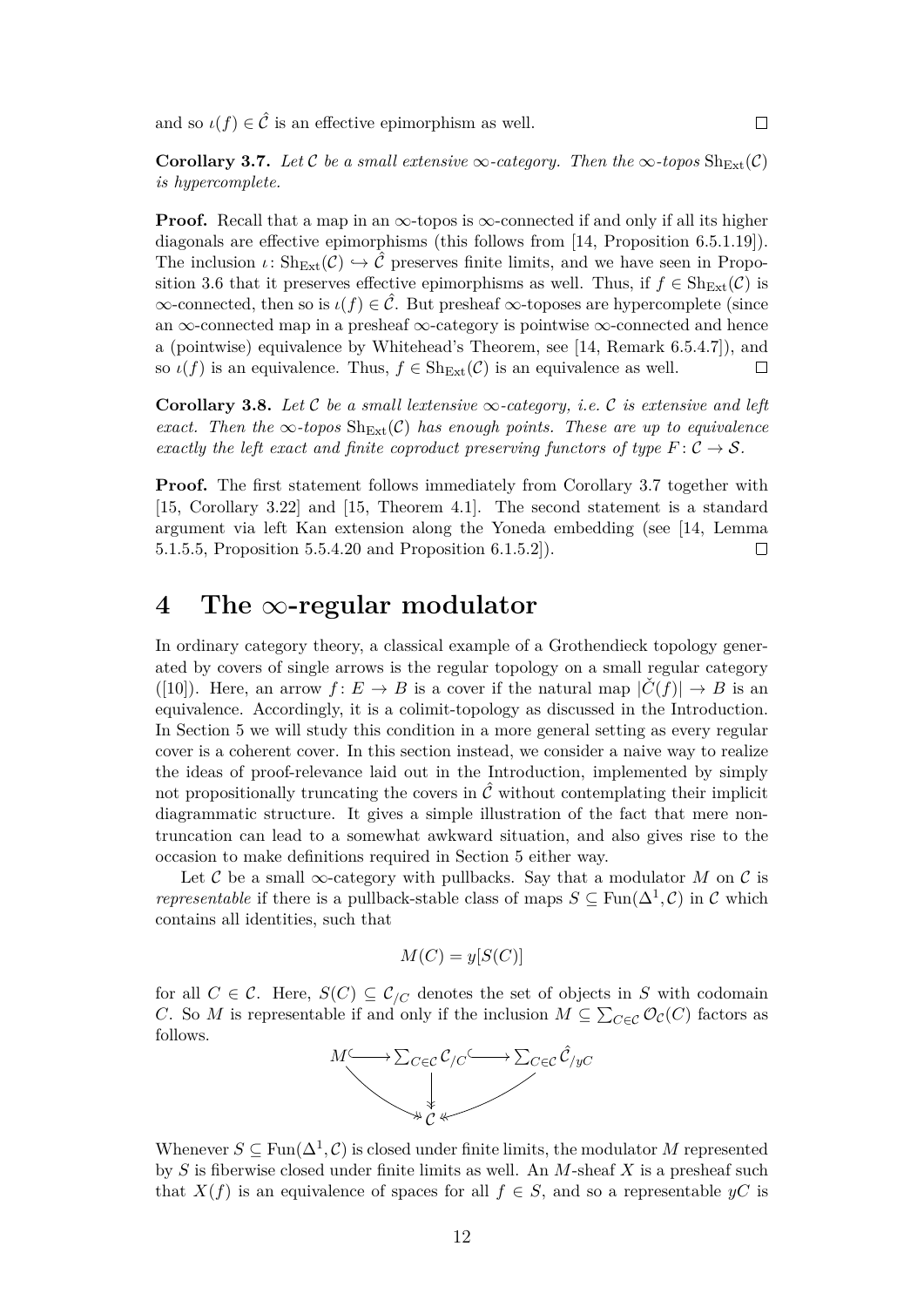and so $\iota(f) \in \hat{\mathcal{C}}$ is an effective epimorphism as well. $\square$

**Corollary 3.7.** *Let $\mathcal{C}$ be a small extensive $\infty$-category. Then the $\infty$-topos $\mathrm{Sh}_{\mathrm{Ext}}(\mathcal{C})$ is hypercomplete.*

**Proof.** Recall that a map in an $\infty$-topos is $\infty$-connected if and only if all its higher diagonals are effective epimorphisms (this follows from [14, Proposition 6.5.1.19]). The inclusion $\iota\colon \mathrm{Sh}_{\mathrm{Ext}}(\mathcal{C}) \hookrightarrow \hat{\mathcal{C}}$ preserves finite limits, and we have seen in Proposition 3.6 that it preserves effective epimorphisms as well. Thus, if $f \in \mathrm{Sh}_{\mathrm{Ext}}(\mathcal{C})$ is $\infty$-connected, then so is $\iota(f) \in \hat{\mathcal{C}}$. But presheaf $\infty$-toposes are hypercomplete (since an $\infty$-connected map in a presheaf $\infty$-category is pointwise $\infty$-connected and hence a (pointwise) equivalence by Whitehead's Theorem, see [14, Remark 6.5.4.7]), and so $\iota(f)$ is an equivalence. Thus, $f \in \mathrm{Sh}_{\mathrm{Ext}}(\mathcal{C})$ is an equivalence as well. $\square$

**Corollary 3.8.** *Let $\mathcal{C}$ be a small lextensive $\infty$-category, i.e. $\mathcal{C}$ is extensive and left exact. Then the $\infty$-topos $\mathrm{Sh}_{\mathrm{Ext}}(\mathcal{C})$ has enough points. These are up to equivalence exactly the left exact and finite coproduct preserving functors of type $F\colon \mathcal{C} \to \mathcal{S}$.*

**Proof.** The first statement follows immediately from Corollary 3.7 together with [15, Corollary 3.22] and [15, Theorem 4.1]. The second statement is a standard argument via left Kan extension along the Yoneda embedding (see [14, Lemma 5.1.5.5, Proposition 5.5.4.20 and Proposition 6.1.5.2]). $\square$

# 4 The $\infty$-regular modulator

In ordinary category theory, a classical example of a Grothendieck topology generated by covers of single arrows is the regular topology on a small regular category ([10]). Here, an arrow $f\colon E \to B$ is a cover if the natural map $|\check{C}(f)| \to B$ is an equivalence. Accordingly, it is a colimit-topology as discussed in the Introduction. In Section 5 we will study this condition in a more general setting as every regular cover is a coherent cover. In this section instead, we consider a naive way to realize the ideas of proof-relevance laid out in the Introduction, implemented by simply not propositionally truncating the covers in $\hat{\mathcal{C}}$ without contemplating their implicit diagrammatic structure. It gives a simple illustration of the fact that mere non-truncation can lead to a somewhat awkward situation, and also gives rise to the occasion to make definitions required in Section 5 either way.

Let $\mathcal{C}$ be a small $\infty$-category with pullbacks. Say that a modulator $M$ on $\mathcal{C}$ is *representable* if there is a pullback-stable class of maps $S \subseteq \mathrm{Fun}(\Delta^1, \mathcal{C})$ in $\mathcal{C}$ which contains all identities, such that

$$M(C) = y[S(C)]$$

for all $C \in \mathcal{C}$. Here, $S(C) \subseteq \mathcal{C}_{/C}$ denotes the set of objects in $S$ with codomain $C$. So $M$ is representable if and only if the inclusion $M \subseteq \sum_{C \in \mathcal{C}} \mathcal{O}_{\mathcal{C}}(C)$ factors as follows.

$$\begin{array}{ccccc} M & \hookrightarrow & \sum_{C\in\mathcal{C}} \mathcal{C}_{/C} & \hookrightarrow & \sum_{C\in\mathcal{C}} \hat{\mathcal{C}}_{/yC} \\ & \searrow & \downarrow & \swarrow & \\ & & \mathcal{C} & & \end{array}$$

Whenever $S \subseteq \mathrm{Fun}(\Delta^1, \mathcal{C})$ is closed under finite limits, the modulator $M$ represented by $S$ is fiberwise closed under finite limits as well. An $M$-sheaf $X$ is a presheaf such that $X(f)$ is an equivalence of spaces for all $f \in S$, and so a representable $yC$ is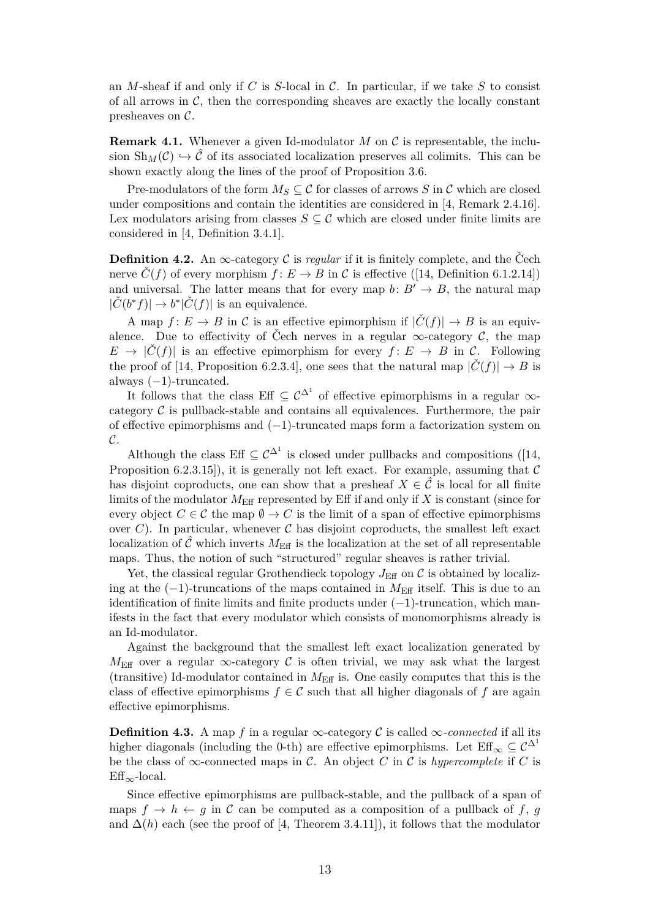an $M$-sheaf if and only if $C$ is $S$-local in $\mathcal{C}$. In particular, if we take $S$ to consist of all arrows in $\mathcal{C}$, then the corresponding sheaves are exactly the locally constant presheaves on $\mathcal{C}$.

**Remark 4.1.** Whenever a given Id-modulator $M$ on $\mathcal{C}$ is representable, the inclusion $\mathrm{Sh}_M(\mathcal{C}) \hookrightarrow \hat{\mathcal{C}}$ of its associated localization preserves all colimits. This can be shown exactly along the lines of the proof of Proposition 3.6.

Pre-modulators of the form $M_S \subseteq \mathcal{C}$ for classes of arrows $S$ in $\mathcal{C}$ which are closed under compositions and contain the identities are considered in [4, Remark 2.4.16]. Lex modulators arising from classes $S \subseteq \mathcal{C}$ which are closed under finite limits are considered in [4, Definition 3.4.1].

**Definition 4.2.** An $\infty$-category $\mathcal{C}$ is *regular* if it is finitely complete, and the Čech nerve $\check{C}(f)$ of every morphism $f\colon E \to B$ in $\mathcal{C}$ is effective ([14, Definition 6.1.2.14]) and universal. The latter means that for every map $b\colon B' \to B$, the natural map $|\check{C}(b^*f)| \to b^*|\check{C}(f)|$ is an equivalence.

A map $f\colon E \to B$ in $\mathcal{C}$ is an effective epimorphism if $|\check{C}(f)| \to B$ is an equivalence. Due to effectivity of Čech nerves in a regular $\infty$-category $\mathcal{C}$, the map $E \to |\check{C}(f)|$ is an effective epimorphism for every $f\colon E \to B$ in $\mathcal{C}$. Following the proof of [14, Proposition 6.2.3.4], one sees that the natural map $|\check{C}(f)| \to B$ is always $(-1)$-truncated.

It follows that the class $\mathrm{Eff} \subseteq \mathcal{C}^{\Delta^1}$ of effective epimorphisms in a regular $\infty$-category $\mathcal{C}$ is pullback-stable and contains all equivalences. Furthermore, the pair of effective epimorphisms and $(-1)$-truncated maps form a factorization system on $\mathcal{C}$.

Although the class $\mathrm{Eff} \subseteq \mathcal{C}^{\Delta^1}$ is closed under pullbacks and compositions ([14, Proposition 6.2.3.15]), it is generally not left exact. For example, assuming that $\mathcal{C}$ has disjoint coproducts, one can show that a presheaf $X \in \hat{\mathcal{C}}$ is local for all finite limits of the modulator $M_{\mathrm{Eff}}$ represented by Eff if and only if $X$ is constant (since for every object $C \in \mathcal{C}$ the map $\emptyset \to C$ is the limit of a span of effective epimorphisms over $C$). In particular, whenever $\mathcal{C}$ has disjoint coproducts, the smallest left exact localization of $\hat{\mathcal{C}}$ which inverts $M_{\mathrm{Eff}}$ is the localization at the set of all representable maps. Thus, the notion of such "structured" regular sheaves is rather trivial.

Yet, the classical regular Grothendieck topology $J_{\mathrm{Eff}}$ on $\mathcal{C}$ is obtained by localizing at the $(-1)$-truncations of the maps contained in $M_{\mathrm{Eff}}$ itself. This is due to an identification of finite limits and finite products under $(-1)$-truncation, which manifests in the fact that every modulator which consists of monomorphisms already is an Id-modulator.

Against the background that the smallest left exact localization generated by $M_{\mathrm{Eff}}$ over a regular $\infty$-category $\mathcal{C}$ is often trivial, we may ask what the largest (transitive) Id-modulator contained in $M_{\mathrm{Eff}}$ is. One easily computes that this is the class of effective epimorphisms $f \in \mathcal{C}$ such that all higher diagonals of $f$ are again effective epimorphisms.

**Definition 4.3.** A map $f$ in a regular $\infty$-category $\mathcal{C}$ is called $\infty$-*connected* if all its higher diagonals (including the 0-th) are effective epimorphisms. Let $\mathrm{Eff}_\infty \subseteq \mathcal{C}^{\Delta^1}$ be the class of $\infty$-connected maps in $\mathcal{C}$. An object $C$ in $\mathcal{C}$ is *hypercomplete* if $C$ is $\mathrm{Eff}_\infty$-local.

Since effective epimorphisms are pullback-stable, and the pullback of a span of maps $f \to h \leftarrow g$ in $\mathcal{C}$ can be computed as a composition of a pullback of $f$, $g$ and $\Delta(h)$ each (see the proof of [4, Theorem 3.4.11]), it follows that the modulator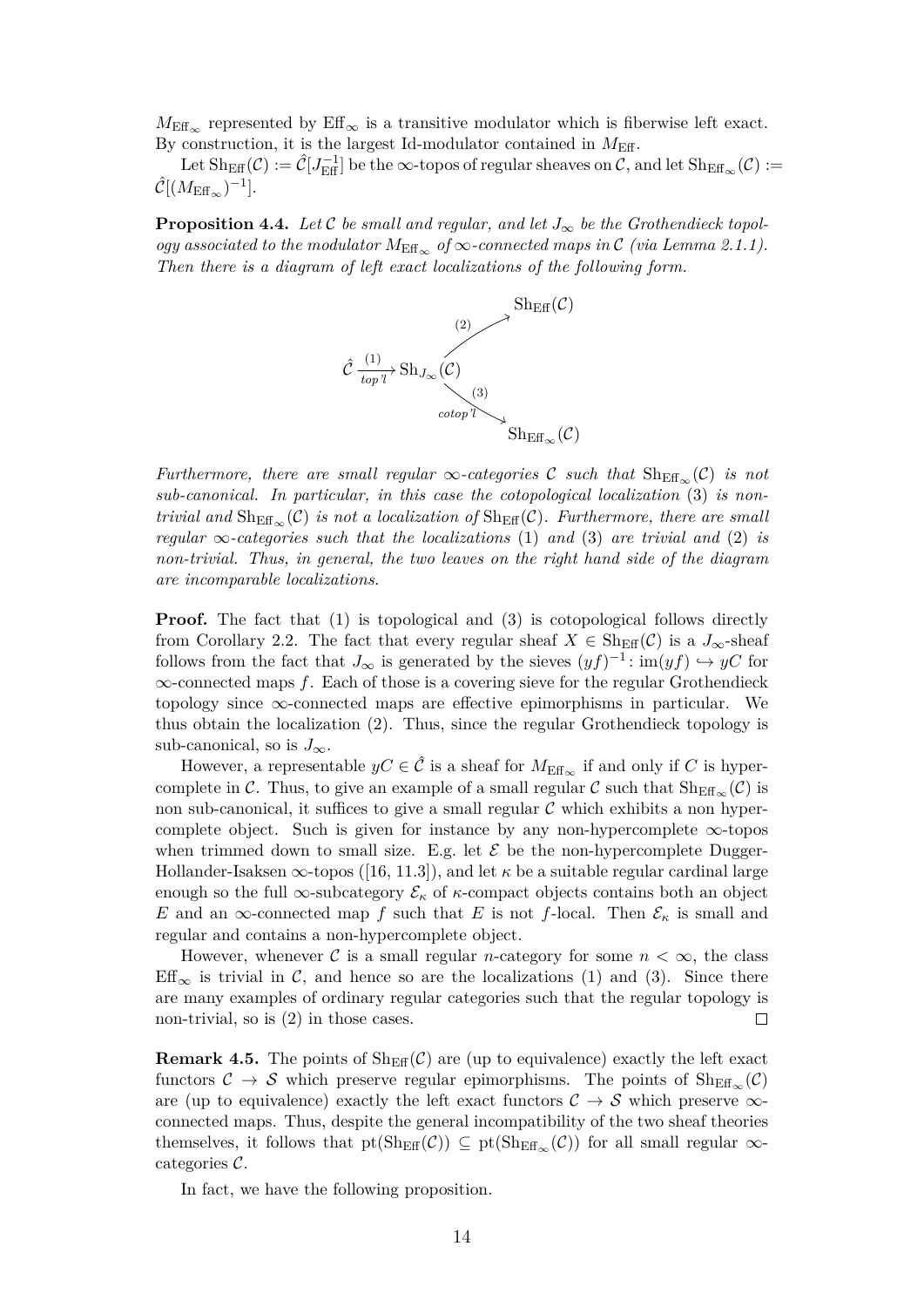$M_{\mathrm{Eff}_\infty}$ represented by $\mathrm{Eff}_\infty$ is a transitive modulator which is fiberwise left exact. By construction, it is the largest Id-modulator contained in $M_{\mathrm{Eff}}$.

Let $\mathrm{Sh}_{\mathrm{Eff}}(\mathcal{C}) := \hat{\mathcal{C}}[J_{\mathrm{Eff}}^{-1}]$ be the $\infty$-topos of regular sheaves on $\mathcal{C}$, and let $\mathrm{Sh}_{\mathrm{Eff}_\infty}(\mathcal{C}) := \hat{\mathcal{C}}[(M_{\mathrm{Eff}_\infty})^{-1}]$.

**Proposition 4.4.** *Let $\mathcal{C}$ be small and regular, and let $J_\infty$ be the Grothendieck topology associated to the modulator $M_{\mathrm{Eff}_\infty}$ of $\infty$-connected maps in $\mathcal{C}$ (via Lemma 2.1.1). Then there is a diagram of left exact localizations of the following form.*

$$\hat{\mathcal{C}} \xrightarrow[top'l]{(1)} \mathrm{Sh}_{J_\infty}(\mathcal{C}) \quad \begin{array}{l} \xrightarrow{(2)} \mathrm{Sh}_{\mathrm{Eff}}(\mathcal{C}) \\ \xrightarrow[cotop'l]{(3)} \mathrm{Sh}_{\mathrm{Eff}_\infty}(\mathcal{C}) \end{array}$$

*Furthermore, there are small regular $\infty$-categories $\mathcal{C}$ such that $\mathrm{Sh}_{\mathrm{Eff}_\infty}(\mathcal{C})$ is not sub-canonical. In particular, in this case the cotopological localization (3) is non-trivial and $\mathrm{Sh}_{\mathrm{Eff}_\infty}(\mathcal{C})$ is not a localization of $\mathrm{Sh}_{\mathrm{Eff}}(\mathcal{C})$. Furthermore, there are small regular $\infty$-categories such that the localizations (1) and (3) are trivial and (2) is non-trivial. Thus, in general, the two leaves on the right hand side of the diagram are incomparable localizations.*

**Proof.** The fact that (1) is topological and (3) is cotopological follows directly from Corollary 2.2. The fact that every regular sheaf $X \in \mathrm{Sh}_{\mathrm{Eff}}(\mathcal{C})$ is a $J_\infty$-sheaf follows from the fact that $J_\infty$ is generated by the sieves $(yf)^{-1} : \mathrm{im}(yf) \hookrightarrow yC$ for $\infty$-connected maps $f$. Each of those is a covering sieve for the regular Grothendieck topology since $\infty$-connected maps are effective epimorphisms in particular. We thus obtain the localization (2). Thus, since the regular Grothendieck topology is sub-canonical, so is $J_\infty$.

However, a representable $yC \in \hat{\mathcal{C}}$ is a sheaf for $M_{\mathrm{Eff}_\infty}$ if and only if $C$ is hypercomplete in $\mathcal{C}$. Thus, to give an example of a small regular $\mathcal{C}$ such that $\mathrm{Sh}_{\mathrm{Eff}_\infty}(\mathcal{C})$ is non sub-canonical, it suffices to give a small regular $\mathcal{C}$ which exhibits a non hypercomplete object. Such is given for instance by any non-hypercomplete $\infty$-topos when trimmed down to small size. E.g. let $\mathcal{E}$ be the non-hypercomplete Dugger-Hollander-Isaksen $\infty$-topos ([16, 11.3]), and let $\kappa$ be a suitable regular cardinal large enough so the full $\infty$-subcategory $\mathcal{E}_\kappa$ of $\kappa$-compact objects contains both an object $E$ and an $\infty$-connected map $f$ such that $E$ is not $f$-local. Then $\mathcal{E}_\kappa$ is small and regular and contains a non-hypercomplete object.

However, whenever $\mathcal{C}$ is a small regular $n$-category for some $n < \infty$, the class $\mathrm{Eff}_\infty$ is trivial in $\mathcal{C}$, and hence so are the localizations (1) and (3). Since there are many examples of ordinary regular categories such that the regular topology is non-trivial, so is (2) in those cases. $\square$

**Remark 4.5.** The points of $\mathrm{Sh}_{\mathrm{Eff}}(\mathcal{C})$ are (up to equivalence) exactly the left exact functors $\mathcal{C} \to \mathcal{S}$ which preserve regular epimorphisms. The points of $\mathrm{Sh}_{\mathrm{Eff}_\infty}(\mathcal{C})$ are (up to equivalence) exactly the left exact functors $\mathcal{C} \to \mathcal{S}$ which preserve $\infty$-connected maps. Thus, despite the general incompatibility of the two sheaf theories themselves, it follows that $\mathrm{pt}(\mathrm{Sh}_{\mathrm{Eff}}(\mathcal{C})) \subseteq \mathrm{pt}(\mathrm{Sh}_{\mathrm{Eff}_\infty}(\mathcal{C}))$ for all small regular $\infty$-categories $\mathcal{C}$.

In fact, we have the following proposition.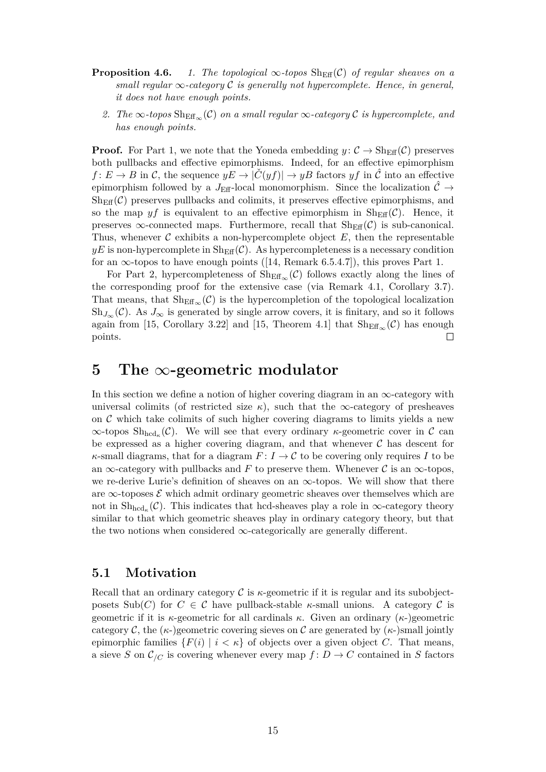**Proposition 4.6.** *1. The topological $\infty$-topos $\mathrm{Sh}_{\mathrm{Eff}}(\mathcal{C})$ of regular sheaves on a small regular $\infty$-category $\mathcal{C}$ is generally not hypercomplete. Hence, in general, it does not have enough points.*

*2. The $\infty$-topos $\mathrm{Sh}_{\mathrm{Eff}_\infty}(\mathcal{C})$ on a small regular $\infty$-category $\mathcal{C}$ is hypercomplete, and has enough points.*

**Proof.** For Part 1, we note that the Yoneda embedding $y\colon \mathcal{C} \to \mathrm{Sh}_{\mathrm{Eff}}(\mathcal{C})$ preserves both pullbacks and effective epimorphisms. Indeed, for an effective epimorphism $f\colon E \to B$ in $\mathcal{C}$, the sequence $yE \to |\check{C}(yf)| \to yB$ factors $yf$ in $\hat{\mathcal{C}}$ into an effective epimorphism followed by a $J_{\mathrm{Eff}}$-local monomorphism. Since the localization $\hat{\mathcal{C}} \to \mathrm{Sh}_{\mathrm{Eff}}(\mathcal{C})$ preserves pullbacks and colimits, it preserves effective epimorphisms, and so the map $yf$ is equivalent to an effective epimorphism in $\mathrm{Sh}_{\mathrm{Eff}}(\mathcal{C})$. Hence, it preserves $\infty$-connected maps. Furthermore, recall that $\mathrm{Sh}_{\mathrm{Eff}}(\mathcal{C})$ is sub-canonical. Thus, whenever $\mathcal{C}$ exhibits a non-hypercomplete object $E$, then the representable $yE$ is non-hypercomplete in $\mathrm{Sh}_{\mathrm{Eff}}(\mathcal{C})$. As hypercompleteness is a necessary condition for an $\infty$-topos to have enough points ([14, Remark 6.5.4.7]), this proves Part 1.

For Part 2, hypercompleteness of $\mathrm{Sh}_{\mathrm{Eff}_\infty}(\mathcal{C})$ follows exactly along the lines of the corresponding proof for the extensive case (via Remark 4.1, Corollary 3.7). That means, that $\mathrm{Sh}_{\mathrm{Eff}_\infty}(\mathcal{C})$ is the hypercompletion of the topological localization $\mathrm{Sh}_{J_\infty}(\mathcal{C})$. As $J_\infty$ is generated by single arrow covers, it is finitary, and so it follows again from [15, Corollary 3.22] and [15, Theorem 4.1] that $\mathrm{Sh}_{\mathrm{Eff}_\infty}(\mathcal{C})$ has enough points. □

# 5 The $\infty$-geometric modulator

In this section we define a notion of higher covering diagram in an $\infty$-category with universal colimits (of restricted size $\kappa$), such that the $\infty$-category of presheaves on $\mathcal{C}$ which take colimits of such higher covering diagrams to limits yields a new $\infty$-topos $\mathrm{Sh}_{\mathrm{hcd}_\kappa}(\mathcal{C})$. We will see that every ordinary $\kappa$-geometric cover in $\mathcal{C}$ can be expressed as a higher covering diagram, and that whenever $\mathcal{C}$ has descent for $\kappa$-small diagrams, that for a diagram $F\colon I \to \mathcal{C}$ to be covering only requires $I$ to be an $\infty$-category with pullbacks and $F$ to preserve them. Whenever $\mathcal{C}$ is an $\infty$-topos, we re-derive Lurie's definition of sheaves on an $\infty$-topos. We will show that there are $\infty$-toposes $\mathcal{E}$ which admit ordinary geometric sheaves over themselves which are not in $\mathrm{Sh}_{\mathrm{hcd}_\kappa}(\mathcal{C})$. This indicates that hcd-sheaves play a role in $\infty$-category theory similar to that which geometric sheaves play in ordinary category theory, but that the two notions when considered $\infty$-categorically are generally different.

## 5.1 Motivation

Recall that an ordinary category $\mathcal{C}$ is $\kappa$-geometric if it is regular and its subobject-posets $\mathrm{Sub}(C)$ for $C \in \mathcal{C}$ have pullback-stable $\kappa$-small unions. A category $\mathcal{C}$ is geometric if it is $\kappa$-geometric for all cardinals $\kappa$. Given an ordinary ($\kappa$-)geometric category $\mathcal{C}$, the ($\kappa$-)geometric covering sieves on $\mathcal{C}$ are generated by ($\kappa$-)small jointly epimorphic families $\{F(i) \mid i < \kappa\}$ of objects over a given object $C$. That means, a sieve $S$ on $\mathcal{C}_{/C}$ is covering whenever every map $f\colon D \to C$ contained in $S$ factors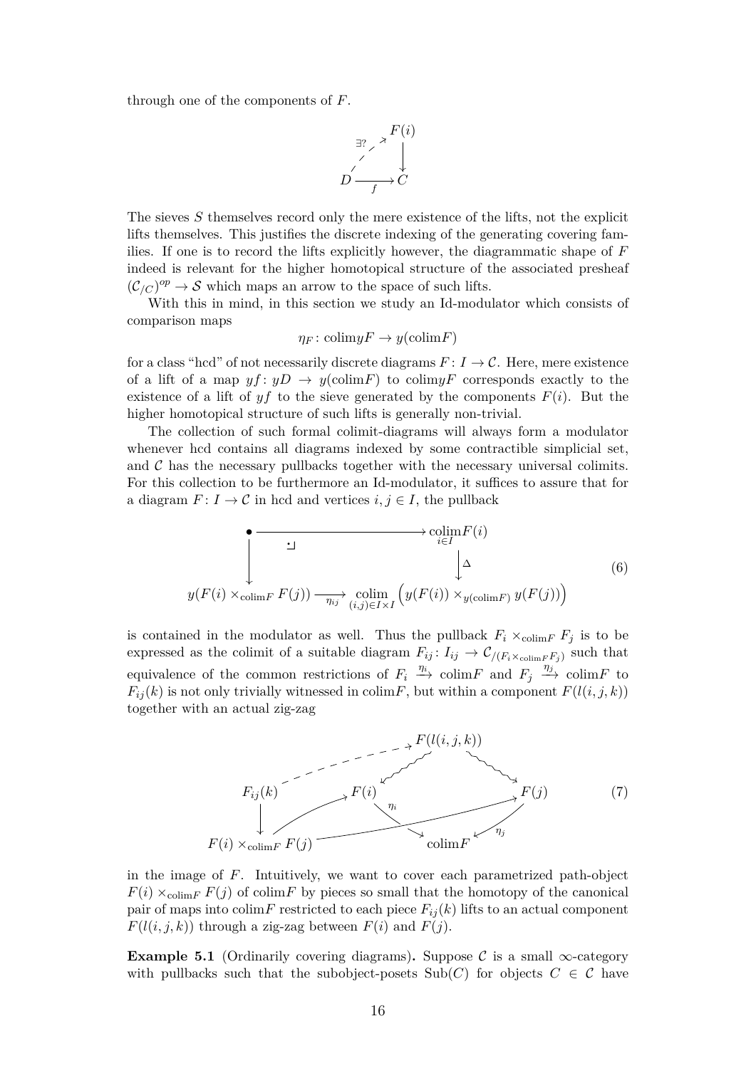through one of the components of $F$.

$$\begin{array}{ccc} & & F(i) \\ & \overset{\exists?}{\nearrow} & \downarrow \\ D & \xrightarrow[f]{} & C \end{array}$$

The sieves $S$ themselves record only the mere existence of the lifts, not the explicit lifts themselves. This justifies the discrete indexing of the generating covering families. If one is to record the lifts explicitly however, the diagrammatic shape of $F$ indeed is relevant for the higher homotopical structure of the associated presheaf $(\mathcal{C}_{/C})^{op} \to \mathcal{S}$ which maps an arrow to the space of such lifts.

With this in mind, in this section we study an Id-modulator which consists of comparison maps

$$\eta_F \colon \mathrm{colim} yF \to y(\mathrm{colim} F)$$

for a class "hcd" of not necessarily discrete diagrams $F \colon I \to \mathcal{C}$. Here, mere existence of a lift of a map $yf \colon yD \to y(\mathrm{colim}F)$ to $\mathrm{colim}yF$ corresponds exactly to the existence of a lift of $yf$ to the sieve generated by the components $F(i)$. But the higher homotopical structure of such lifts is generally non-trivial.

The collection of such formal colimit-diagrams will always form a modulator whenever hcd contains all diagrams indexed by some contractible simplicial set, and $\mathcal{C}$ has the necessary pullbacks together with the necessary universal colimits. For this collection to be furthermore an Id-modulator, it suffices to assure that for a diagram $F \colon I \to \mathcal{C}$ in hcd and vertices $i, j \in I$, the pullback

$$\begin{array}{ccc} \bullet & \longrightarrow & \underset{i \in I}{\mathrm{colim}} F(i) \\ \downarrow & \lrcorner & \downarrow \Delta \\ y(F(i) \times_{\mathrm{colim}F} F(j)) & \xrightarrow[\eta_{ij}]{} & \underset{(i,j) \in I \times I}{\mathrm{colim}} \Big( y(F(i)) \times_{y(\mathrm{colim}F)} y(F(j)) \Big) \end{array} \tag{6}$$

is contained in the modulator as well. Thus the pullback $F_i \times_{\mathrm{colim}F} F_j$ is to be expressed as the colimit of a suitable diagram $F_{ij} \colon I_{ij} \to \mathcal{C}_{/(F_i \times_{\mathrm{colim}F} F_j)}$ such that equivalence of the common restrictions of $F_i \xrightarrow{\eta_i} \mathrm{colim}F$ and $F_j \xrightarrow{\eta_j} \mathrm{colim}F$ to $F_{ij}(k)$ is not only trivially witnessed in $\mathrm{colim}F$, but within a component $F(l(i,j,k))$ together with an actual zig-zag

$$\begin{array}{ccccc} & & F(l(i,j,k)) & & \\ & \dashrightarrow & \swarrow \quad \searrow & & \\ F_{ij}(k) & & F(i) \qquad\qquad F(j) & & \\ \downarrow & & \searrow^{\eta_i} \quad \swarrow^{\eta_j} & & \\ F(i) \times_{\mathrm{colim}F} F(j) & & \mathrm{colim}F & & \end{array} \tag{7}$$

in the image of $F$. Intuitively, we want to cover each parametrized path-object $F(i) \times_{\mathrm{colim}F} F(j)$ of $\mathrm{colim}F$ by pieces so small that the homotopy of the canonical pair of maps into $\mathrm{colim}F$ restricted to each piece $F_{ij}(k)$ lifts to an actual component $F(l(i,j,k))$ through a zig-zag between $F(i)$ and $F(j)$.

**Example 5.1** (Ordinarily covering diagrams)**.** Suppose $\mathcal{C}$ is a small $\infty$-category with pullbacks such that the subobject-posets $\mathrm{Sub}(C)$ for objects $C \in \mathcal{C}$ have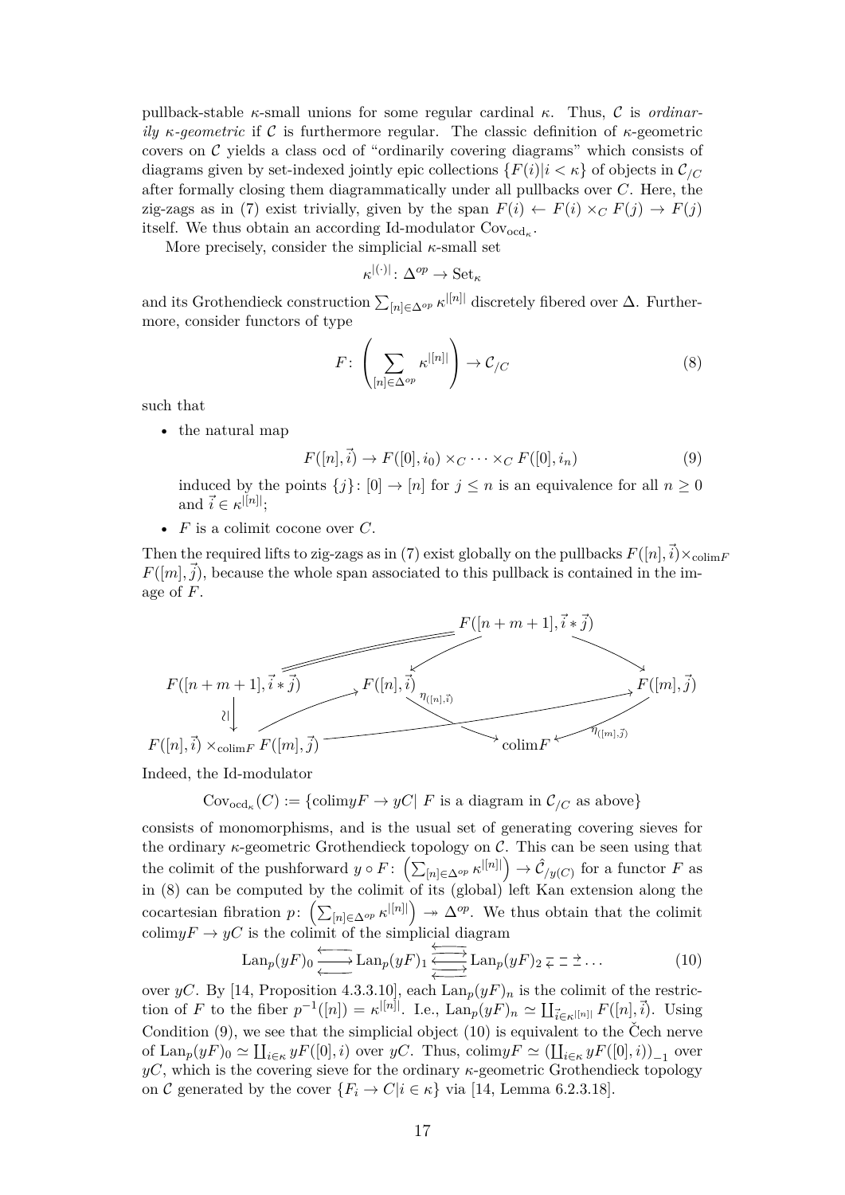pullback-stable $\kappa$-small unions for some regular cardinal $\kappa$. Thus, $\mathcal{C}$ is *ordinarily $\kappa$-geometric* if $\mathcal{C}$ is furthermore regular. The classic definition of $\kappa$-geometric covers on $\mathcal{C}$ yields a class ocd of "ordinarily covering diagrams" which consists of diagrams given by set-indexed jointly epic collections $\{F(i)|i<\kappa\}$ of objects in $\mathcal{C}_{/C}$ after formally closing them diagrammatically under all pullbacks over $C$. Here, the zig-zags as in (7) exist trivially, given by the span $F(i) \leftarrow F(i)\times_C F(j) \rightarrow F(j)$ itself. We thus obtain an according Id-modulator $\mathrm{Cov}_{\mathrm{ocd}_\kappa}$.

More precisely, consider the simplicial $\kappa$-small set

$$\kappa^{|(\cdot)|}\colon \Delta^{op} \to \mathrm{Set}_\kappa$$

and its Grothendieck construction $\sum_{[n]\in\Delta^{op}} \kappa^{|[n]|}$ discretely fibered over $\Delta$. Furthermore, consider functors of type

$$F\colon \left(\sum_{[n]\in\Delta^{op}} \kappa^{|[n]|}\right) \to \mathcal{C}_{/C} \tag{8}$$

such that

- the natural map
$$F([n],\vec{i}) \to F([0],i_0)\times_C \cdots \times_C F([0],i_n) \tag{9}$$
induced by the points $\{j\}\colon [0]\to[n]$ for $j\leq n$ is an equivalence for all $n\geq 0$ and $\vec{i}\in\kappa^{|[n]|}$;
- $F$ is a colimit cocone over $C$.

Then the required lifts to zig-zags as in (7) exist globally on the pullbacks $F([n],\vec{i})\times_{\mathrm{colim}F} F([m],\vec{j})$, because the whole span associated to this pullback is contained in the image of $F$.

$$\begin{array}{ccccc}
 & & F([n+m+1],\vec{i}*\vec{j}) & & \\
F([n+m+1],\vec{i}*\vec{j}) & & F([n],\vec{i}) & & F([m],\vec{j}) \\
\downarrow\wr & & {\scriptstyle \eta_{([n],\vec{i})}} & & {\scriptstyle \eta_{([m],\vec{j})}} \\
F([n],\vec{i})\times_{\mathrm{colim}F} F([m],\vec{j}) & & & \mathrm{colim}F &
\end{array}$$

Indeed, the Id-modulator

$$\mathrm{Cov}_{\mathrm{ocd}_\kappa}(C) := \{\mathrm{colim}yF \to yC \mid F \text{ is a diagram in } \mathcal{C}_{/C} \text{ as above}\}$$

consists of monomorphisms, and is the usual set of generating covering sieves for the ordinary $\kappa$-geometric Grothendieck topology on $\mathcal{C}$. This can be seen using that the colimit of the pushforward $y\circ F\colon \left(\sum_{[n]\in\Delta^{op}}\kappa^{|[n]|}\right)\to \hat{\mathcal{C}}_{/y(C)}$ for a functor $F$ as in (8) can be computed by the colimit of its (global) left Kan extension along the cocartesian fibration $p\colon \left(\sum_{[n]\in\Delta^{op}}\kappa^{|[n]|}\right) \twoheadrightarrow \Delta^{op}$. We thus obtain that the colimit $\mathrm{colim}yF\to yC$ is the colimit of the simplicial diagram

$$\mathrm{Lan}_p(yF)_0 \leftrightarrows \mathrm{Lan}_p(yF)_1 \leftrightarrows \mathrm{Lan}_p(yF)_2 \leftrightarrows \dots \tag{10}$$

over $yC$. By [14, Proposition 4.3.3.10], each $\mathrm{Lan}_p(yF)_n$ is the colimit of the restriction of $F$ to the fiber $p^{-1}([n])=\kappa^{|[n]|}$. I.e., $\mathrm{Lan}_p(yF)_n \simeq \coprod_{\vec{i}\in\kappa^{|[n]|}} F([n],\vec{i})$. Using Condition (9), we see that the simplicial object (10) is equivalent to the Čech nerve of $\mathrm{Lan}_p(yF)_0\simeq \coprod_{i\in\kappa} yF([0],i)$ over $yC$. Thus, $\mathrm{colim}yF\simeq \left(\coprod_{i\in\kappa} yF([0],i)\right)_{-1}$ over $yC$, which is the covering sieve for the ordinary $\kappa$-geometric Grothendieck topology on $\mathcal{C}$ generated by the cover $\{F_i\to C|i\in\kappa\}$ via [14, Lemma 6.2.3.18].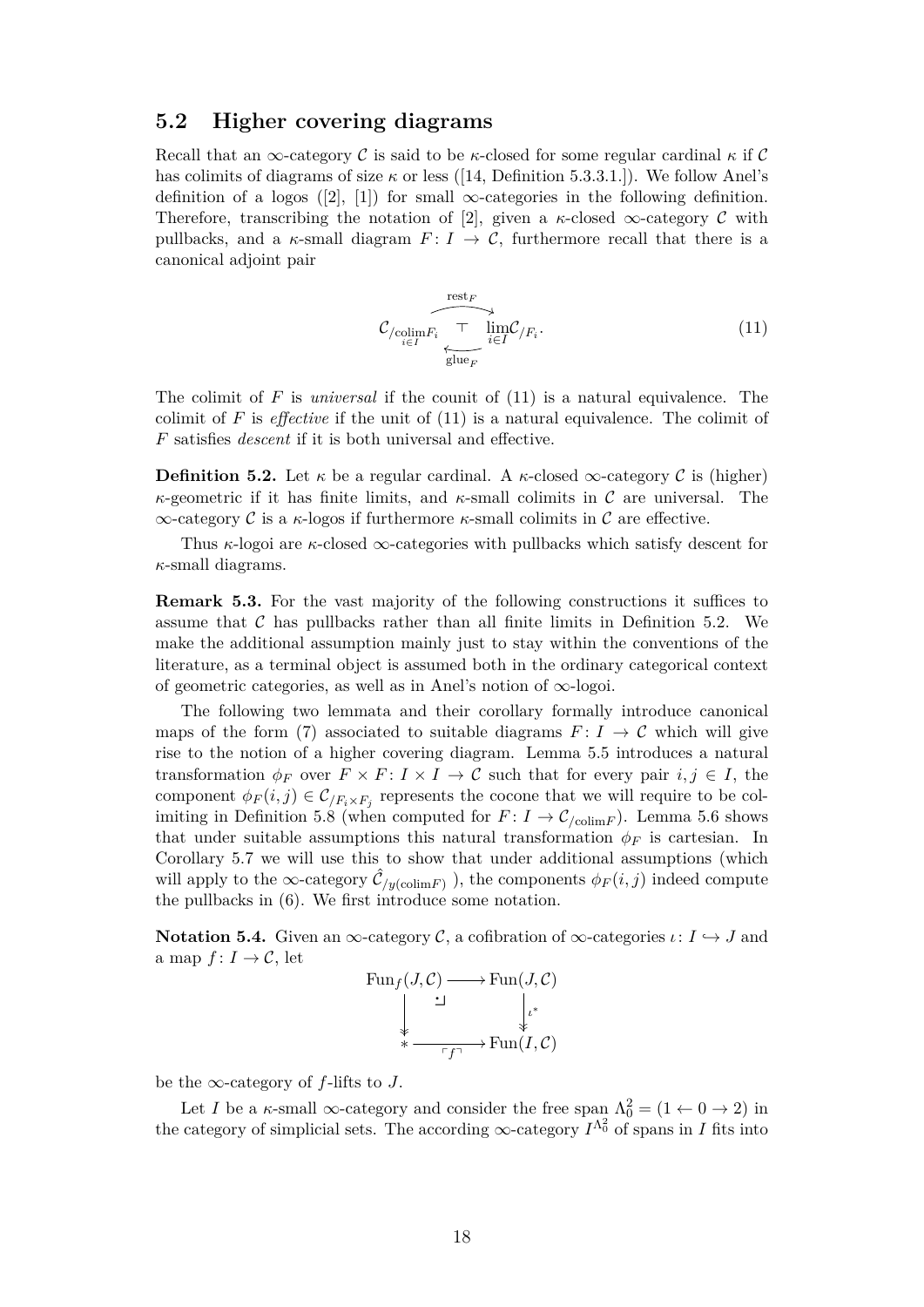## 5.2 Higher covering diagrams

Recall that an $\infty$-category $\mathcal{C}$ is said to be $\kappa$-closed for some regular cardinal $\kappa$ if $\mathcal{C}$ has colimits of diagrams of size $\kappa$ or less ([14, Definition 5.3.3.1.]). We follow Anel's definition of a logos ([2], [1]) for small $\infty$-categories in the following definition. Therefore, transcribing the notation of [2], given a $\kappa$-closed $\infty$-category $\mathcal{C}$ with pullbacks, and a $\kappa$-small diagram $F\colon I \to \mathcal{C}$, furthermore recall that there is a canonical adjoint pair

$$\mathcal{C}_{/\operatorname{colim}_{i\in I} F_i} \underset{\text{glue}_F}{\overset{\text{rest}_F}{\rightleftarrows}} \lim_{i\in I} \mathcal{C}_{/F_i}. \tag{11}$$

The colimit of $F$ is *universal* if the counit of (11) is a natural equivalence. The colimit of $F$ is *effective* if the unit of (11) is a natural equivalence. The colimit of $F$ satisfies *descent* if it is both universal and effective.

**Definition 5.2.** Let $\kappa$ be a regular cardinal. A $\kappa$-closed $\infty$-category $\mathcal{C}$ is (higher) $\kappa$-geometric if it has finite limits, and $\kappa$-small colimits in $\mathcal{C}$ are universal. The $\infty$-category $\mathcal{C}$ is a $\kappa$-logos if furthermore $\kappa$-small colimits in $\mathcal{C}$ are effective.

Thus $\kappa$-logoi are $\kappa$-closed $\infty$-categories with pullbacks which satisfy descent for $\kappa$-small diagrams.

**Remark 5.3.** For the vast majority of the following constructions it suffices to assume that $\mathcal{C}$ has pullbacks rather than all finite limits in Definition 5.2. We make the additional assumption mainly just to stay within the conventions of the literature, as a terminal object is assumed both in the ordinary categorical context of geometric categories, as well as in Anel's notion of $\infty$-logoi.

The following two lemmata and their corollary formally introduce canonical maps of the form (7) associated to suitable diagrams $F\colon I \to \mathcal{C}$ which will give rise to the notion of a higher covering diagram. Lemma 5.5 introduces a natural transformation $\phi_F$ over $F \times F\colon I \times I \to \mathcal{C}$ such that for every pair $i, j \in I$, the component $\phi_F(i,j) \in \mathcal{C}_{/F_i\times F_j}$ represents the cocone that we will require to be colimiting in Definition 5.8 (when computed for $F\colon I \to \mathcal{C}_{/\operatorname{colim}F}$). Lemma 5.6 shows that under suitable assumptions this natural transformation $\phi_F$ is cartesian. In Corollary 5.7 we will use this to show that under additional assumptions (which will apply to the $\infty$-category $\hat{\mathcal{C}}_{/y(\operatorname{colim}F)}$ ), the components $\phi_F(i,j)$ indeed compute the pullbacks in (6). We first introduce some notation.

**Notation 5.4.** Given an $\infty$-category $\mathcal{C}$, a cofibration of $\infty$-categories $\iota\colon I \hookrightarrow J$ and a map $f\colon I \to \mathcal{C}$, let

$$\begin{array}{ccc}
\operatorname{Fun}_f(J,\mathcal{C}) & \longrightarrow & \operatorname{Fun}(J,\mathcal{C}) \\
\big\downarrow & \lrcorner & \big\downarrow \iota^* \\
* & \xrightarrow{\ulcorner f \urcorner} & \operatorname{Fun}(I,\mathcal{C})
\end{array}$$

be the $\infty$-category of $f$-lifts to $J$.

Let $I$ be a $\kappa$-small $\infty$-category and consider the free span $\Lambda^2_0 = (1 \leftarrow 0 \rightarrow 2)$ in the category of simplicial sets. The according $\infty$-category $I^{\Lambda^2_0}$ of spans in $I$ fits into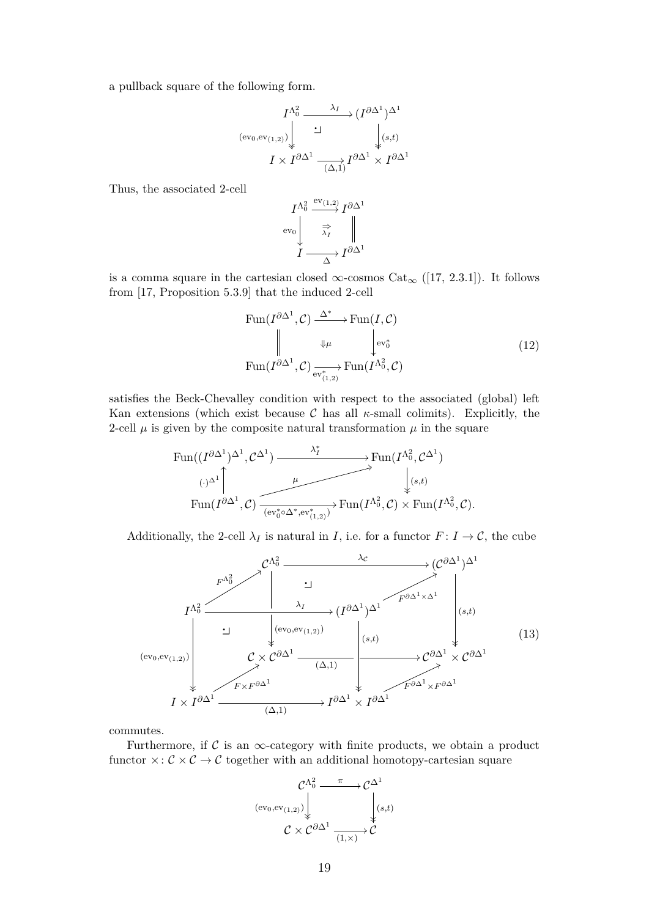a pullback square of the following form.

$$\begin{array}{ccc}
I^{\Lambda^2_0} & \xrightarrow{\lambda_I} & (I^{\partial\Delta^1})^{\Delta^1} \\
{\scriptstyle (\mathrm{ev}_0,\mathrm{ev}_{(1,2)})}\downarrow & \lrcorner & \downarrow{\scriptstyle (s,t)} \\
I \times I^{\partial\Delta^1} & \xrightarrow[(\Delta,1)]{} & I^{\partial\Delta^1} \times I^{\partial\Delta^1}
\end{array}$$

Thus, the associated 2-cell

$$\begin{array}{ccc}
I^{\Lambda^2_0} & \xrightarrow{\mathrm{ev}_{(1,2)}} & I^{\partial\Delta^1} \\
{\scriptstyle \mathrm{ev}_0}\downarrow & \overset{\Rightarrow}{\lambda_I} & \| \\
I & \xrightarrow[\Delta]{} & I^{\partial\Delta^1}
\end{array}$$

is a comma square in the cartesian closed $\infty$-cosmos $\mathrm{Cat}_\infty$ ([17, 2.3.1]). It follows from [17, Proposition 5.3.9] that the induced 2-cell

$$\begin{array}{ccc}
\mathrm{Fun}(I^{\partial\Delta^1},\mathcal{C}) & \xrightarrow{\Delta^*} & \mathrm{Fun}(I,\mathcal{C}) \\
\| & \Downarrow\mu & \downarrow{\scriptstyle \mathrm{ev}_0^*} \\
\mathrm{Fun}(I^{\partial\Delta^1},\mathcal{C}) & \xrightarrow[\mathrm{ev}^*_{(1,2)}]{} & \mathrm{Fun}(I^{\Lambda^2_0},\mathcal{C})
\end{array} \tag{12}$$

satisfies the Beck-Chevalley condition with respect to the associated (global) left Kan extensions (which exist because $\mathcal{C}$ has all $\kappa$-small colimits). Explicitly, the 2-cell $\mu$ is given by the composite natural transformation $\mu$ in the square

$$\begin{array}{ccc}
\mathrm{Fun}((I^{\partial\Delta^1})^{\Delta^1},\mathcal{C}^{\Delta^1}) & \xrightarrow{\lambda_I^*} & \mathrm{Fun}(I^{\Lambda^2_0},\mathcal{C}^{\Delta^1}) \\
{\scriptstyle (\cdot)^{\Delta^1}}\uparrow & \overset{\mu}{\nearrow} & \downarrow{\scriptstyle (s,t)} \\
\mathrm{Fun}(I^{\partial\Delta^1},\mathcal{C}) & \xrightarrow[(\mathrm{ev}_0^*\circ\Delta^*,\,\mathrm{ev}^*_{(1,2)})]{} & \mathrm{Fun}(I^{\Lambda^2_0},\mathcal{C}) \times \mathrm{Fun}(I^{\Lambda^2_0},\mathcal{C}).
\end{array}$$

Additionally, the 2-cell $\lambda_I$ is natural in $I$, i.e. for a functor $F\colon I \to \mathcal{C}$, the cube

$$\begin{array}{ccccccc}
& & \mathcal{C}^{\Lambda^2_0} & \xrightarrow{\lambda_{\mathcal{C}}} & & & (\mathcal{C}^{\partial\Delta^1})^{\Delta^1} \\
& {\scriptstyle F^{\Lambda^2_0}}\nearrow & \downarrow{\scriptstyle (\mathrm{ev}_0,\mathrm{ev}_{(1,2)})} & & & {\scriptstyle F^{\partial\Delta^1\times\Delta^1}}\nearrow & \downarrow{\scriptstyle (s,t)} \\
I^{\Lambda^2_0} & & \xrightarrow{\lambda_I} & & (I^{\partial\Delta^1})^{\Delta^1} & & \\
{\scriptstyle (\mathrm{ev}_0,\mathrm{ev}_{(1,2)})}\downarrow & & \mathcal{C} \times \mathcal{C}^{\partial\Delta^1} & \xrightarrow{(\Delta,1)} & \downarrow{\scriptstyle (s,t)} & & \mathcal{C}^{\partial\Delta^1} \times \mathcal{C}^{\partial\Delta^1} \\
& {\scriptstyle F\times F^{\partial\Delta^1}}\nearrow & & & & {\scriptstyle F^{\partial\Delta^1}\times F^{\partial\Delta^1}}\nearrow & \\
I \times I^{\partial\Delta^1} & & \xrightarrow[(\Delta,1)]{} & & I^{\partial\Delta^1} \times I^{\partial\Delta^1} & &
\end{array} \tag{13}$$

commutes.

Furthermore, if $\mathcal{C}$ is an $\infty$-category with finite products, we obtain a product functor $\times\colon \mathcal{C}\times\mathcal{C} \to \mathcal{C}$ together with an additional homotopy-cartesian square

$$\begin{array}{ccc}
\mathcal{C}^{\Lambda^2_0} & \xrightarrow{\pi} & \mathcal{C}^{\Delta^1} \\
{\scriptstyle (\mathrm{ev}_0,\mathrm{ev}_{(1,2)})}\downarrow & & \downarrow{\scriptstyle (s,t)} \\
\mathcal{C} \times \mathcal{C}^{\partial\Delta^1} & \xrightarrow[(1,\times)]{} & \mathcal{C}
\end{array}$$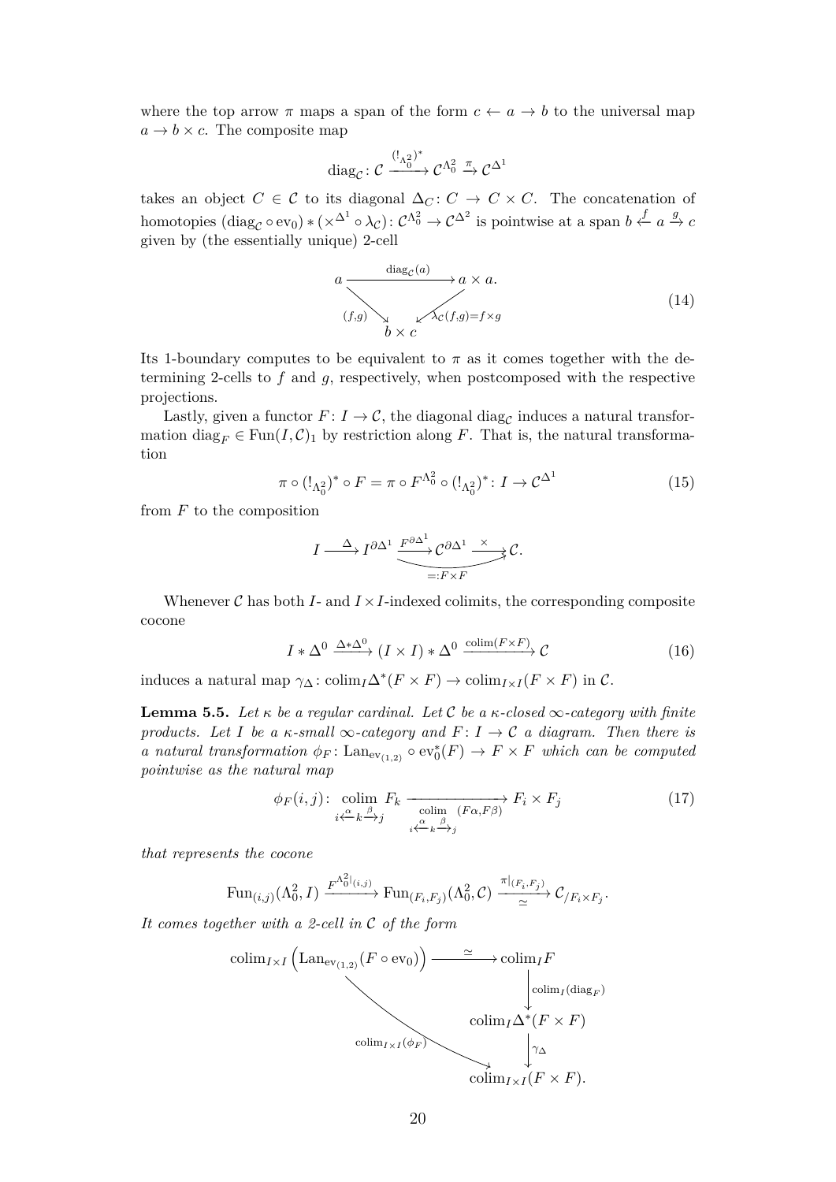where the top arrow $\pi$ maps a span of the form $c \leftarrow a \rightarrow b$ to the universal map $a \rightarrow b \times c$. The composite map

$$\mathrm{diag}_{\mathcal{C}} \colon \mathcal{C} \xrightarrow{(!_{\Lambda_0^2})^*} \mathcal{C}^{\Lambda_0^2} \xrightarrow{\pi} \mathcal{C}^{\Delta^1}$$

takes an object $C \in \mathcal{C}$ to its diagonal $\Delta_C \colon C \rightarrow C \times C$. The concatenation of homotopies $(\mathrm{diag}_{\mathcal{C}} \circ \mathrm{ev}_0) * (\times^{\Delta^1} \circ \lambda_{\mathcal{C}}) \colon \mathcal{C}^{\Lambda_0^2} \rightarrow \mathcal{C}^{\Delta^2}$ is pointwise at a span $b \xleftarrow{f} a \xrightarrow{g} c$ given by (the essentially unique) 2-cell

$$\begin{array}{ccc} a & \xrightarrow{\mathrm{diag}_{\mathcal{C}}(a)} & a \times a. \\ & {\scriptstyle (f,g)} \searrow \quad \swarrow {\scriptstyle \lambda_{\mathcal{C}}(f,g) = f \times g} & \\ & b \times c & \end{array} \tag{14}$$

Its 1-boundary computes to be equivalent to $\pi$ as it comes together with the determining 2-cells to $f$ and $g$, respectively, when postcomposed with the respective projections.

Lastly, given a functor $F \colon I \rightarrow \mathcal{C}$, the diagonal $\mathrm{diag}_{\mathcal{C}}$ induces a natural transformation $\mathrm{diag}_F \in \mathrm{Fun}(I, \mathcal{C})_1$ by restriction along $F$. That is, the natural transformation

$$\pi \circ (!_{\Lambda_0^2})^* \circ F = \pi \circ F^{\Lambda_0^2} \circ (!_{\Lambda_0^2})^* \colon I \rightarrow \mathcal{C}^{\Delta^1} \tag{15}$$

from $F$ to the composition

$$I \xrightarrow{\Delta} I^{\partial\Delta^1} \xrightarrow{F^{\partial\Delta^1}} \mathcal{C}^{\partial\Delta^1} \xrightarrow{\times} \mathcal{C}. \qquad \left(\text{composite } =: F \times F\right)$$

Whenever $\mathcal{C}$ has both $I$- and $I \times I$-indexed colimits, the corresponding composite cocone

$$I * \Delta^0 \xrightarrow{\Delta * \Delta^0} (I \times I) * \Delta^0 \xrightarrow{\mathrm{colim}(F \times F)} \mathcal{C} \tag{16}$$

induces a natural map $\gamma_\Delta \colon \mathrm{colim}_I \Delta^*(F \times F) \rightarrow \mathrm{colim}_{I \times I}(F \times F)$ in $\mathcal{C}$.

**Lemma 5.5.** *Let $\kappa$ be a regular cardinal. Let $\mathcal{C}$ be a $\kappa$-closed $\infty$-category with finite products. Let $I$ be a $\kappa$-small $\infty$-category and $F \colon I \rightarrow \mathcal{C}$ a diagram. Then there is a natural transformation $\phi_F \colon \mathrm{Lan}_{\mathrm{ev}_{(1,2)}} \circ \mathrm{ev}_0^*(F) \rightarrow F \times F$ which can be computed pointwise as the natural map*

$$\phi_F(i,j) \colon \underset{i \xleftarrow{\alpha} k \xrightarrow{\beta} j}{\mathrm{colim}} F_k \xrightarrow[\underset{i \xleftarrow{\alpha} k \xrightarrow{\beta} j}{\mathrm{colim}} \ (F\alpha, F\beta)]{} F_i \times F_j \tag{17}$$

*that represents the cocone*

$$\mathrm{Fun}_{(i,j)}(\Lambda_0^2, I) \xrightarrow{F^{\Lambda_0^2}|_{(i,j)}} \mathrm{Fun}_{(F_i,F_j)}(\Lambda_0^2, \mathcal{C}) \xrightarrow[\simeq]{\pi|_{(F_i,F_j)}} \mathcal{C}_{/F_i \times F_j}.$$

*It comes together with a 2-cell in $\mathcal{C}$ of the form*

$$\begin{array}{ccc} \mathrm{colim}_{I \times I}\left(\mathrm{Lan}_{\mathrm{ev}_{(1,2)}}(F \circ \mathrm{ev}_0)\right) & \xrightarrow{\simeq} & \mathrm{colim}_I F \\ & & \big\downarrow {\scriptstyle \mathrm{colim}_I(\mathrm{diag}_F)} \\ & & \mathrm{colim}_I \Delta^*(F \times F) \\ & {\scriptstyle \mathrm{colim}_{I \times I}(\phi_F)} \searrow & \big\downarrow {\scriptstyle \gamma_\Delta} \\ & & \mathrm{colim}_{I \times I}(F \times F). \end{array}$$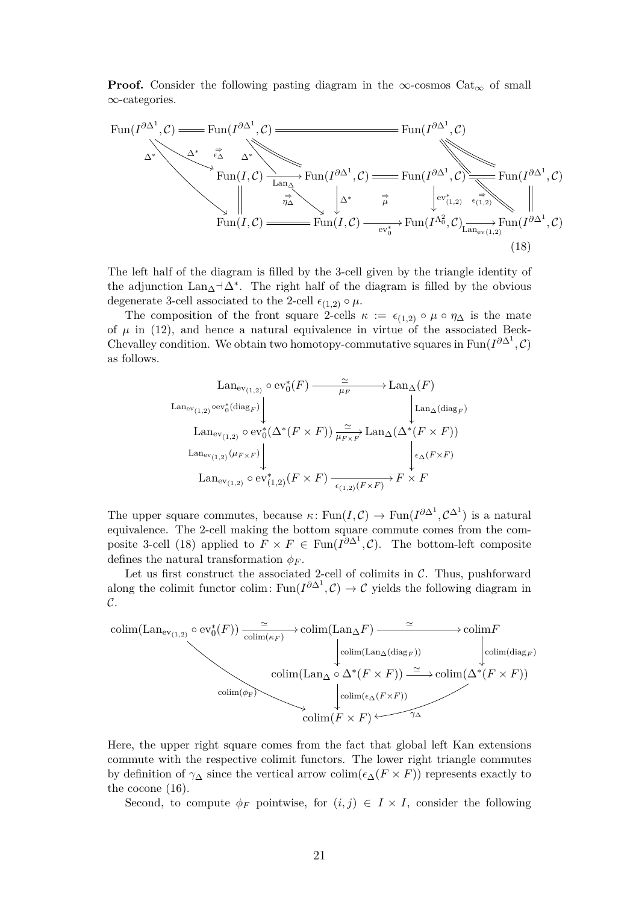**Proof.** Consider the following pasting diagram in the $\infty$-cosmos $\mathrm{Cat}_\infty$ of small $\infty$-categories.

$$
\begin{array}{ccccccccc}
\mathrm{Fun}(I^{\partial\Delta^1},\mathcal{C}) & = & \mathrm{Fun}(I^{\partial\Delta^1},\mathcal{C}) & = & & = & \mathrm{Fun}(I^{\partial\Delta^1},\mathcal{C}) & & \\
 & \overset{\Delta^*}{\searrow} \; \overset{\Rightarrow}{\epsilon_\Delta} & & \overset{\Delta^*}{\swarrow} & & & & & \\
 & & \mathrm{Fun}(I,\mathcal{C}) & \xrightarrow{\mathrm{Lan}_\Delta} & \mathrm{Fun}(I^{\partial\Delta^1},\mathcal{C}) & = & \mathrm{Fun}(I^{\partial\Delta^1},\mathcal{C}) & = & \mathrm{Fun}(I^{\partial\Delta^1},\mathcal{C}) \\
 & & \| & \overset{\Rightarrow}{\eta_\Delta} & \downarrow \Delta^* & \overset{\Rightarrow}{\mu} & \downarrow \mathrm{ev}^*_{(1,2)} \quad \overset{\Rightarrow}{\epsilon_{(1,2)}} & & \| \\
 & & \mathrm{Fun}(I,\mathcal{C}) & = & \mathrm{Fun}(I,\mathcal{C}) & \xrightarrow{\mathrm{ev}_0^*} & \mathrm{Fun}(I^{\Lambda^2_0},\mathcal{C}) & \xrightarrow{\mathrm{Lan}_{\mathrm{ev}(1,2)}} & \mathrm{Fun}(I^{\partial\Delta^1},\mathcal{C})
\end{array}
\tag{18}
$$

The left half of the diagram is filled by the 3-cell given by the triangle identity of the adjunction $\mathrm{Lan}_\Delta \dashv \Delta^*$. The right half of the diagram is filled by the obvious degenerate 3-cell associated to the 2-cell $\epsilon_{(1,2)} \circ \mu$.

The composition of the front square 2-cells $\kappa := \epsilon_{(1,2)} \circ \mu \circ \eta_\Delta$ is the mate of $\mu$ in (12), and hence a natural equivalence in virtue of the associated Beck-Chevalley condition. We obtain two homotopy-commutative squares in $\mathrm{Fun}(I^{\partial\Delta^1},\mathcal{C})$ as follows.

$$
\begin{array}{ccc}
\mathrm{Lan}_{\mathrm{ev}_{(1,2)}} \circ \mathrm{ev}_0^*(F) & \xrightarrow[\mu_F]{\simeq} & \mathrm{Lan}_\Delta(F) \\
\downarrow {\scriptstyle \mathrm{Lan}_{\mathrm{ev}_{(1,2)}} \circ \mathrm{ev}_0^*(\mathrm{diag}_F)} & & \downarrow {\scriptstyle \mathrm{Lan}_\Delta(\mathrm{diag}_F)} \\
\mathrm{Lan}_{\mathrm{ev}_{(1,2)}} \circ \mathrm{ev}_0^*(\Delta^*(F\times F)) & \xrightarrow[\mu_{F\times F}]{\simeq} & \mathrm{Lan}_\Delta(\Delta^*(F\times F)) \\
\downarrow {\scriptstyle \mathrm{Lan}_{\mathrm{ev}_{(1,2)}}(\mu_{F\times F})} & & \downarrow {\scriptstyle \epsilon_\Delta(F\times F)} \\
\mathrm{Lan}_{\mathrm{ev}_{(1,2)}} \circ \mathrm{ev}^*_{(1,2)}(F\times F) & \xrightarrow[\epsilon_{(1,2)}(F\times F)]{} & F\times F
\end{array}
$$

The upper square commutes, because $\kappa\colon \mathrm{Fun}(I,\mathcal{C}) \to \mathrm{Fun}(I^{\partial\Delta^1},\mathcal{C}^{\Delta^1})$ is a natural equivalence. The 2-cell making the bottom square commute comes from the composite 3-cell (18) applied to $F\times F \in \mathrm{Fun}(I^{\partial\Delta^1},\mathcal{C})$. The bottom-left composite defines the natural transformation $\phi_F$.

Let us first construct the associated 2-cell of colimits in $\mathcal{C}$. Thus, pushforward along the colimit functor $\mathrm{colim}\colon \mathrm{Fun}(I^{\partial\Delta^1},\mathcal{C}) \to \mathcal{C}$ yields the following diagram in $\mathcal{C}$.

$$
\begin{array}{ccccc}
\mathrm{colim}(\mathrm{Lan}_{\mathrm{ev}_{(1,2)}} \circ \mathrm{ev}_0^*(F)) & \xrightarrow[\mathrm{colim}(\kappa_F)]{\simeq} & \mathrm{colim}(\mathrm{Lan}_\Delta F) & \xrightarrow{\simeq} & \mathrm{colim} F \\
 & & \downarrow {\scriptstyle \mathrm{colim}(\mathrm{Lan}_\Delta(\mathrm{diag}_F))} & & \downarrow {\scriptstyle \mathrm{colim}(\mathrm{diag}_F)} \\
 & {\scriptstyle \mathrm{colim}(\phi_F)} \searrow & \mathrm{colim}(\mathrm{Lan}_\Delta \circ \Delta^*(F\times F)) & \xrightarrow{\simeq} & \mathrm{colim}(\Delta^*(F\times F)) \\
 & & \downarrow {\scriptstyle \mathrm{colim}(\epsilon_\Delta(F\times F))} & \swarrow {\scriptstyle \gamma_\Delta} & \\
 & & \mathrm{colim}(F\times F) & &
\end{array}
$$

Here, the upper right square comes from the fact that global left Kan extensions commute with the respective colimit functors. The lower right triangle commutes by definition of $\gamma_\Delta$ since the vertical arrow $\mathrm{colim}(\epsilon_\Delta(F\times F))$ represents exactly to the cocone (16).

Second, to compute $\phi_F$ pointwise, for $(i,j) \in I\times I$, consider the following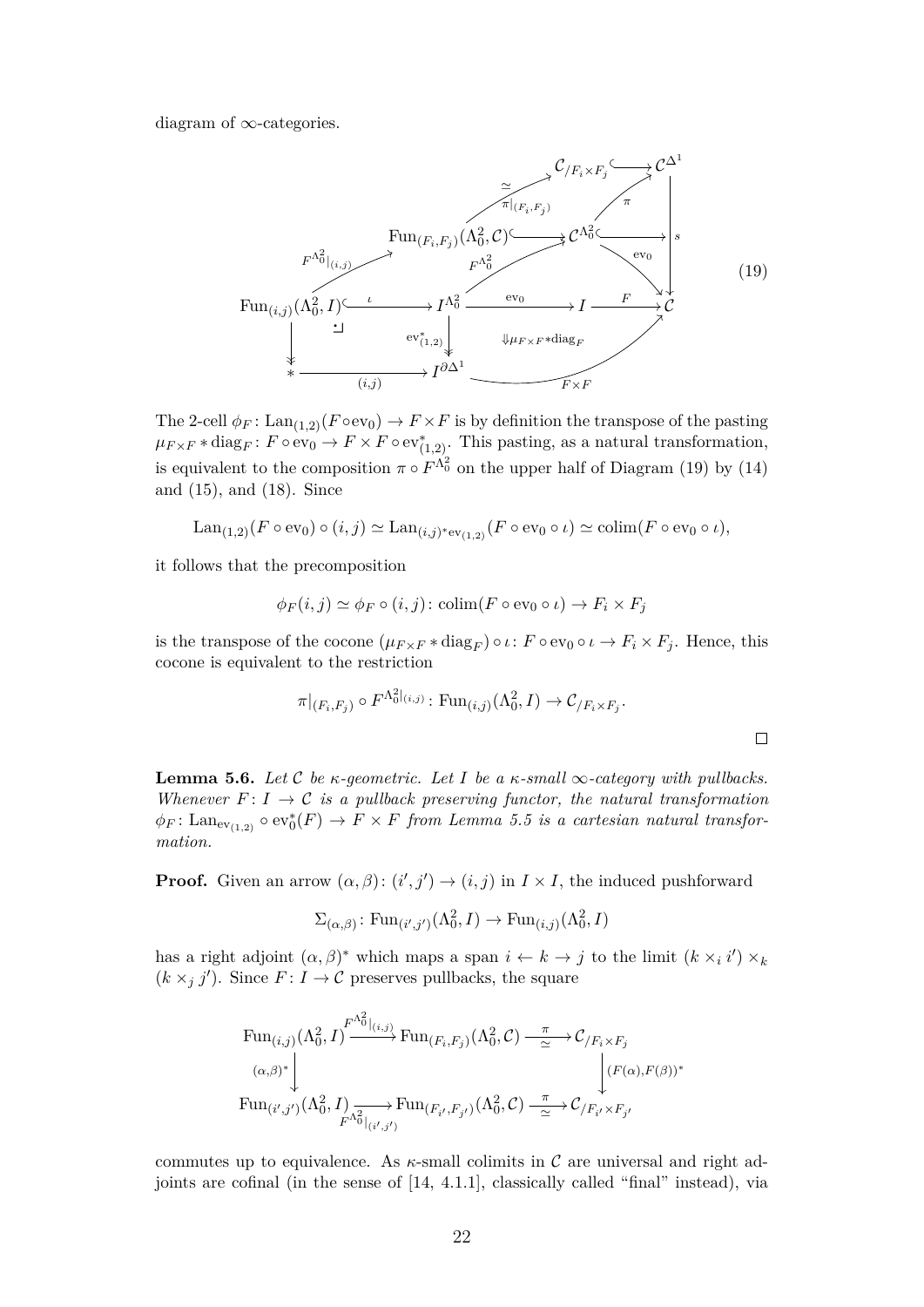diagram of $\infty$-categories.

$$\begin{array}{ccccccc}
 & & & & \mathcal{C}_{/F_i\times F_j} & \hookrightarrow & \mathcal{C}^{\Delta^1} \\
 & & & \overset{\simeq}{\nearrow}{\scriptstyle \pi|_{(F_i,F_j)}} & & \nearrow{\scriptstyle \pi} & \downarrow{\scriptstyle s} \\
 & & \mathrm{Fun}_{(F_i,F_j)}(\Lambda^2_0,\mathcal{C}) & \hookrightarrow & \mathcal{C}^{\Lambda^2_0} & \hookrightarrow & \mathcal{C} \\
 & \overset{F^{\Lambda^2_0}|_{(i,j)}}{\nearrow} & & \overset{F^{\Lambda^2_0}}{\nearrow} & & \searrow{\scriptstyle \mathrm{ev}_0} & \\
\mathrm{Fun}_{(i,j)}(\Lambda^2_0,I) & \xhookrightarrow{\iota} & I^{\Lambda^2_0} & \xrightarrow{\mathrm{ev}_0} & I & \xrightarrow{F} & \mathcal{C} \\
\downarrow & \lrcorner & \downarrow{\scriptstyle \mathrm{ev}^*_{(1,2)}} & & \Downarrow \mu_{F\times F} * \mathrm{diag}_F & & \\
* & \xrightarrow{(i,j)} & I^{\partial\Delta^1} & & \xrightarrow{F\times F} & & \mathcal{C}
\end{array} \tag{19}$$

The 2-cell $\phi_F\colon \mathrm{Lan}_{(1,2)}(F\circ \mathrm{ev}_0) \to F\times F$ is by definition the transpose of the pasting $\mu_{F\times F} * \mathrm{diag}_F\colon F\circ \mathrm{ev}_0 \to F\times F\circ \mathrm{ev}^*_{(1,2)}$. This pasting, as a natural transformation, is equivalent to the composition $\pi \circ F^{\Lambda^2_0}$ on the upper half of Diagram (19) by (14) and (15), and (18). Since

$$\mathrm{Lan}_{(1,2)}(F\circ \mathrm{ev}_0)\circ (i,j) \simeq \mathrm{Lan}_{(i,j)^*\mathrm{ev}_{(1,2)}}(F\circ \mathrm{ev}_0\circ\iota) \simeq \mathrm{colim}(F\circ \mathrm{ev}_0\circ\iota),$$

it follows that the precomposition

$$\phi_F(i,j) \simeq \phi_F\circ (i,j)\colon \mathrm{colim}(F\circ \mathrm{ev}_0\circ\iota) \to F_i\times F_j$$

is the transpose of the cocone $(\mu_{F\times F} * \mathrm{diag}_F)\circ\iota\colon F\circ \mathrm{ev}_0\circ\iota \to F_i\times F_j$. Hence, this cocone is equivalent to the restriction

$$\pi|_{(F_i,F_j)}\circ F^{\Lambda^2_0|_{(i,j)}}\colon \mathrm{Fun}_{(i,j)}(\Lambda^2_0,I) \to \mathcal{C}_{/F_i\times F_j}.$$

$\square$

**Lemma 5.6.** *Let $\mathcal{C}$ be $\kappa$-geometric. Let $I$ be a $\kappa$-small $\infty$-category with pullbacks. Whenever $F\colon I\to\mathcal{C}$ is a pullback preserving functor, the natural transformation $\phi_F\colon \mathrm{Lan}_{\mathrm{ev}_{(1,2)}}\circ \mathrm{ev}^*_0(F) \to F\times F$ from Lemma 5.5 is a cartesian natural transformation.*

**Proof.** Given an arrow $(\alpha,\beta)\colon (i',j')\to(i,j)$ in $I\times I$, the induced pushforward

$$\Sigma_{(\alpha,\beta)}\colon \mathrm{Fun}_{(i',j')}(\Lambda^2_0,I) \to \mathrm{Fun}_{(i,j)}(\Lambda^2_0,I)$$

has a right adjoint $(\alpha,\beta)^*$ which maps a span $i\leftarrow k\to j$ to the limit $(k\times_i i')\times_k (k\times_j j')$. Since $F\colon I\to\mathcal{C}$ preserves pullbacks, the square

$$\begin{array}{ccccc}
\mathrm{Fun}_{(i,j)}(\Lambda^2_0,I) & \xrightarrow{F^{\Lambda^2_0}|_{(i,j)}} & \mathrm{Fun}_{(F_i,F_j)}(\Lambda^2_0,\mathcal{C}) & \xrightarrow[\simeq]{\pi} & \mathcal{C}_{/F_i\times F_j} \\
\downarrow{\scriptstyle (\alpha,\beta)^*} & & & & \downarrow{\scriptstyle (F(\alpha),F(\beta))^*} \\
\mathrm{Fun}_{(i',j')}(\Lambda^2_0,I) & \xrightarrow[F^{\Lambda^2_0}|_{(i',j')}]{} & \mathrm{Fun}_{(F_{i'},F_{j'})}(\Lambda^2_0,\mathcal{C}) & \xrightarrow[\simeq]{\pi} & \mathcal{C}_{/F_{i'}\times F_{j'}}
\end{array}$$

commutes up to equivalence. As $\kappa$-small colimits in $\mathcal{C}$ are universal and right adjoints are cofinal (in the sense of [14, 4.1.1], classically called "final" instead), via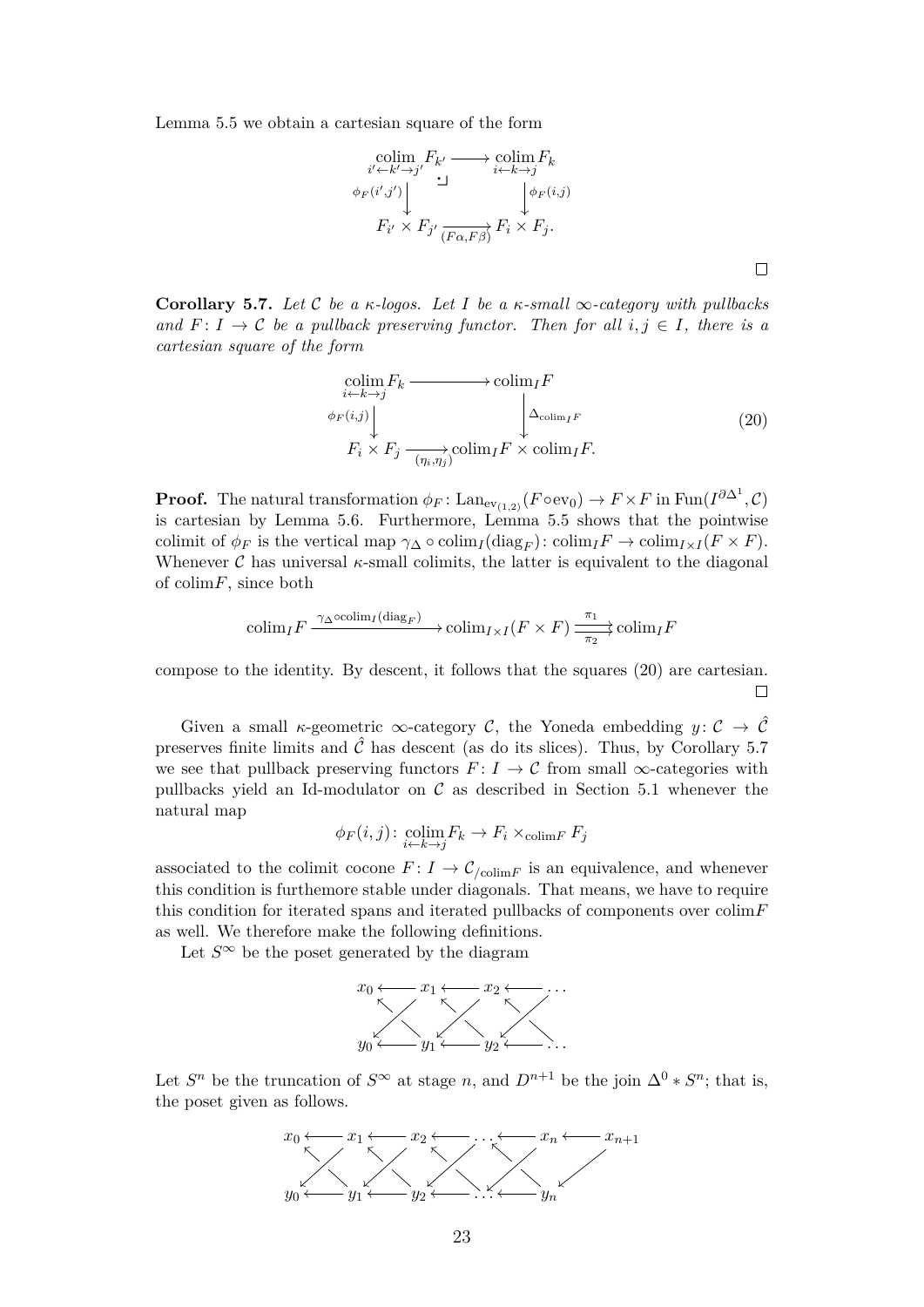Lemma 5.5 we obtain a cartesian square of the form

$$\begin{array}{ccc}
\operatorname*{colim}_{i' \leftarrow k' \rightarrow j'} F_{k'} & \longrightarrow & \operatorname*{colim}_{i \leftarrow k \rightarrow j} F_k \\
{\scriptstyle \phi_F(i',j')} \downarrow & \lrcorner & \downarrow {\scriptstyle \phi_F(i,j)} \\
F_{i'} \times F_{j'} & \xrightarrow[(F\alpha, F\beta)]{} & F_i \times F_j.
\end{array}$$

□

**Corollary 5.7.** *Let $\mathcal{C}$ be a $\kappa$-logos. Let $I$ be a $\kappa$-small $\infty$-category with pullbacks and $F\colon I \to \mathcal{C}$ be a pullback preserving functor. Then for all $i, j \in I$, there is a cartesian square of the form*

$$\begin{array}{ccc}
\operatorname*{colim}_{i \leftarrow k \rightarrow j} F_k & \longrightarrow & \mathrm{colim}_I F \\
{\scriptstyle \phi_F(i,j)} \downarrow & & \downarrow {\scriptstyle \Delta_{\mathrm{colim}_I F}} \\
F_i \times F_j & \xrightarrow[(\eta_i, \eta_j)]{} & \mathrm{colim}_I F \times \mathrm{colim}_I F.
\end{array} \tag{20}$$

**Proof.** The natural transformation $\phi_F\colon \mathrm{Lan}_{\mathrm{ev}_{(1,2)}}(F \circ \mathrm{ev}_0) \to F \times F$ in $\mathrm{Fun}(I^{\partial\Delta^1}, \mathcal{C})$ is cartesian by Lemma 5.6. Furthermore, Lemma 5.5 shows that the pointwise colimit of $\phi_F$ is the vertical map $\gamma_\Delta \circ \mathrm{colim}_I(\mathrm{diag}_F)\colon \mathrm{colim}_I F \to \mathrm{colim}_{I\times I}(F \times F)$. Whenever $\mathcal{C}$ has universal $\kappa$-small colimits, the latter is equivalent to the diagonal of $\mathrm{colim} F$, since both

$$\mathrm{colim}_I F \xrightarrow{\gamma_\Delta \circ \mathrm{colim}_I(\mathrm{diag}_F)} \mathrm{colim}_{I\times I}(F \times F) \underset{\pi_2}{\overset{\pi_1}{\rightrightarrows}} \mathrm{colim}_I F$$

compose to the identity. By descent, it follows that the squares (20) are cartesian.

□

Given a small $\kappa$-geometric $\infty$-category $\mathcal{C}$, the Yoneda embedding $y\colon \mathcal{C} \to \hat{\mathcal{C}}$ preserves finite limits and $\hat{\mathcal{C}}$ has descent (as do its slices). Thus, by Corollary 5.7 we see that pullback preserving functors $F\colon I \to \mathcal{C}$ from small $\infty$-categories with pullbacks yield an Id-modulator on $\mathcal{C}$ as described in Section 5.1 whenever the natural map

$$\phi_F(i,j)\colon \operatorname*{colim}_{i \leftarrow k \rightarrow j} F_k \to F_i \times_{\mathrm{colim} F} F_j$$

associated to the colimit cocone $F\colon I \to \mathcal{C}_{/\mathrm{colim} F}$ is an equivalence, and whenever this condition is furthemore stable under diagonals. That means, we have to require this condition for iterated spans and iterated pullbacks of components over $\mathrm{colim} F$ as well. We therefore make the following definitions.

Let $S^\infty$ be the poset generated by the diagram

$$\begin{array}{ccccccc}
x_0 & \longleftarrow & x_1 & \longleftarrow & x_2 & \longleftarrow & \cdots \\
& \nwarrow\swarrow & & \nwarrow\swarrow & & \nwarrow\swarrow & \\
y_0 & \longleftarrow & y_1 & \longleftarrow & y_2 & \longleftarrow & \cdots
\end{array}$$

Let $S^n$ be the truncation of $S^\infty$ at stage $n$, and $D^{n+1}$ be the join $\Delta^0 * S^n$; that is, the poset given as follows.

$$\begin{array}{ccccccccccc}
x_0 & \longleftarrow & x_1 & \longleftarrow & x_2 & \longleftarrow & \cdots & \longleftarrow & x_n & \longleftarrow & x_{n+1} \\
& \nwarrow\swarrow & & \nwarrow\swarrow & & \nwarrow\swarrow & & \nwarrow\swarrow & & \swarrow & \\
y_0 & \longleftarrow & y_1 & \longleftarrow & y_2 & \longleftarrow & \cdots & \longleftarrow & y_n & &
\end{array}$$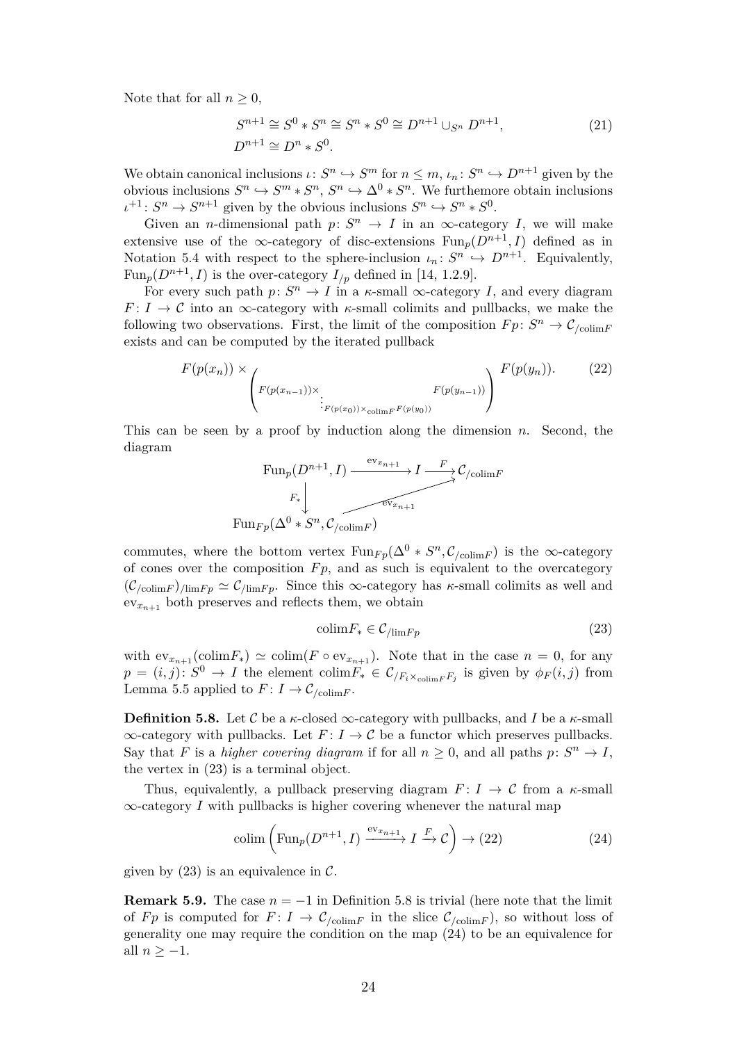Note that for all $n \geq 0$,

$$
\begin{aligned}
S^{n+1} &\cong S^0 * S^n \cong S^n * S^0 \cong D^{n+1} \cup_{S^n} D^{n+1}, \\
D^{n+1} &\cong D^n * S^0.
\end{aligned}
\tag{21}
$$

We obtain canonical inclusions $\iota\colon S^n \hookrightarrow S^m$ for $n \leq m$, $\iota_n\colon S^n \hookrightarrow D^{n+1}$ given by the obvious inclusions $S^n \hookrightarrow S^m * S^n$, $S^n \hookrightarrow \Delta^0 * S^n$. We furthermore obtain inclusions $\iota^{+1}\colon S^n \to S^{n+1}$ given by the obvious inclusions $S^n \hookrightarrow S^n * S^0$.

Given an $n$-dimensional path $p\colon S^n \to I$ in an $\infty$-category $I$, we will make extensive use of the $\infty$-category of disc-extensions $\mathrm{Fun}_p(D^{n+1}, I)$ defined as in Notation 5.4 with respect to the sphere-inclusion $\iota_n\colon S^n \hookrightarrow D^{n+1}$. Equivalently, $\mathrm{Fun}_p(D^{n+1}, I)$ is the over-category $I_{/p}$ defined in [14, 1.2.9].

For every such path $p\colon S^n \to I$ in a $\kappa$-small $\infty$-category $I$, and every diagram $F\colon I \to \mathcal{C}$ into an $\infty$-category with $\kappa$-small colimits and pullbacks, we make the following two observations. First, the limit of the composition $Fp\colon S^n \to \mathcal{C}_{/\mathrm{colim}F}$ exists and can be computed by the iterated pullback

$$
F(p(x_n)) \times \left( F(p(x_{n-1})) \times \vdots_{F(p(x_0)) \times_{\mathrm{colim}F} F(p(y_0))} F(p(y_{n-1})) \right) F(p(y_n)).
\tag{22}
$$

This can be seen by a proof by induction along the dimension $n$. Second, the diagram

$$
\begin{array}{ccc}
\mathrm{Fun}_p(D^{n+1}, I) & \xrightarrow{\mathrm{ev}_{x_{n+1}}} I \xrightarrow{F} & \mathcal{C}_{/\mathrm{colim}F} \\
\Big\downarrow F_* & \nearrow_{\mathrm{ev}_{x_{n+1}}} & \\
\mathrm{Fun}_{Fp}(\Delta^0 * S^n, \mathcal{C}_{/\mathrm{colim}F}) & &
\end{array}
$$

commutes, where the bottom vertex $\mathrm{Fun}_{Fp}(\Delta^0 * S^n, \mathcal{C}_{/\mathrm{colim}F})$ is the $\infty$-category of cones over the composition $Fp$, and as such is equivalent to the overcategory $(\mathcal{C}_{/\mathrm{colim}F})_{/\lim Fp} \simeq \mathcal{C}_{/\lim Fp}$. Since this $\infty$-category has $\kappa$-small colimits as well and $\mathrm{ev}_{x_{n+1}}$ both preserves and reflects them, we obtain

$$
\mathrm{colim}F_* \in \mathcal{C}_{/\lim Fp}
\tag{23}
$$

with $\mathrm{ev}_{x_{n+1}}(\mathrm{colim}F_*) \simeq \mathrm{colim}(F \circ \mathrm{ev}_{x_{n+1}})$. Note that in the case $n = 0$, for any $p = (i,j)\colon S^0 \to I$ the element $\mathrm{colim}F_* \in \mathcal{C}_{/F_i \times_{\mathrm{colim}F} F_j}$ is given by $\phi_F(i,j)$ from Lemma 5.5 applied to $F\colon I \to \mathcal{C}_{/\mathrm{colim}F}$.

**Definition 5.8.** Let $\mathcal{C}$ be a $\kappa$-closed $\infty$-category with pullbacks, and $I$ be a $\kappa$-small $\infty$-category with pullbacks. Let $F\colon I \to \mathcal{C}$ be a functor which preserves pullbacks. Say that $F$ is a *higher covering diagram* if for all $n \geq 0$, and all paths $p\colon S^n \to I$, the vertex in (23) is a terminal object.

Thus, equivalently, a pullback preserving diagram $F\colon I \to \mathcal{C}$ from a $\kappa$-small $\infty$-category $I$ with pullbacks is higher covering whenever the natural map

$$
\mathrm{colim}\left( \mathrm{Fun}_p(D^{n+1}, I) \xrightarrow{\mathrm{ev}_{x_{n+1}}} I \xrightarrow{F} \mathcal{C} \right) \to (22)
\tag{24}
$$

given by (23) is an equivalence in $\mathcal{C}$.

**Remark 5.9.** The case $n = -1$ in Definition 5.8 is trivial (here note that the limit of $Fp$ is computed for $F\colon I \to \mathcal{C}_{/\mathrm{colim}F}$ in the slice $\mathcal{C}_{/\mathrm{colim}F}$), so without loss of generality one may require the condition on the map (24) to be an equivalence for all $n \geq -1$.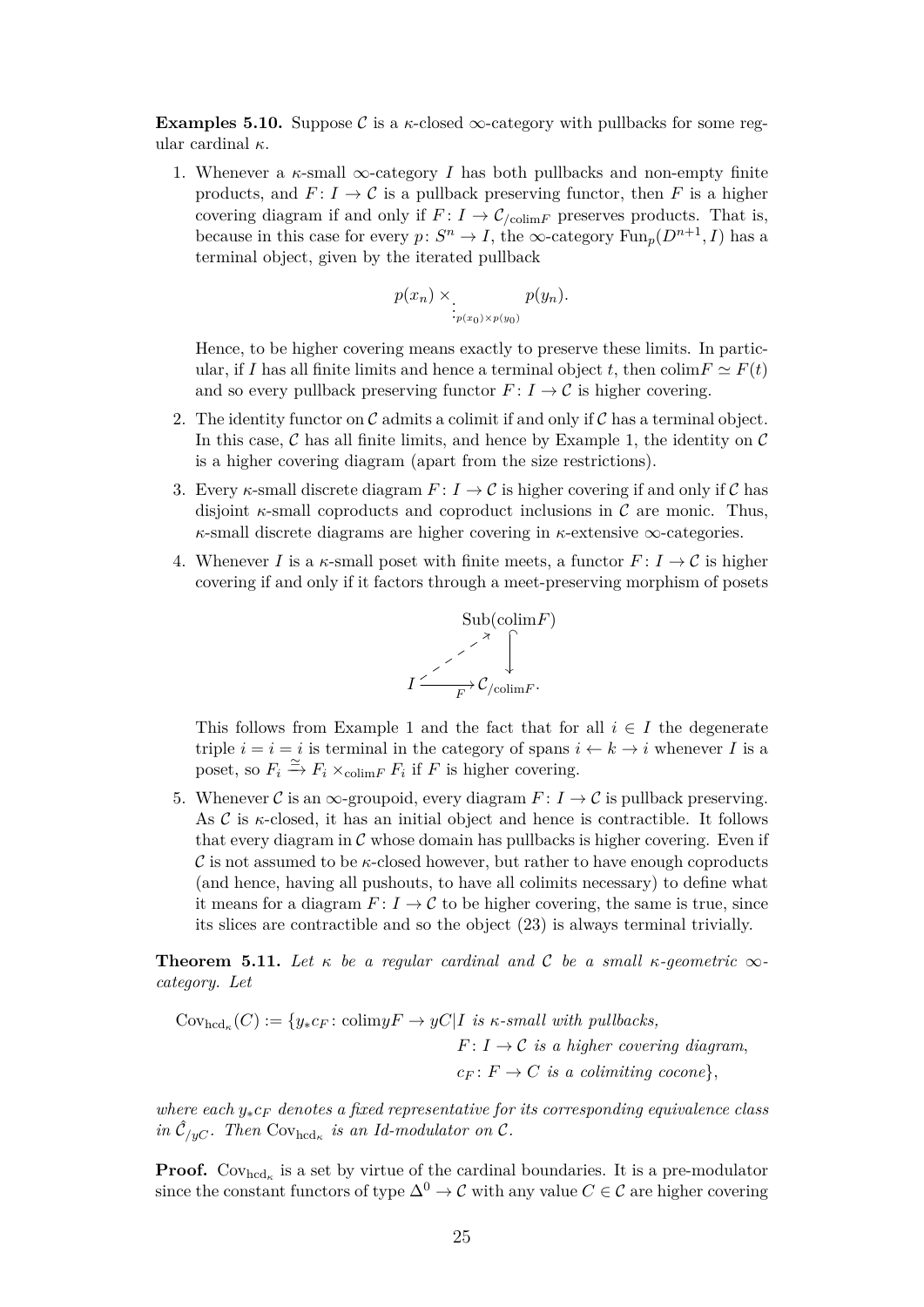**Examples 5.10.** Suppose $\mathcal{C}$ is a $\kappa$-closed $\infty$-category with pullbacks for some regular cardinal $\kappa$.

1. Whenever a $\kappa$-small $\infty$-category $I$ has both pullbacks and non-empty finite products, and $F\colon I \to \mathcal{C}$ is a pullback preserving functor, then $F$ is a higher covering diagram if and only if $F\colon I \to \mathcal{C}_{/\mathrm{colim}F}$ preserves products. That is, because in this case for every $p\colon S^n \to I$, the $\infty$-category $\mathrm{Fun}_p(D^{n+1}, I)$ has a terminal object, given by the iterated pullback

$$p(x_n) \times_{\vdots_{p(x_0)\times p(y_0)}} p(y_n).$$

Hence, to be higher covering means exactly to preserve these limits. In particular, if $I$ has all finite limits and hence a terminal object $t$, then $\mathrm{colim}F \simeq F(t)$ and so every pullback preserving functor $F\colon I \to \mathcal{C}$ is higher covering.

2. The identity functor on $\mathcal{C}$ admits a colimit if and only if $\mathcal{C}$ has a terminal object. In this case, $\mathcal{C}$ has all finite limits, and hence by Example 1, the identity on $\mathcal{C}$ is a higher covering diagram (apart from the size restrictions).

3. Every $\kappa$-small discrete diagram $F\colon I \to \mathcal{C}$ is higher covering if and only if $\mathcal{C}$ has disjoint $\kappa$-small coproducts and coproduct inclusions in $\mathcal{C}$ are monic. Thus, $\kappa$-small discrete diagrams are higher covering in $\kappa$-extensive $\infty$-categories.

4. Whenever $I$ is a $\kappa$-small poset with finite meets, a functor $F\colon I \to \mathcal{C}$ is higher covering if and only if it factors through a meet-preserving morphism of posets

$$\begin{array}{ccc} & & \mathrm{Sub}(\mathrm{colim}F) \\ & \nearrow & \downarrow \\ I & \xrightarrow{F} & \mathcal{C}_{/\mathrm{colim}F}. \end{array}$$

This follows from Example 1 and the fact that for all $i \in I$ the degenerate triple $i = i = i$ is terminal in the category of spans $i \leftarrow k \rightarrow i$ whenever $I$ is a poset, so $F_i \xrightarrow{\simeq} F_i \times_{\mathrm{colim}F} F_i$ if $F$ is higher covering.

5. Whenever $\mathcal{C}$ is an $\infty$-groupoid, every diagram $F\colon I \to \mathcal{C}$ is pullback preserving. As $\mathcal{C}$ is $\kappa$-closed, it has an initial object and hence is contractible. It follows that every diagram in $\mathcal{C}$ whose domain has pullbacks is higher covering. Even if $\mathcal{C}$ is not assumed to be $\kappa$-closed however, but rather to have enough coproducts (and hence, having all pushouts, to have all colimits necessary) to define what it means for a diagram $F\colon I \to \mathcal{C}$ to be higher covering, the same is true, since its slices are contractible and so the object (23) is always terminal trivially.

**Theorem 5.11.** *Let $\kappa$ be a regular cardinal and $\mathcal{C}$ be a small $\kappa$-geometric $\infty$-category. Let*

$$\begin{aligned}\mathrm{Cov}_{\mathrm{hcd}_\kappa}(C) := \{y_*c_F\colon \mathrm{colim}yF \to yC \mid & I \text{ is } \kappa\text{-small with pullbacks,} \\ & F\colon I \to \mathcal{C} \text{ is a higher covering diagram,} \\ & c_F\colon F \to C \text{ is a colimiting cocone}\},\end{aligned}$$

*where each $y_*c_F$ denotes a fixed representative for its corresponding equivalence class in $\hat{\mathcal{C}}_{/yC}$. Then $\mathrm{Cov}_{\mathrm{hcd}_\kappa}$ is an Id-modulator on $\mathcal{C}$.*

**Proof.** $\mathrm{Cov}_{\mathrm{hcd}_\kappa}$ is a set by virtue of the cardinal boundaries. It is a pre-modulator since the constant functors of type $\Delta^0 \to \mathcal{C}$ with any value $C \in \mathcal{C}$ are higher covering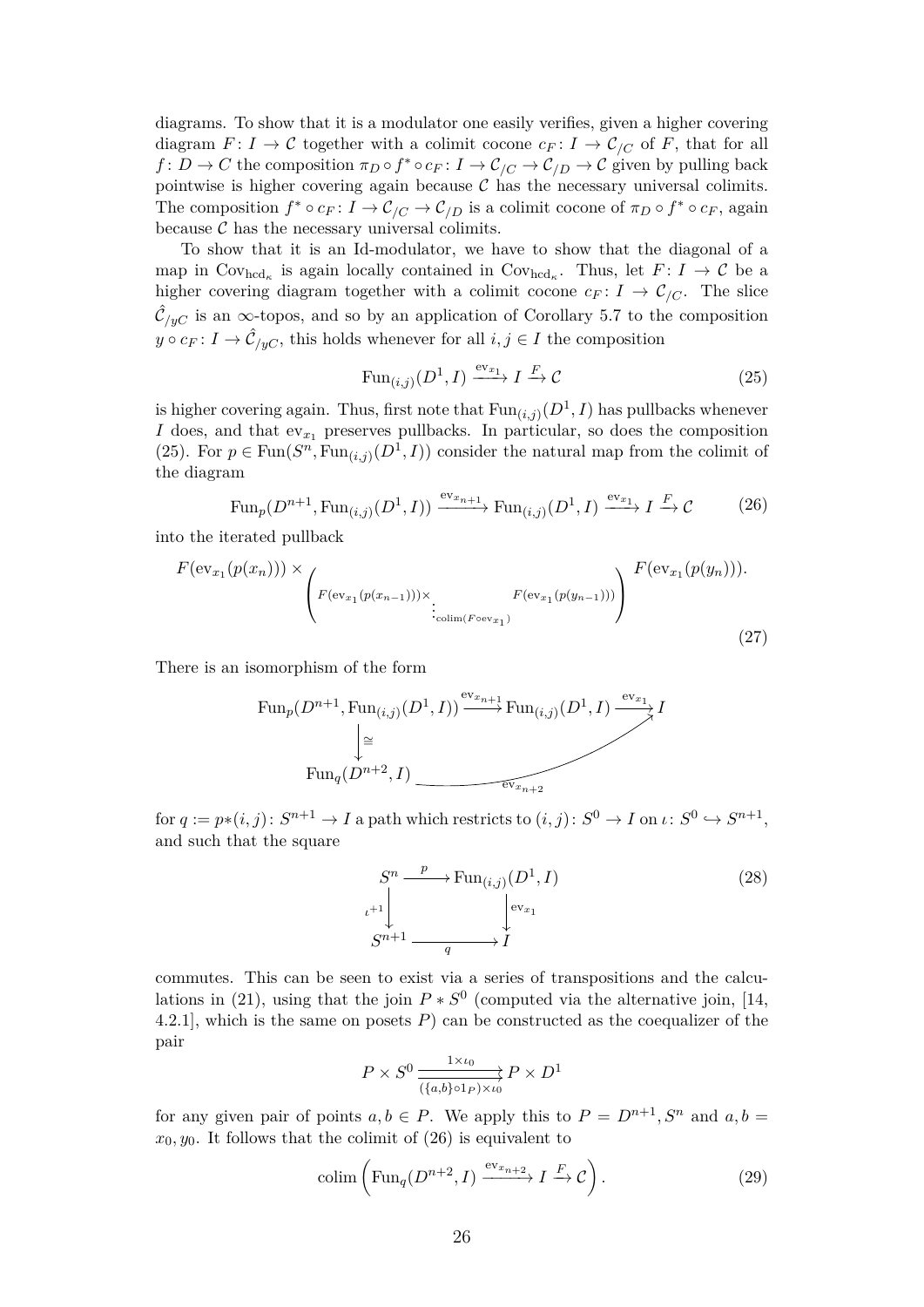diagrams. To show that it is a modulator one easily verifies, given a higher covering diagram $F\colon I \to \mathcal{C}$ together with a colimit cocone $c_F\colon I \to \mathcal{C}_{/C}$ of $F$, that for all $f\colon D \to C$ the composition $\pi_D \circ f^* \circ c_F\colon I \to \mathcal{C}_{/C} \to \mathcal{C}_{/D} \to \mathcal{C}$ given by pulling back pointwise is higher covering again because $\mathcal{C}$ has the necessary universal colimits. The composition $f^* \circ c_F\colon I \to \mathcal{C}_{/C} \to \mathcal{C}_{/D}$ is a colimit cocone of $\pi_D \circ f^* \circ c_F$, again because $\mathcal{C}$ has the necessary universal colimits.

To show that it is an Id-modulator, we have to show that the diagonal of a map in $\mathrm{Cov}_{\mathrm{hcd}_\kappa}$ is again locally contained in $\mathrm{Cov}_{\mathrm{hcd}_\kappa}$. Thus, let $F\colon I \to \mathcal{C}$ be a higher covering diagram together with a colimit cocone $c_F\colon I \to \mathcal{C}_{/C}$. The slice $\hat{\mathcal{C}}_{/yC}$ is an $\infty$-topos, and so by an application of Corollary 5.7 to the composition $y \circ c_F\colon I \to \hat{\mathcal{C}}_{/yC}$, this holds whenever for all $i, j \in I$ the composition

$$\mathrm{Fun}_{(i,j)}(D^1, I) \xrightarrow{\mathrm{ev}_{x_1}} I \xrightarrow{F} \mathcal{C} \tag{25}$$

is higher covering again. Thus, first note that $\mathrm{Fun}_{(i,j)}(D^1, I)$ has pullbacks whenever $I$ does, and that $\mathrm{ev}_{x_1}$ preserves pullbacks. In particular, so does the composition (25). For $p \in \mathrm{Fun}(S^n, \mathrm{Fun}_{(i,j)}(D^1, I))$ consider the natural map from the colimit of the diagram

$$\mathrm{Fun}_p(D^{n+1}, \mathrm{Fun}_{(i,j)}(D^1, I)) \xrightarrow{\mathrm{ev}_{x_{n+1}}} \mathrm{Fun}_{(i,j)}(D^1, I) \xrightarrow{\mathrm{ev}_{x_1}} I \xrightarrow{F} \mathcal{C} \tag{26}$$

into the iterated pullback

$$F(\mathrm{ev}_{x_1}(p(x_n))) \times_{\left( F(\mathrm{ev}_{x_1}(p(x_{n-1}))) \times_{\vdots_{\mathrm{colim}(F \circ \mathrm{ev}_{x_1})}} F(\mathrm{ev}_{x_1}(p(y_{n-1}))) \right)} F(\mathrm{ev}_{x_1}(p(y_n))). \tag{27}$$

There is an isomorphism of the form

$$\begin{array}{ccccc} \mathrm{Fun}_p(D^{n+1}, \mathrm{Fun}_{(i,j)}(D^1, I)) & \xrightarrow{\mathrm{ev}_{x_{n+1}}} & \mathrm{Fun}_{(i,j)}(D^1, I) & \xrightarrow{\mathrm{ev}_{x_1}} & I \\ \downarrow \cong & & & \nearrow_{\mathrm{ev}_{x_{n+2}}} & \\ \mathrm{Fun}_q(D^{n+2}, I) & & & & \end{array}$$

for $q := p*(i,j)\colon S^{n+1} \to I$ a path which restricts to $(i,j)\colon S^0 \to I$ on $\iota\colon S^0 \hookrightarrow S^{n+1}$, and such that the square

$$\begin{array}{ccc} S^n & \xrightarrow{p} & \mathrm{Fun}_{(i,j)}(D^1, I) \\ {\scriptstyle \iota^{+1}} \downarrow & & \downarrow {\scriptstyle \mathrm{ev}_{x_1}} \\ S^{n+1} & \xrightarrow[q]{} & I \end{array} \tag{28}$$

commutes. This can be seen to exist via a series of transpositions and the calculations in (21), using that the join $P * S^0$ (computed via the alternative join, [14, 4.2.1], which is the same on posets $P$) can be constructed as the coequalizer of the pair

$$P \times S^0 \underset{(\{a,b\} \circ 1_P) \times \iota_0}{\overset{1 \times \iota_0}{\rightrightarrows}} P \times D^1$$

for any given pair of points $a, b \in P$. We apply this to $P = D^{n+1}, S^n$ and $a, b = x_0, y_0$. It follows that the colimit of (26) is equivalent to

$$\mathrm{colim}\left( \mathrm{Fun}_q(D^{n+2}, I) \xrightarrow{\mathrm{ev}_{x_{n+2}}} I \xrightarrow{F} \mathcal{C} \right). \tag{29}$$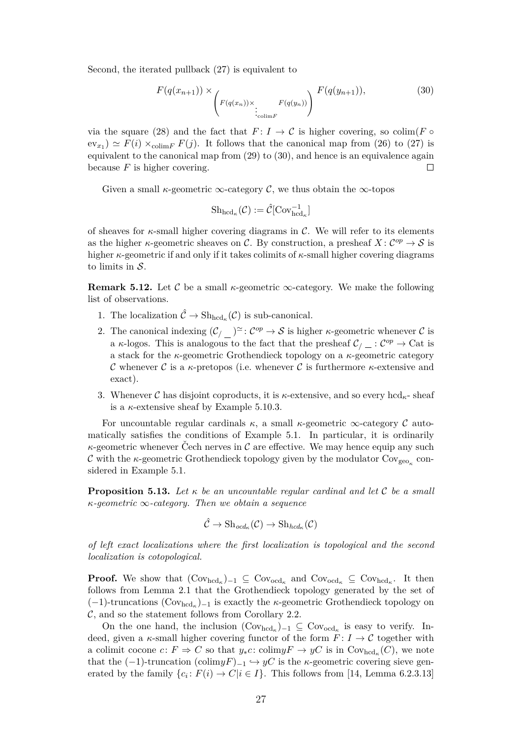Second, the iterated pullback (27) is equivalent to

$$F(q(x_{n+1})) \times_{\left(F(q(x_n)) \times_{\operatorname{colim} F} \cdots F(q(y_n))\right)} F(q(y_{n+1})), \tag{30}$$

via the square (28) and the fact that $F\colon I \to \mathcal{C}$ is higher covering, so $\operatorname{colim}(F \circ \operatorname{ev}_{x_1}) \simeq F(i) \times_{\operatorname{colim} F} F(j)$. It follows that the canonical map from (26) to (27) is equivalent to the canonical map from (29) to (30), and hence is an equivalence again because $F$ is higher covering. $\square$

Given a small $\kappa$-geometric $\infty$-category $\mathcal{C}$, we thus obtain the $\infty$-topos

$$\operatorname{Sh}_{\operatorname{hcd}_\kappa}(\mathcal{C}) := \hat{\mathcal{C}}[\operatorname{Cov}_{\operatorname{hcd}_\kappa}^{-1}]$$

of sheaves for $\kappa$-small higher covering diagrams in $\mathcal{C}$. We will refer to its elements as the higher $\kappa$-geometric sheaves on $\mathcal{C}$. By construction, a presheaf $X\colon \mathcal{C}^{op} \to \mathcal{S}$ is higher $\kappa$-geometric if and only if it takes colimits of $\kappa$-small higher covering diagrams to limits in $\mathcal{S}$.

**Remark 5.12.** Let $\mathcal{C}$ be a small $\kappa$-geometric $\infty$-category. We make the following list of observations.

1. The localization $\hat{\mathcal{C}} \to \operatorname{Sh}_{\operatorname{hcd}_\kappa}(\mathcal{C})$ is sub-canonical.
2. The canonical indexing $(\mathcal{C}_{/\_})^{\simeq}\colon \mathcal{C}^{op} \to \mathcal{S}$ is higher $\kappa$-geometric whenever $\mathcal{C}$ is a $\kappa$-logos. This is analogous to the fact that the presheaf $\mathcal{C}_{/\_}\colon \mathcal{C}^{op} \to \mathrm{Cat}$ is a stack for the $\kappa$-geometric Grothendieck topology on a $\kappa$-geometric category $\mathcal{C}$ whenever $\mathcal{C}$ is a $\kappa$-pretopos (i.e. whenever $\mathcal{C}$ is furthermore $\kappa$-extensive and exact).
3. Whenever $\mathcal{C}$ has disjoint coproducts, it is $\kappa$-extensive, and so every $\operatorname{hcd}_\kappa$- sheaf is a $\kappa$-extensive sheaf by Example 5.10.3.

For uncountable regular cardinals $\kappa$, a small $\kappa$-geometric $\infty$-category $\mathcal{C}$ automatically satisfies the conditions of Example 5.1. In particular, it is ordinarily $\kappa$-geometric whenever Čech nerves in $\mathcal{C}$ are effective. We may hence equip any such $\mathcal{C}$ with the $\kappa$-geometric Grothendieck topology given by the modulator $\operatorname{Cov}_{\operatorname{geo}_\kappa}$ considered in Example 5.1.

**Proposition 5.13.** *Let $\kappa$ be an uncountable regular cardinal and let $\mathcal{C}$ be a small $\kappa$-geometric $\infty$-category. Then we obtain a sequence*

$$\hat{\mathcal{C}} \to \operatorname{Sh}_{ocd_\kappa}(\mathcal{C}) \to \operatorname{Sh}_{hcd_\kappa}(\mathcal{C})$$

*of left exact localizations where the first localization is topological and the second localization is cotopological.*

**Proof.** We show that $(\operatorname{Cov}_{\operatorname{hcd}_\kappa})_{-1} \subseteq \operatorname{Cov}_{\operatorname{ocd}_\kappa}$ and $\operatorname{Cov}_{\operatorname{ocd}_\kappa} \subseteq \operatorname{Cov}_{\operatorname{hcd}_\kappa}$. It then follows from Lemma 2.1 that the Grothendieck topology generated by the set of $(-1)$-truncations $(\operatorname{Cov}_{\operatorname{hcd}_\kappa})_{-1}$ is exactly the $\kappa$-geometric Grothendieck topology on $\mathcal{C}$, and so the statement follows from Corollary 2.2.

On the one hand, the inclusion $(\operatorname{Cov}_{\operatorname{hcd}_\kappa})_{-1} \subseteq \operatorname{Cov}_{\operatorname{ocd}_\kappa}$ is easy to verify. Indeed, given a $\kappa$-small higher covering functor of the form $F\colon I \to \mathcal{C}$ together with a colimit cocone $c\colon F \Rightarrow C$ so that $y_*c\colon \operatorname{colim} yF \to yC$ is in $\operatorname{Cov}_{\operatorname{hcd}_\kappa}(C)$, we note that the $(-1)$-truncation $(\operatorname{colim} yF)_{-1} \hookrightarrow yC$ is the $\kappa$-geometric covering sieve generated by the family $\{c_i\colon F(i) \to C | i \in I\}$. This follows from [14, Lemma 6.2.3.13]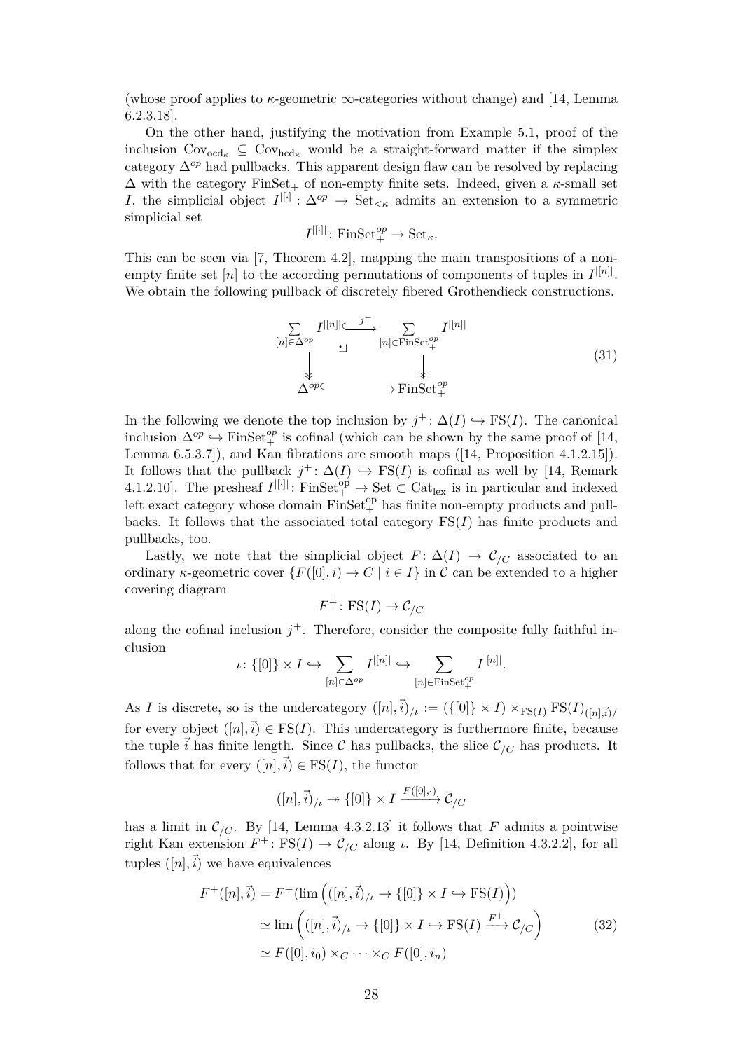(whose proof applies to $\kappa$-geometric $\infty$-categories without change) and [14, Lemma 6.2.3.18].

On the other hand, justifying the motivation from Example 5.1, proof of the inclusion $\mathrm{Cov}_{\mathrm{ocd}_\kappa} \subseteq \mathrm{Cov}_{\mathrm{hcd}_\kappa}$ would be a straight-forward matter if the simplex category $\Delta^{op}$ had pullbacks. This apparent design flaw can be resolved by replacing $\Delta$ with the category $\mathrm{FinSet}_+$ of non-empty finite sets. Indeed, given a $\kappa$-small set $I$, the simplicial object $I^{|[\cdot]|}\colon \Delta^{op} \to \mathrm{Set}_{<\kappa}$ admits an extension to a symmetric simplicial set

$$I^{|[\cdot]|}\colon \mathrm{FinSet}_+^{op} \to \mathrm{Set}_\kappa.$$

This can be seen via [7, Theorem 4.2], mapping the main transpositions of a non-empty finite set $[n]$ to the according permutations of components of tuples in $I^{|[n]|}$. We obtain the following pullback of discretely fibered Grothendieck constructions.

$$\begin{array}{ccc}
\sum\limits_{[n]\in\Delta^{op}} I^{|[n]|} & \xhookrightarrow{\;j^+\;} & \sum\limits_{[n]\in\mathrm{FinSet}_+^{op}} I^{|[n]|} \\
\big\downarrow & \lrcorner & \big\downarrow \\
\Delta^{op} & \hookrightarrow & \mathrm{FinSet}_+^{op}
\end{array} \tag{31}$$

In the following we denote the top inclusion by $j^+\colon \Delta(I) \hookrightarrow \mathrm{FS}(I)$. The canonical inclusion $\Delta^{op} \hookrightarrow \mathrm{FinSet}_+^{op}$ is cofinal (which can be shown by the same proof of [14, Lemma 6.5.3.7]), and Kan fibrations are smooth maps ([14, Proposition 4.1.2.15]). It follows that the pullback $j^+\colon \Delta(I) \hookrightarrow \mathrm{FS}(I)$ is cofinal as well by [14, Remark 4.1.2.10]. The presheaf $I^{|[\cdot]|}\colon \mathrm{FinSet}_+^{\mathrm{op}} \to \mathrm{Set} \subset \mathrm{Cat}_{\mathrm{lex}}$ is in particular and indexed left exact category whose domain $\mathrm{FinSet}_+^{\mathrm{op}}$ has finite non-empty products and pullbacks. It follows that the associated total category $\mathrm{FS}(I)$ has finite products and pullbacks, too.

Lastly, we note that the simplicial object $F\colon \Delta(I) \to \mathcal{C}_{/C}$ associated to an ordinary $\kappa$-geometric cover $\{F([0], i) \to C \mid i \in I\}$ in $\mathcal{C}$ can be extended to a higher covering diagram

$$F^+\colon \mathrm{FS}(I) \to \mathcal{C}_{/C}$$

along the cofinal inclusion $j^+$. Therefore, consider the composite fully faithful inclusion

$$\iota\colon \{[0]\} \times I \hookrightarrow \sum_{[n]\in\Delta^{op}} I^{|[n]|} \hookrightarrow \sum_{[n]\in\mathrm{FinSet}_+^{op}} I^{|[n]|}.$$

As $I$ is discrete, so is the undercategory $([n], \vec{i})_{/\iota} := (\{[0]\} \times I) \times_{\mathrm{FS}(I)} \mathrm{FS}(I)_{([n],\vec{i})/}$ for every object $([n], \vec{i}) \in \mathrm{FS}(I)$. This undercategory is furthermore finite, because the tuple $\vec{i}$ has finite length. Since $\mathcal{C}$ has pullbacks, the slice $\mathcal{C}_{/C}$ has products. It follows that for every $([n], \vec{i}) \in \mathrm{FS}(I)$, the functor

$$([n], \vec{i})_{/\iota} \twoheadrightarrow \{[0]\} \times I \xrightarrow{F([0],\cdot)} \mathcal{C}_{/C}$$

has a limit in $\mathcal{C}_{/C}$. By [14, Lemma 4.3.2.13] it follows that $F$ admits a pointwise right Kan extension $F^+\colon \mathrm{FS}(I) \to \mathcal{C}_{/C}$ along $\iota$. By [14, Definition 4.3.2.2], for all tuples $([n], \vec{i})$ we have equivalences

$$\begin{aligned}
F^+([n], \vec{i}) &= F^+(\lim\left(([n], \vec{i})_{/\iota} \to \{[0]\} \times I \hookrightarrow \mathrm{FS}(I)\right)) \\
&\simeq \lim\left(([n], \vec{i})_{/\iota} \to \{[0]\} \times I \hookrightarrow \mathrm{FS}(I) \xrightarrow{F^+} \mathcal{C}_{/C}\right) \\
&\simeq F([0], i_0) \times_C \cdots \times_C F([0], i_n)
\end{aligned} \tag{32}$$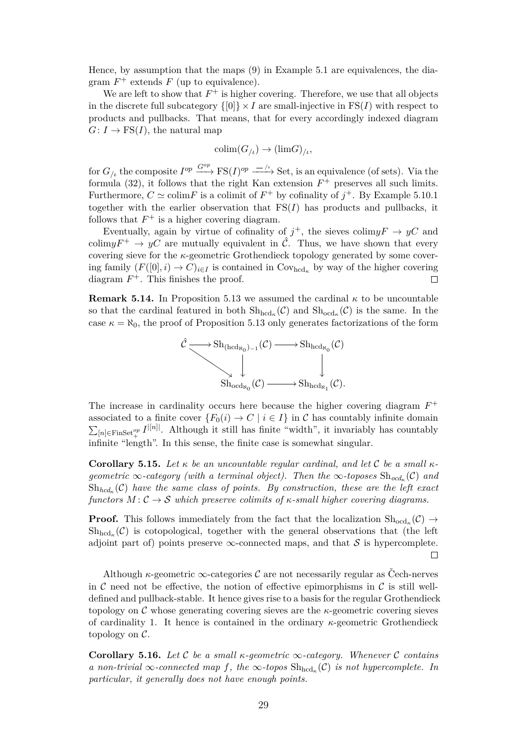Hence, by assumption that the maps (9) in Example 5.1 are equivalences, the diagram $F^+$ extends $F$ (up to equivalence).

We are left to show that $F^+$ is higher covering. Therefore, we use that all objects in the discrete full subcategory $\{[0]\}\times I$ are small-injective in $\mathrm{FS}(I)$ with respect to products and pullbacks. That means, that for every accordingly indexed diagram $G\colon I\to \mathrm{FS}(I)$, the natural map

$$\mathrm{colim}(G_{/\iota})\to(\mathrm{lim}G)_{/\iota},$$

for $G_{/\iota}$ the composite $I^{op}\xrightarrow{G^{op}}\mathrm{FS}(I)^{op}\xrightarrow{-_{/\iota}}\mathrm{Set}$, is an equivalence (of sets). Via the formula (32), it follows that the right Kan extension $F^+$ preserves all such limits. Furthermore, $C\simeq\mathrm{colim}F$ is a colimit of $F^+$ by cofinality of $j^+$. By Example 5.10.1 together with the earlier observation that $\mathrm{FS}(I)$ has products and pullbacks, it follows that $F^+$ is a higher covering diagram.

Eventually, again by virtue of cofinality of $j^+$, the sieves $\mathrm{colim}yF\to yC$ and $\mathrm{colim}yF^+\to yC$ are mutually equivalent in $\hat{\mathcal{C}}$. Thus, we have shown that every covering sieve for the $\kappa$-geometric Grothendieck topology generated by some covering family $(F([0],i)\to C)_{i\in I}$ is contained in $\mathrm{Cov}_{\mathrm{hcd}_\kappa}$ by way of the higher covering diagram $F^+$. This finishes the proof. □

**Remark 5.14.** In Proposition 5.13 we assumed the cardinal $\kappa$ to be uncountable so that the cardinal featured in both $\mathrm{Sh}_{\mathrm{hcd}_\kappa}(\mathcal{C})$ and $\mathrm{Sh}_{\mathrm{ocd}_\kappa}(\mathcal{C})$ is the same. In the case $\kappa=\aleph_0$, the proof of Proposition 5.13 only generates factorizations of the form

$$\begin{array}{ccccc}
\hat{\mathcal{C}} & \longrightarrow & \mathrm{Sh}_{(\mathrm{hcd}_{\aleph_0})_{-1}}(\mathcal{C}) & \longrightarrow & \mathrm{Sh}_{\mathrm{hcd}_{\aleph_0}}(\mathcal{C})\\
& \searrow & \downarrow & & \downarrow\\
& & \mathrm{Sh}_{\mathrm{ocd}_{\aleph_0}}(\mathcal{C}) & \longrightarrow & \mathrm{Sh}_{\mathrm{hcd}_{\aleph_1}}(\mathcal{C}).
\end{array}$$

The increase in cardinality occurs here because the higher covering diagram $F^+$ associated to a finite cover $\{F_0(i)\to C\mid i\in I\}$ in $\mathcal{C}$ has countably infinite domain $\sum_{[n]\in\mathrm{FinSet}_+^{op}}I^{|[n]|}$. Although it still has finite "width", it invariably has countably infinite "length". In this sense, the finite case is somewhat singular.

**Corollary 5.15.** *Let $\kappa$ be an uncountable regular cardinal, and let $\mathcal{C}$ be a small $\kappa$-geometric $\infty$-category (with a terminal object). Then the $\infty$-toposes $\mathrm{Sh}_{ocd_\kappa}(\mathcal{C})$ and $\mathrm{Sh}_{hcd_\kappa}(\mathcal{C})$ have the same class of points. By construction, these are the left exact functors $M\colon\mathcal{C}\to\mathcal{S}$ which preserve colimits of $\kappa$-small higher covering diagrams.*

**Proof.** This follows immediately from the fact that the localization $\mathrm{Sh}_{\mathrm{ocd}_\kappa}(\mathcal{C})\to\mathrm{Sh}_{\mathrm{hcd}_\kappa}(\mathcal{C})$ is cotopological, together with the general observations that (the left adjoint part of) points preserve $\infty$-connected maps, and that $\mathcal{S}$ is hypercomplete. □

Although $\kappa$-geometric $\infty$-categories $\mathcal{C}$ are not necessarily regular as Čech-nerves in $\mathcal{C}$ need not be effective, the notion of effective epimorphisms in $\mathcal{C}$ is still well-defined and pullback-stable. It hence gives rise to a basis for the regular Grothendieck topology on $\mathcal{C}$ whose generating covering sieves are the $\kappa$-geometric covering sieves of cardinality 1. It hence is contained in the ordinary $\kappa$-geometric Grothendieck topology on $\mathcal{C}$.

**Corollary 5.16.** *Let $\mathcal{C}$ be a small $\kappa$-geometric $\infty$-category. Whenever $\mathcal{C}$ contains a non-trivial $\infty$-connected map $f$, the $\infty$-topos $\mathrm{Sh}_{\mathrm{hcd}_\kappa}(\mathcal{C})$ is not hypercomplete. In particular, it generally does not have enough points.*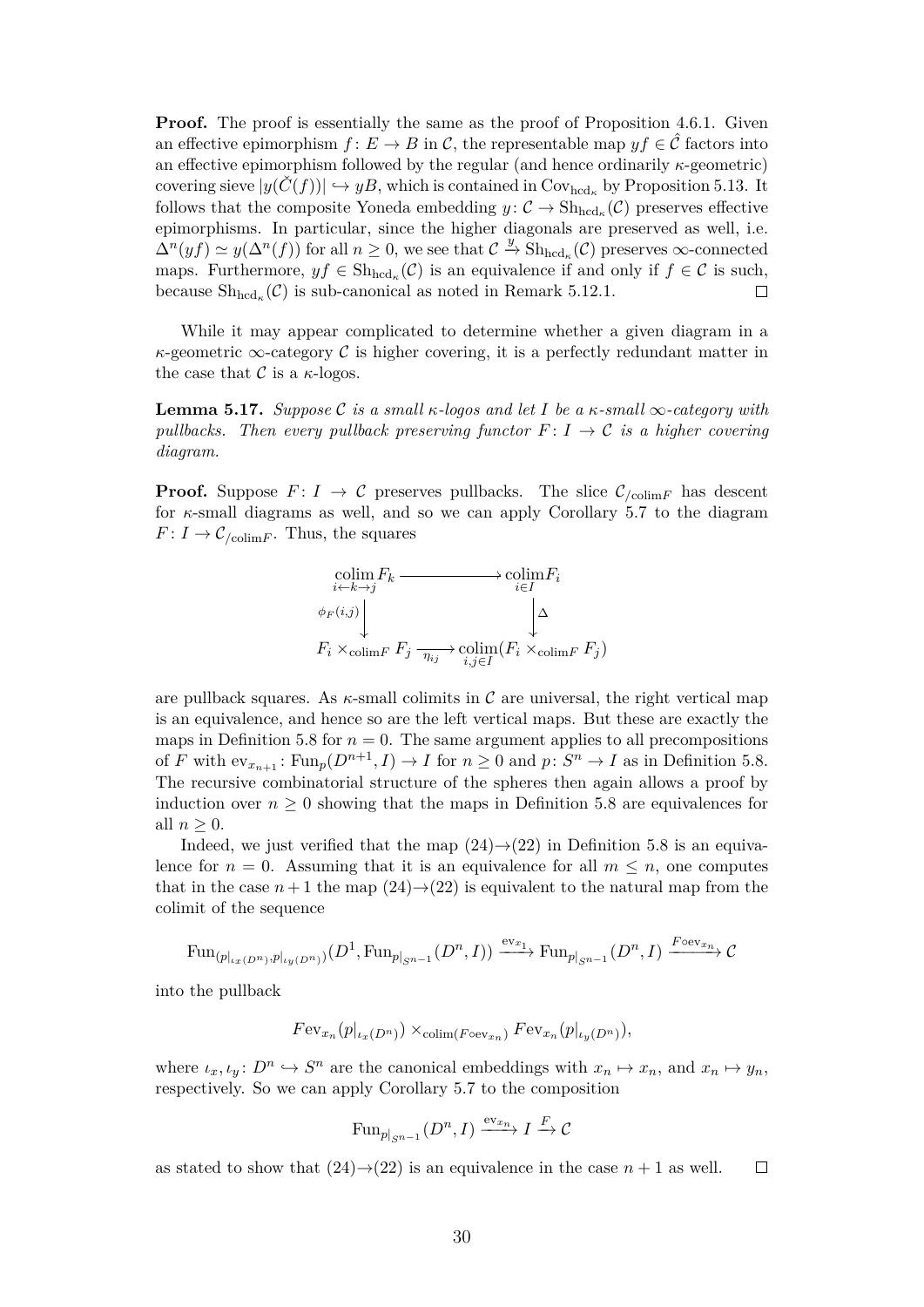**Proof.** The proof is essentially the same as the proof of Proposition 4.6.1. Given an effective epimorphism $f\colon E \to B$ in $\mathcal{C}$, the representable map $yf \in \hat{\mathcal{C}}$ factors into an effective epimorphism followed by the regular (and hence ordinarily $\kappa$-geometric) covering sieve $|y(\check{C}(f))| \hookrightarrow yB$, which is contained in $\mathrm{Cov}_{\mathrm{hcd}_\kappa}$ by Proposition 5.13. It follows that the composite Yoneda embedding $y\colon \mathcal{C} \to \mathrm{Sh}_{\mathrm{hcd}_\kappa}(\mathcal{C})$ preserves effective epimorphisms. In particular, since the higher diagonals are preserved as well, i.e. $\Delta^n(yf) \simeq y(\Delta^n(f))$ for all $n \geq 0$, we see that $\mathcal{C} \xrightarrow{y} \mathrm{Sh}_{\mathrm{hcd}_\kappa}(\mathcal{C})$ preserves $\infty$-connected maps. Furthermore, $yf \in \mathrm{Sh}_{\mathrm{hcd}_\kappa}(\mathcal{C})$ is an equivalence if and only if $f \in \mathcal{C}$ is such, because $\mathrm{Sh}_{\mathrm{hcd}_\kappa}(\mathcal{C})$ is sub-canonical as noted in Remark 5.12.1. □

While it may appear complicated to determine whether a given diagram in a $\kappa$-geometric $\infty$-category $\mathcal{C}$ is higher covering, it is a perfectly redundant matter in the case that $\mathcal{C}$ is a $\kappa$-logos.

**Lemma 5.17.** *Suppose $\mathcal{C}$ is a small $\kappa$-logos and let $I$ be a $\kappa$-small $\infty$-category with pullbacks. Then every pullback preserving functor $F\colon I \to \mathcal{C}$ is a higher covering diagram.*

**Proof.** Suppose $F\colon I \to \mathcal{C}$ preserves pullbacks. The slice $\mathcal{C}_{/\mathrm{colim}F}$ has descent for $\kappa$-small diagrams as well, and so we can apply Corollary 5.7 to the diagram $F\colon I \to \mathcal{C}_{/\mathrm{colim}F}$. Thus, the squares

$$\begin{array}{ccc}
\underset{i\leftarrow k\rightarrow j}{\mathrm{colim}} F_k & \longrightarrow & \underset{i\in I}{\mathrm{colim}} F_i \\
{\scriptstyle \phi_F(i,j)}\downarrow & & \downarrow{\scriptstyle \Delta} \\
F_i \times_{\mathrm{colim}F} F_j & \xrightarrow[\eta_{ij}]{} & \underset{i,j\in I}{\mathrm{colim}}(F_i \times_{\mathrm{colim}F} F_j)
\end{array}$$

are pullback squares. As $\kappa$-small colimits in $\mathcal{C}$ are universal, the right vertical map is an equivalence, and hence so are the left vertical maps. But these are exactly the maps in Definition 5.8 for $n = 0$. The same argument applies to all precompositions of $F$ with $\mathrm{ev}_{x_{n+1}}\colon \mathrm{Fun}_p(D^{n+1}, I) \to I$ for $n \geq 0$ and $p\colon S^n \to I$ as in Definition 5.8. The recursive combinatorial structure of the spheres then again allows a proof by induction over $n \geq 0$ showing that the maps in Definition 5.8 are equivalences for all $n \geq 0$.

Indeed, we just verified that the map (24)→(22) in Definition 5.8 is an equivalence for $n = 0$. Assuming that it is an equivalence for all $m \leq n$, one computes that in the case $n+1$ the map (24)→(22) is equivalent to the natural map from the colimit of the sequence

$$\mathrm{Fun}_{(p|_{\iota_x(D^n)}, p|_{\iota_y(D^n)})}(D^1, \mathrm{Fun}_{p|_{S^{n-1}}}(D^n, I)) \xrightarrow{\mathrm{ev}_{x_1}} \mathrm{Fun}_{p|_{S^{n-1}}}(D^n, I) \xrightarrow{F\circ \mathrm{ev}_{x_n}} \mathcal{C}$$

into the pullback

$$F\mathrm{ev}_{x_n}(p|_{\iota_x(D^n)}) \times_{\mathrm{colim}(F\circ \mathrm{ev}_{x_n})} F\mathrm{ev}_{x_n}(p|_{\iota_y(D^n)}),$$

where $\iota_x, \iota_y\colon D^n \hookrightarrow S^n$ are the canonical embeddings with $x_n \mapsto x_n$, and $x_n \mapsto y_n$, respectively. So we can apply Corollary 5.7 to the composition

$$\mathrm{Fun}_{p|_{S^{n-1}}}(D^n, I) \xrightarrow{\mathrm{ev}_{x_n}} I \xrightarrow{F} \mathcal{C}$$

as stated to show that (24)→(22) is an equivalence in the case $n+1$ as well. □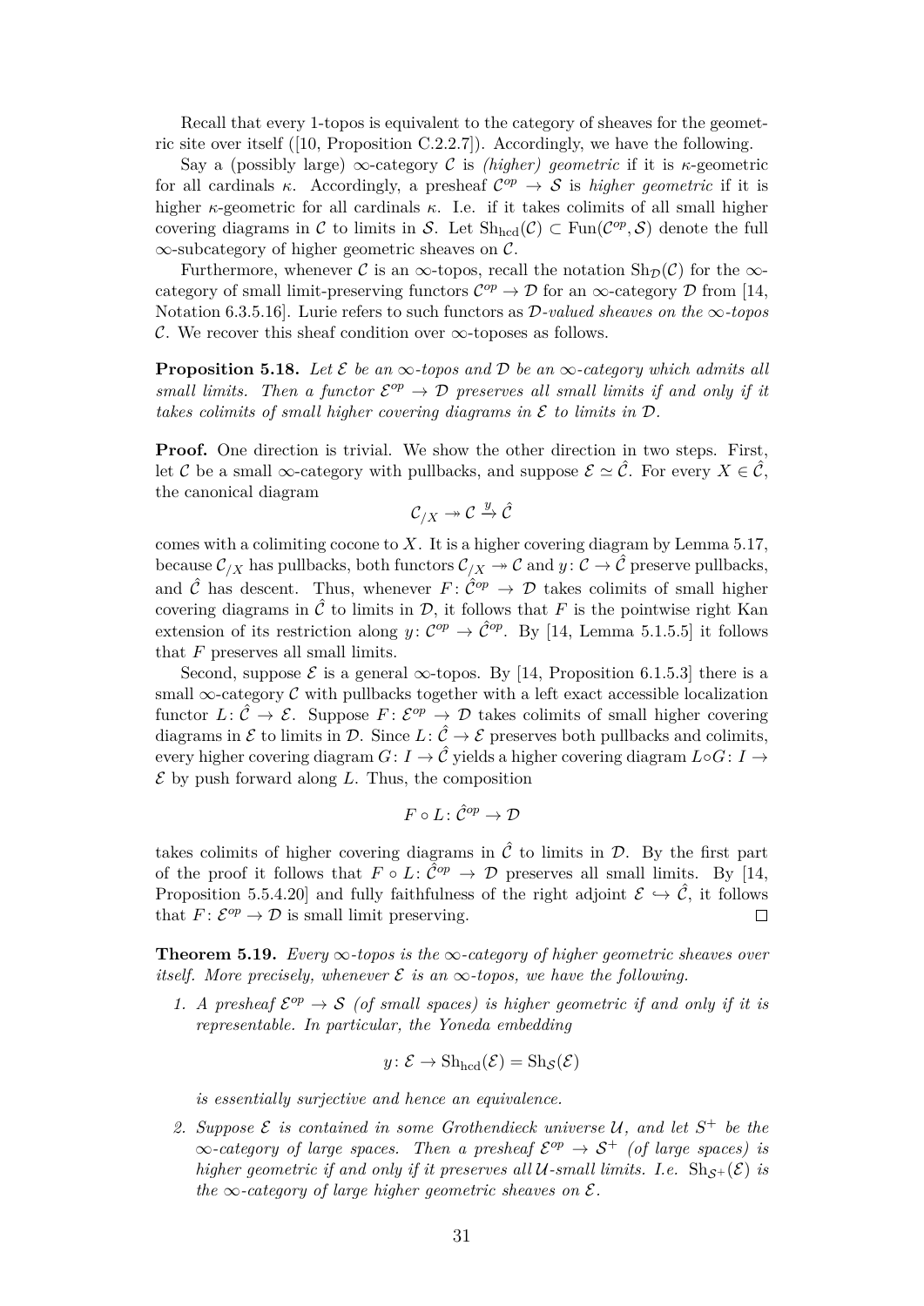Recall that every 1-topos is equivalent to the category of sheaves for the geometric site over itself ([10, Proposition C.2.2.7]). Accordingly, we have the following.

Say a (possibly large) $\infty$-category $\mathcal{C}$ is *(higher) geometric* if it is $\kappa$-geometric for all cardinals $\kappa$. Accordingly, a presheaf $\mathcal{C}^{op} \to \mathcal{S}$ is *higher geometric* if it is higher $\kappa$-geometric for all cardinals $\kappa$. I.e. if it takes colimits of all small higher covering diagrams in $\mathcal{C}$ to limits in $\mathcal{S}$. Let $\mathrm{Sh}_{\mathrm{hcd}}(\mathcal{C}) \subset \mathrm{Fun}(\mathcal{C}^{op}, \mathcal{S})$ denote the full $\infty$-subcategory of higher geometric sheaves on $\mathcal{C}$.

Furthermore, whenever $\mathcal{C}$ is an $\infty$-topos, recall the notation $\mathrm{Sh}_{\mathcal{D}}(\mathcal{C})$ for the $\infty$-category of small limit-preserving functors $\mathcal{C}^{op} \to \mathcal{D}$ for an $\infty$-category $\mathcal{D}$ from [14, Notation 6.3.5.16]. Lurie refers to such functors as *$\mathcal{D}$-valued sheaves on the $\infty$-topos $\mathcal{C}$*. We recover this sheaf condition over $\infty$-toposes as follows.

**Proposition 5.18.** *Let $\mathcal{E}$ be an $\infty$-topos and $\mathcal{D}$ be an $\infty$-category which admits all small limits. Then a functor $\mathcal{E}^{op} \to \mathcal{D}$ preserves all small limits if and only if it takes colimits of small higher covering diagrams in $\mathcal{E}$ to limits in $\mathcal{D}$.*

**Proof.** One direction is trivial. We show the other direction in two steps. First, let $\mathcal{C}$ be a small $\infty$-category with pullbacks, and suppose $\mathcal{E} \simeq \hat{\mathcal{C}}$. For every $X \in \hat{\mathcal{C}}$, the canonical diagram

$$\mathcal{C}_{/X} \twoheadrightarrow \mathcal{C} \xrightarrow{y} \hat{\mathcal{C}}$$

comes with a colimiting cocone to $X$. It is a higher covering diagram by Lemma 5.17, because $\mathcal{C}_{/X}$ has pullbacks, both functors $\mathcal{C}_{/X} \twoheadrightarrow \mathcal{C}$ and $y \colon \mathcal{C} \to \hat{\mathcal{C}}$ preserve pullbacks, and $\hat{\mathcal{C}}$ has descent. Thus, whenever $F \colon \hat{\mathcal{C}}^{op} \to \mathcal{D}$ takes colimits of small higher covering diagrams in $\hat{\mathcal{C}}$ to limits in $\mathcal{D}$, it follows that $F$ is the pointwise right Kan extension of its restriction along $y \colon \mathcal{C}^{op} \to \hat{\mathcal{C}}^{op}$. By [14, Lemma 5.1.5.5] it follows that $F$ preserves all small limits.

Second, suppose $\mathcal{E}$ is a general $\infty$-topos. By [14, Proposition 6.1.5.3] there is a small $\infty$-category $\mathcal{C}$ with pullbacks together with a left exact accessible localization functor $L \colon \hat{\mathcal{C}} \to \mathcal{E}$. Suppose $F \colon \mathcal{E}^{op} \to \mathcal{D}$ takes colimits of small higher covering diagrams in $\mathcal{E}$ to limits in $\mathcal{D}$. Since $L \colon \hat{\mathcal{C}} \to \mathcal{E}$ preserves both pullbacks and colimits, every higher covering diagram $G \colon I \to \hat{\mathcal{C}}$ yields a higher covering diagram $L \circ G \colon I \to \mathcal{E}$ by push forward along $L$. Thus, the composition

$$F \circ L \colon \hat{\mathcal{C}}^{op} \to \mathcal{D}$$

takes colimits of higher covering diagrams in $\hat{\mathcal{C}}$ to limits in $\mathcal{D}$. By the first part of the proof it follows that $F \circ L \colon \hat{\mathcal{C}}^{op} \to \mathcal{D}$ preserves all small limits. By [14, Proposition 5.5.4.20] and fully faithfulness of the right adjoint $\mathcal{E} \hookrightarrow \hat{\mathcal{C}}$, it follows that $F \colon \mathcal{E}^{op} \to \mathcal{D}$ is small limit preserving. □

**Theorem 5.19.** *Every $\infty$-topos is the $\infty$-category of higher geometric sheaves over itself. More precisely, whenever $\mathcal{E}$ is an $\infty$-topos, we have the following.*

1. *A presheaf $\mathcal{E}^{op} \to \mathcal{S}$ (of small spaces) is higher geometric if and only if it is representable. In particular, the Yoneda embedding*

$$y \colon \mathcal{E} \to \mathrm{Sh}_{\mathrm{hcd}}(\mathcal{E}) = \mathrm{Sh}_{\mathcal{S}}(\mathcal{E})$$

   *is essentially surjective and hence an equivalence.*

2. *Suppose $\mathcal{E}$ is contained in some Grothendieck universe $\mathcal{U}$, and let $S^+$ be the $\infty$-category of large spaces. Then a presheaf $\mathcal{E}^{op} \to \mathcal{S}^+$ (of large spaces) is higher geometric if and only if it preserves all $\mathcal{U}$-small limits. I.e. $\mathrm{Sh}_{\mathcal{S}^+}(\mathcal{E})$ is the $\infty$-category of large higher geometric sheaves on $\mathcal{E}$.*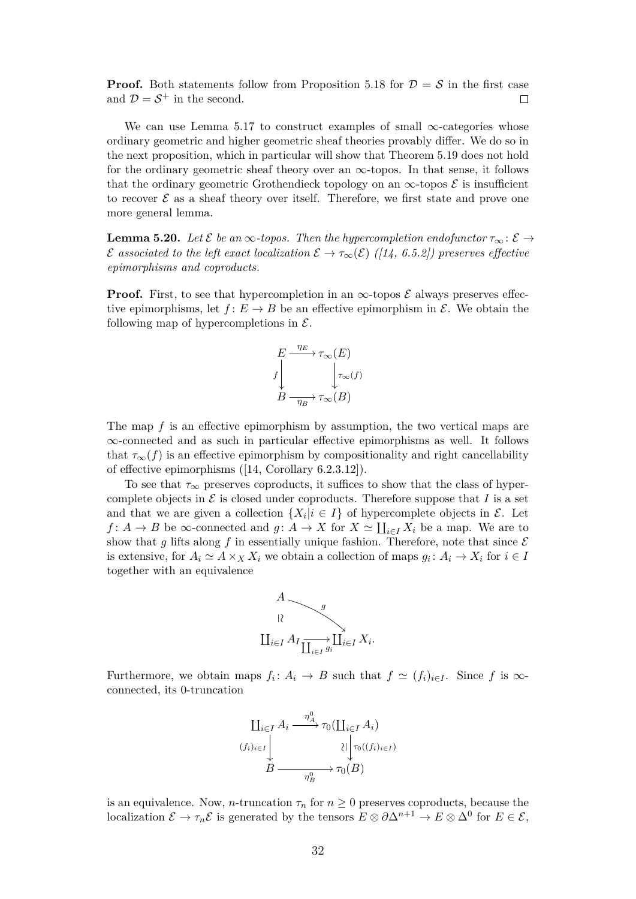**Proof.** Both statements follow from Proposition 5.18 for $\mathcal{D} = \mathcal{S}$ in the first case and $\mathcal{D} = \mathcal{S}^+$ in the second. □

We can use Lemma 5.17 to construct examples of small $\infty$-categories whose ordinary geometric and higher geometric sheaf theories provably differ. We do so in the next proposition, which in particular will show that Theorem 5.19 does not hold for the ordinary geometric sheaf theory over an $\infty$-topos. In that sense, it follows that the ordinary geometric Grothendieck topology on an $\infty$-topos $\mathcal{E}$ is insufficient to recover $\mathcal{E}$ as a sheaf theory over itself. Therefore, we first state and prove one more general lemma.

**Lemma 5.20.** *Let $\mathcal{E}$ be an $\infty$-topos. Then the hypercompletion endofunctor $\tau_\infty\colon \mathcal{E} \to \mathcal{E}$ associated to the left exact localization $\mathcal{E} \to \tau_\infty(\mathcal{E})$ ([14, 6.5.2]) preserves effective epimorphisms and coproducts.*

**Proof.** First, to see that hypercompletion in an $\infty$-topos $\mathcal{E}$ always preserves effective epimorphisms, let $f\colon E \to B$ be an effective epimorphism in $\mathcal{E}$. We obtain the following map of hypercompletions in $\mathcal{E}$.

$$\begin{array}{ccc} E & \xrightarrow{\eta_E} & \tau_\infty(E) \\ {\scriptstyle f}\downarrow & & \downarrow{\scriptstyle \tau_\infty(f)} \\ B & \xrightarrow[\eta_B]{} & \tau_\infty(B) \end{array}$$

The map $f$ is an effective epimorphism by assumption, the two vertical maps are $\infty$-connected and as such in particular effective epimorphisms as well. It follows that $\tau_\infty(f)$ is an effective epimorphism by compositionality and right cancellability of effective epimorphisms ([14, Corollary 6.2.3.12]).

To see that $\tau_\infty$ preserves coproducts, it suffices to show that the class of hypercomplete objects in $\mathcal{E}$ is closed under coproducts. Therefore suppose that $I$ is a set and that we are given a collection $\{X_i | i \in I\}$ of hypercomplete objects in $\mathcal{E}$. Let $f\colon A \to B$ be $\infty$-connected and $g\colon A \to X$ for $X \simeq \coprod_{i\in I} X_i$ be a map. We are to show that $g$ lifts along $f$ in essentially unique fashion. Therefore, note that since $\mathcal{E}$ is extensive, for $A_i \simeq A \times_X X_i$ we obtain a collection of maps $g_i\colon A_i \to X_i$ for $i \in I$ together with an equivalence

$$\begin{array}{ccc} A & & \\ \wr| & \searrow^{g} & \\ \coprod_{i\in I} A_I & \xrightarrow[\coprod_{i\in I} g_i]{} & \coprod_{i\in I} X_i. \end{array}$$

Furthermore, we obtain maps $f_i\colon A_i \to B$ such that $f \simeq (f_i)_{i\in I}$. Since $f$ is $\infty$-connected, its 0-truncation

$$\begin{array}{ccc} \coprod_{i\in I} A_i & \xrightarrow{\eta^0_A} & \tau_0(\coprod_{i\in I} A_i) \\ {\scriptstyle (f_i)_{i\in I}}\downarrow & & \wr|\downarrow{\scriptstyle \tau_0((f_i)_{i\in I})} \\ B & \xrightarrow[\eta^0_B]{} & \tau_0(B) \end{array}$$

is an equivalence. Now, $n$-truncation $\tau_n$ for $n \geq 0$ preserves coproducts, because the localization $\mathcal{E} \to \tau_n\mathcal{E}$ is generated by the tensors $E \otimes \partial\Delta^{n+1} \to E \otimes \Delta^0$ for $E \in \mathcal{E}$,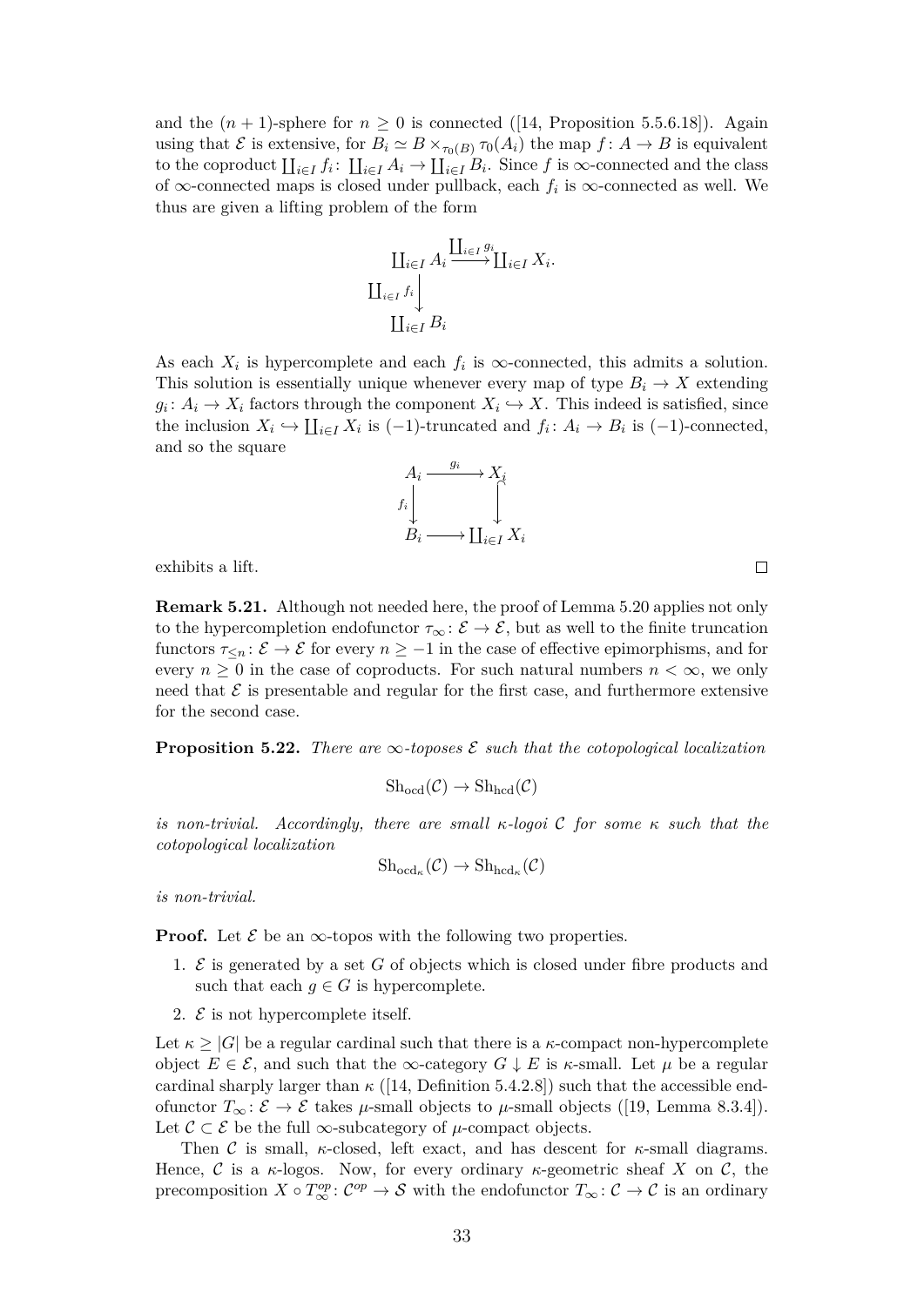and the $(n+1)$-sphere for $n \geq 0$ is connected ([14, Proposition 5.5.6.18]). Again using that $\mathcal{E}$ is extensive, for $B_i \simeq B \times_{\tau_0(B)} \tau_0(A_i)$ the map $f\colon A \to B$ is equivalent to the coproduct $\coprod_{i\in I} f_i\colon \coprod_{i\in I} A_i \to \coprod_{i\in I} B_i$. Since $f$ is $\infty$-connected and the class of $\infty$-connected maps is closed under pullback, each $f_i$ is $\infty$-connected as well. We thus are given a lifting problem of the form

$$\begin{array}{ccc} \coprod_{i\in I} A_i & \xrightarrow{\coprod_{i\in I} g_i} & \coprod_{i\in I} X_i. \\ {\scriptstyle \coprod_{i\in I} f_i}\downarrow & & \\ \coprod_{i\in I} B_i & & \end{array}$$

As each $X_i$ is hypercomplete and each $f_i$ is $\infty$-connected, this admits a solution. This solution is essentially unique whenever every map of type $B_i \to X$ extending $g_i\colon A_i \to X_i$ factors through the component $X_i \hookrightarrow X$. This indeed is satisfied, since the inclusion $X_i \hookrightarrow \coprod_{i\in I} X_i$ is $(-1)$-truncated and $f_i\colon A_i \to B_i$ is $(-1)$-connected, and so the square

$$\begin{array}{ccc} A_i & \xrightarrow{g_i} & X_i \\ {\scriptstyle f_i}\downarrow & & \downarrow \\ B_i & \longrightarrow & \coprod_{i\in I} X_i \end{array}$$

exhibits a lift. $\square$

**Remark 5.21.** Although not needed here, the proof of Lemma 5.20 applies not only to the hypercompletion endofunctor $\tau_\infty\colon \mathcal{E} \to \mathcal{E}$, but as well to the finite truncation functors $\tau_{\leq n}\colon \mathcal{E} \to \mathcal{E}$ for every $n \geq -1$ in the case of effective epimorphisms, and for every $n \geq 0$ in the case of coproducts. For such natural numbers $n < \infty$, we only need that $\mathcal{E}$ is presentable and regular for the first case, and furthermore extensive for the second case.

**Proposition 5.22.** *There are $\infty$-toposes $\mathcal{E}$ such that the cotopological localization*

$$\mathrm{Sh}_{\mathrm{ocd}}(\mathcal{C}) \to \mathrm{Sh}_{\mathrm{hcd}}(\mathcal{C})$$

*is non-trivial. Accordingly, there are small $\kappa$-logoi $\mathcal{C}$ for some $\kappa$ such that the cotopological localization*

$$\mathrm{Sh}_{\mathrm{ocd}_\kappa}(\mathcal{C}) \to \mathrm{Sh}_{\mathrm{hcd}_\kappa}(\mathcal{C})$$

*is non-trivial.*

**Proof.** Let $\mathcal{E}$ be an $\infty$-topos with the following two properties.

1. $\mathcal{E}$ is generated by a set $G$ of objects which is closed under fibre products and such that each $g \in G$ is hypercomplete.
2. $\mathcal{E}$ is not hypercomplete itself.

Let $\kappa \geq |G|$ be a regular cardinal such that there is a $\kappa$-compact non-hypercomplete object $E \in \mathcal{E}$, and such that the $\infty$-category $G \downarrow E$ is $\kappa$-small. Let $\mu$ be a regular cardinal sharply larger than $\kappa$ ([14, Definition 5.4.2.8]) such that the accessible endofunctor $T_\infty\colon \mathcal{E} \to \mathcal{E}$ takes $\mu$-small objects to $\mu$-small objects ([19, Lemma 8.3.4]). Let $\mathcal{C} \subset \mathcal{E}$ be the full $\infty$-subcategory of $\mu$-compact objects.

Then $\mathcal{C}$ is small, $\kappa$-closed, left exact, and has descent for $\kappa$-small diagrams. Hence, $\mathcal{C}$ is a $\kappa$-logos. Now, for every ordinary $\kappa$-geometric sheaf $X$ on $\mathcal{C}$, the precomposition $X \circ T_\infty^{op}\colon \mathcal{C}^{op} \to \mathcal{S}$ with the endofunctor $T_\infty\colon \mathcal{C} \to \mathcal{C}$ is an ordinary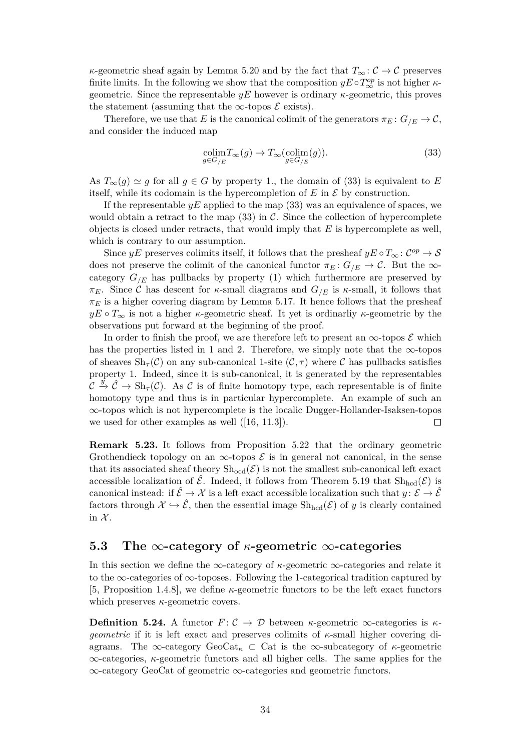$\kappa$-geometric sheaf again by Lemma 5.20 and by the fact that $T_\infty\colon \mathcal{C}\to\mathcal{C}$ preserves finite limits. In the following we show that the composition $yE\circ T_\infty^{op}$ is not higher $\kappa$-geometric. Since the representable $yE$ however is ordinary $\kappa$-geometric, this proves the statement (assuming that the $\infty$-topos $\mathcal{E}$ exists).

Therefore, we use that $E$ is the canonical colimit of the generators $\pi_E\colon G_{/E}\to\mathcal{C}$, and consider the induced map

$$\underset{g\in G_{/E}}{\operatorname{colim}} T_\infty(g)\to T_\infty(\underset{g\in G_{/E}}{\operatorname{colim}}(g)). \tag{33}$$

As $T_\infty(g)\simeq g$ for all $g\in G$ by property 1., the domain of (33) is equivalent to $E$ itself, while its codomain is the hypercompletion of $E$ in $\mathcal{E}$ by construction.

If the representable $yE$ applied to the map (33) was an equivalence of spaces, we would obtain a retract to the map (33) in $\mathcal{C}$. Since the collection of hypercomplete objects is closed under retracts, that would imply that $E$ is hypercomplete as well, which is contrary to our assumption.

Since $yE$ preserves colimits itself, it follows that the presheaf $yE\circ T_\infty\colon \mathcal{C}^{op}\to\mathcal{S}$ does not preserve the colimit of the canonical functor $\pi_E\colon G_{/E}\to\mathcal{C}$. But the $\infty$-category $G_{/E}$ has pullbacks by property (1) which furthermore are preserved by $\pi_E$. Since $\mathcal{C}$ has descent for $\kappa$-small diagrams and $G_{/E}$ is $\kappa$-small, it follows that $\pi_E$ is a higher covering diagram by Lemma 5.17. It hence follows that the presheaf $yE\circ T_\infty$ is not a higher $\kappa$-geometric sheaf. It yet is ordinarliy $\kappa$-geometric by the observations put forward at the beginning of the proof.

In order to finish the proof, we are therefore left to present an $\infty$-topos $\mathcal{E}$ which has the properties listed in 1 and 2. Therefore, we simply note that the $\infty$-topos of sheaves $\mathrm{Sh}_\tau(\mathcal{C})$ on any sub-canonical 1-site $(\mathcal{C},\tau)$ where $\mathcal{C}$ has pullbacks satisfies property 1. Indeed, since it is sub-canonical, it is generated by the representables $\mathcal{C}\xrightarrow{y}\hat{\mathcal{C}}\to\mathrm{Sh}_\tau(\mathcal{C})$. As $\mathcal{C}$ is of finite homotopy type, each representable is of finite homotopy type and thus is in particular hypercomplete. An example of such an $\infty$-topos which is not hypercomplete is the localic Dugger-Hollander-Isaksen-topos we used for other examples as well ([16, 11.3]). $\square$

**Remark 5.23.** It follows from Proposition 5.22 that the ordinary geometric Grothendieck topology on an $\infty$-topos $\mathcal{E}$ is in general not canonical, in the sense that its associated sheaf theory $\mathrm{Sh}_{\mathrm{ocd}}(\mathcal{E})$ is not the smallest sub-canonical left exact accessible localization of $\hat{\mathcal{E}}$. Indeed, it follows from Theorem 5.19 that $\mathrm{Sh}_{\mathrm{hcd}}(\mathcal{E})$ is canonical instead: if $\hat{\mathcal{E}}\to\mathcal{X}$ is a left exact accessible localization such that $y\colon\mathcal{E}\to\hat{\mathcal{E}}$ factors through $\mathcal{X}\hookrightarrow\hat{\mathcal{E}}$, then the essential image $\mathrm{Sh}_{\mathrm{hcd}}(\mathcal{E})$ of $y$ is clearly contained in $\mathcal{X}$.

## 5.3 The $\infty$-category of $\kappa$-geometric $\infty$-categories

In this section we define the $\infty$-category of $\kappa$-geometric $\infty$-categories and relate it to the $\infty$-categories of $\infty$-toposes. Following the 1-categorical tradition captured by [5, Proposition 1.4.8], we define $\kappa$-geometric functors to be the left exact functors which preserves $\kappa$-geometric covers.

**Definition 5.24.** A functor $F\colon\mathcal{C}\to\mathcal{D}$ between $\kappa$-geometric $\infty$-categories is *$\kappa$-geometric* if it is left exact and preserves colimits of $\kappa$-small higher covering diagrams. The $\infty$-category $\mathrm{GeoCat}_\kappa\subset\mathrm{Cat}$ is the $\infty$-subcategory of $\kappa$-geometric $\infty$-categories, $\kappa$-geometric functors and all higher cells. The same applies for the $\infty$-category GeoCat of geometric $\infty$-categories and geometric functors.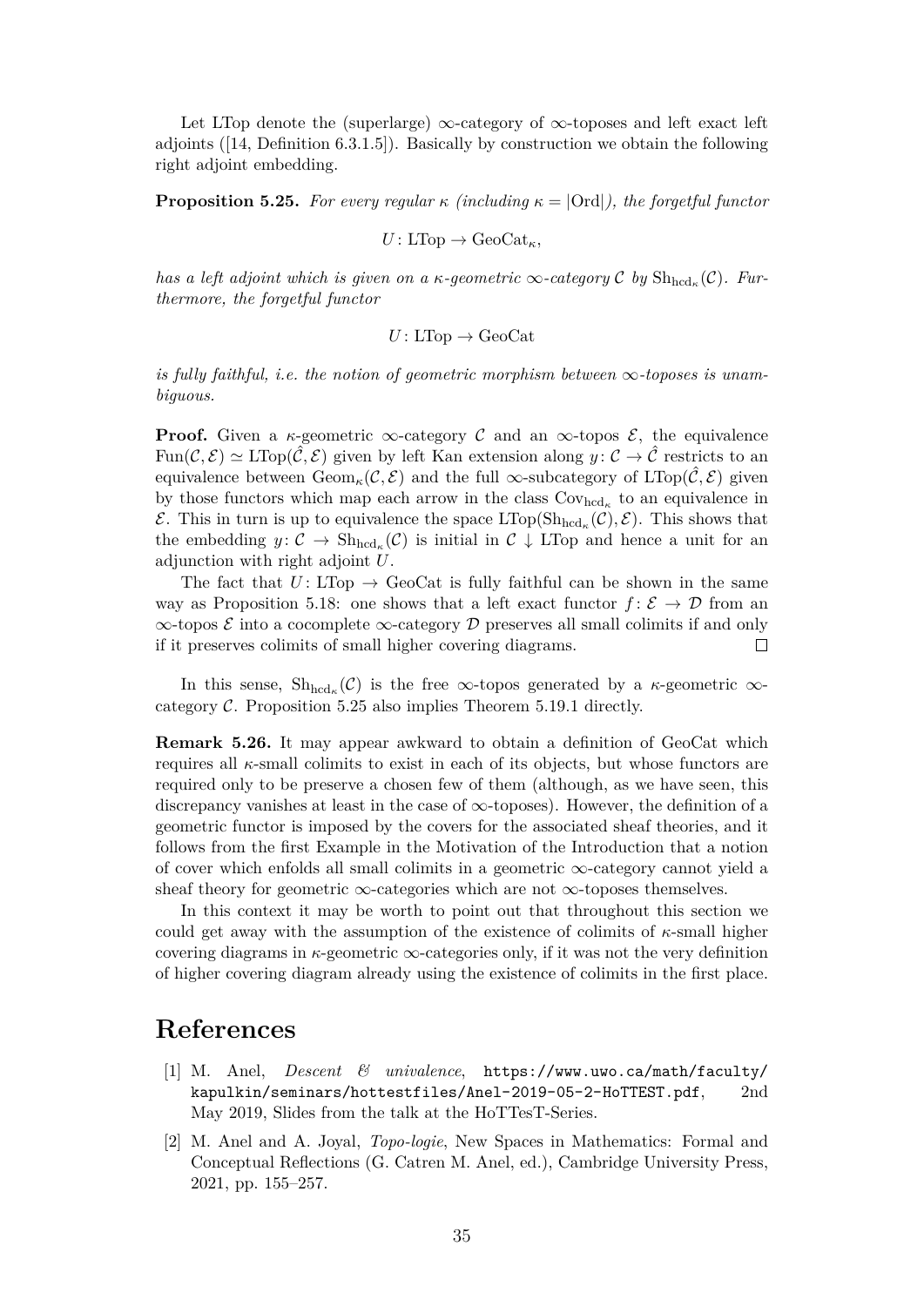Let LTop denote the (superlarge) $\infty$-category of $\infty$-toposes and left exact left adjoints ([14, Definition 6.3.1.5]). Basically by construction we obtain the following right adjoint embedding.

**Proposition 5.25.** *For every regular $\kappa$ (including $\kappa = |\mathrm{Ord}|$), the forgetful functor*

$$U\colon \mathrm{LTop} \to \mathrm{GeoCat}_\kappa,$$

*has a left adjoint which is given on a $\kappa$-geometric $\infty$-category $\mathcal{C}$ by $\mathrm{Sh}_{\mathrm{hcd}_\kappa}(\mathcal{C})$. Furthermore, the forgetful functor*

$$U\colon \mathrm{LTop} \to \mathrm{GeoCat}$$

*is fully faithful, i.e. the notion of geometric morphism between $\infty$-toposes is unambiguous.*

**Proof.** Given a $\kappa$-geometric $\infty$-category $\mathcal{C}$ and an $\infty$-topos $\mathcal{E}$, the equivalence $\mathrm{Fun}(\mathcal{C},\mathcal{E}) \simeq \mathrm{LTop}(\hat{\mathcal{C}},\mathcal{E})$ given by left Kan extension along $y\colon \mathcal{C} \to \hat{\mathcal{C}}$ restricts to an equivalence between $\mathrm{Geom}_\kappa(\mathcal{C},\mathcal{E})$ and the full $\infty$-subcategory of $\mathrm{LTop}(\hat{\mathcal{C}},\mathcal{E})$ given by those functors which map each arrow in the class $\mathrm{Cov}_{\mathrm{hcd}_\kappa}$ to an equivalence in $\mathcal{E}$. This in turn is up to equivalence the space $\mathrm{LTop}(\mathrm{Sh}_{\mathrm{hcd}_\kappa}(\mathcal{C}),\mathcal{E})$. This shows that the embedding $y\colon \mathcal{C} \to \mathrm{Sh}_{\mathrm{hcd}_\kappa}(\mathcal{C})$ is initial in $\mathcal{C} \downarrow \mathrm{LTop}$ and hence a unit for an adjunction with right adjoint $U$.

The fact that $U\colon \mathrm{LTop} \to \mathrm{GeoCat}$ is fully faithful can be shown in the same way as Proposition 5.18: one shows that a left exact functor $f\colon \mathcal{E} \to \mathcal{D}$ from an $\infty$-topos $\mathcal{E}$ into a cocomplete $\infty$-category $\mathcal{D}$ preserves all small colimits if and only if it preserves colimits of small higher covering diagrams. $\square$

In this sense, $\mathrm{Sh}_{\mathrm{hcd}_\kappa}(\mathcal{C})$ is the free $\infty$-topos generated by a $\kappa$-geometric $\infty$-category $\mathcal{C}$. Proposition 5.25 also implies Theorem 5.19.1 directly.

**Remark 5.26.** It may appear awkward to obtain a definition of GeoCat which requires all $\kappa$-small colimits to exist in each of its objects, but whose functors are required only to be preserve a chosen few of them (although, as we have seen, this discrepancy vanishes at least in the case of $\infty$-toposes). However, the definition of a geometric functor is imposed by the covers for the associated sheaf theories, and it follows from the first Example in the Motivation of the Introduction that a notion of cover which enfolds all small colimits in a geometric $\infty$-category cannot yield a sheaf theory for geometric $\infty$-categories which are not $\infty$-toposes themselves.

In this context it may be worth to point out that throughout this section we could get away with the assumption of the existence of colimits of $\kappa$-small higher covering diagrams in $\kappa$-geometric $\infty$-categories only, if it was not the very definition of higher covering diagram already using the existence of colimits in the first place.

# References

[1] M. Anel, *Descent & univalence*, https://www.uwo.ca/math/faculty/kapulkin/seminars/hottestfiles/Anel-2019-05-2-HoTTEST.pdf, 2nd May 2019, Slides from the talk at the HoTTesT-Series.

[2] M. Anel and A. Joyal, *Topo-logie*, New Spaces in Mathematics: Formal and Conceptual Reflections (G. Catren M. Anel, ed.), Cambridge University Press, 2021, pp. 155–257.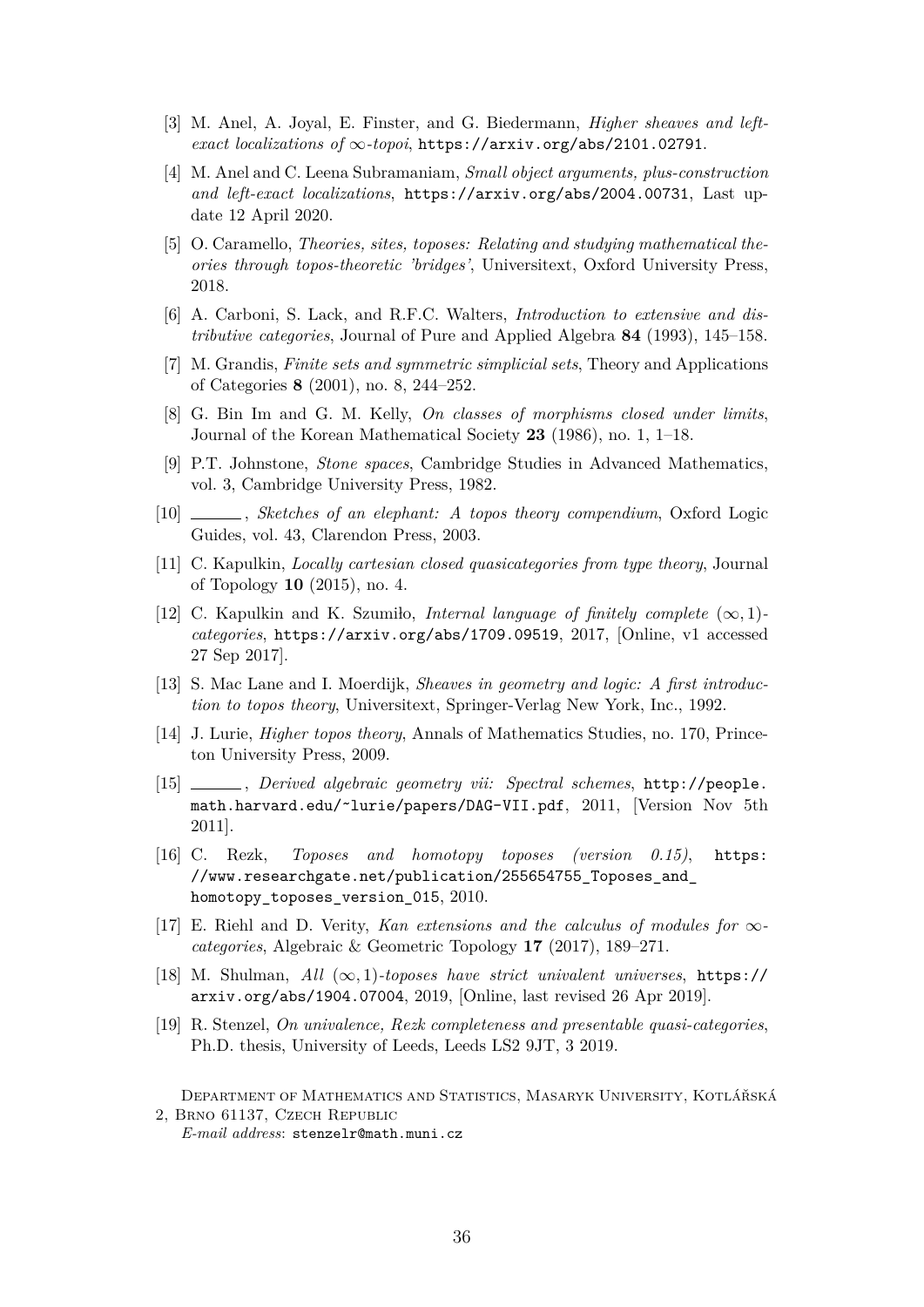[3] M. Anel, A. Joyal, E. Finster, and G. Biedermann, *Higher sheaves and left-exact localizations of $\infty$-topoi*, https://arxiv.org/abs/2101.02791.

[4] M. Anel and C. Leena Subramaniam, *Small object arguments, plus-construction and left-exact localizations*, https://arxiv.org/abs/2004.00731, Last update 12 April 2020.

[5] O. Caramello, *Theories, sites, toposes: Relating and studying mathematical theories through topos-theoretic 'bridges'*, Universitext, Oxford University Press, 2018.

[6] A. Carboni, S. Lack, and R.F.C. Walters, *Introduction to extensive and distributive categories*, Journal of Pure and Applied Algebra **84** (1993), 145–158.

[7] M. Grandis, *Finite sets and symmetric simplicial sets*, Theory and Applications of Categories **8** (2001), no. 8, 244–252.

[8] G. Bin Im and G. M. Kelly, *On classes of morphisms closed under limits*, Journal of the Korean Mathematical Society **23** (1986), no. 1, 1–18.

[9] P.T. Johnstone, *Stone spaces*, Cambridge Studies in Advanced Mathematics, vol. 3, Cambridge University Press, 1982.

[10] ______, *Sketches of an elephant: A topos theory compendium*, Oxford Logic Guides, vol. 43, Clarendon Press, 2003.

[11] C. Kapulkin, *Locally cartesian closed quasicategories from type theory*, Journal of Topology **10** (2015), no. 4.

[12] C. Kapulkin and K. Szumiło, *Internal language of finitely complete $(\infty, 1)$-categories*, https://arxiv.org/abs/1709.09519, 2017, [Online, v1 accessed 27 Sep 2017].

[13] S. Mac Lane and I. Moerdijk, *Sheaves in geometry and logic: A first introduction to topos theory*, Universitext, Springer-Verlag New York, Inc., 1992.

[14] J. Lurie, *Higher topos theory*, Annals of Mathematics Studies, no. 170, Princeton University Press, 2009.

[15] ______, *Derived algebraic geometry vii: Spectral schemes*, http://people.math.harvard.edu/~lurie/papers/DAG-VII.pdf, 2011, [Version Nov 5th 2011].

[16] C. Rezk, *Toposes and homotopy toposes (version 0.15)*, https://www.researchgate.net/publication/255654755_Toposes_and_homotopy_toposes_version_015, 2010.

[17] E. Riehl and D. Verity, *Kan extensions and the calculus of modules for $\infty$-categories*, Algebraic & Geometric Topology **17** (2017), 189–271.

[18] M. Shulman, *All $(\infty, 1)$-toposes have strict univalent universes*, https://arxiv.org/abs/1904.07004, 2019, [Online, last revised 26 Apr 2019].

[19] R. Stenzel, *On univalence, Rezk completeness and presentable quasi-categories*, Ph.D. thesis, University of Leeds, Leeds LS2 9JT, 3 2019.

Department of Mathematics and Statistics, Masaryk University, Kotlářská 2, Brno 61137, Czech Republic

*E-mail address*: stenzelr@math.muni.cz